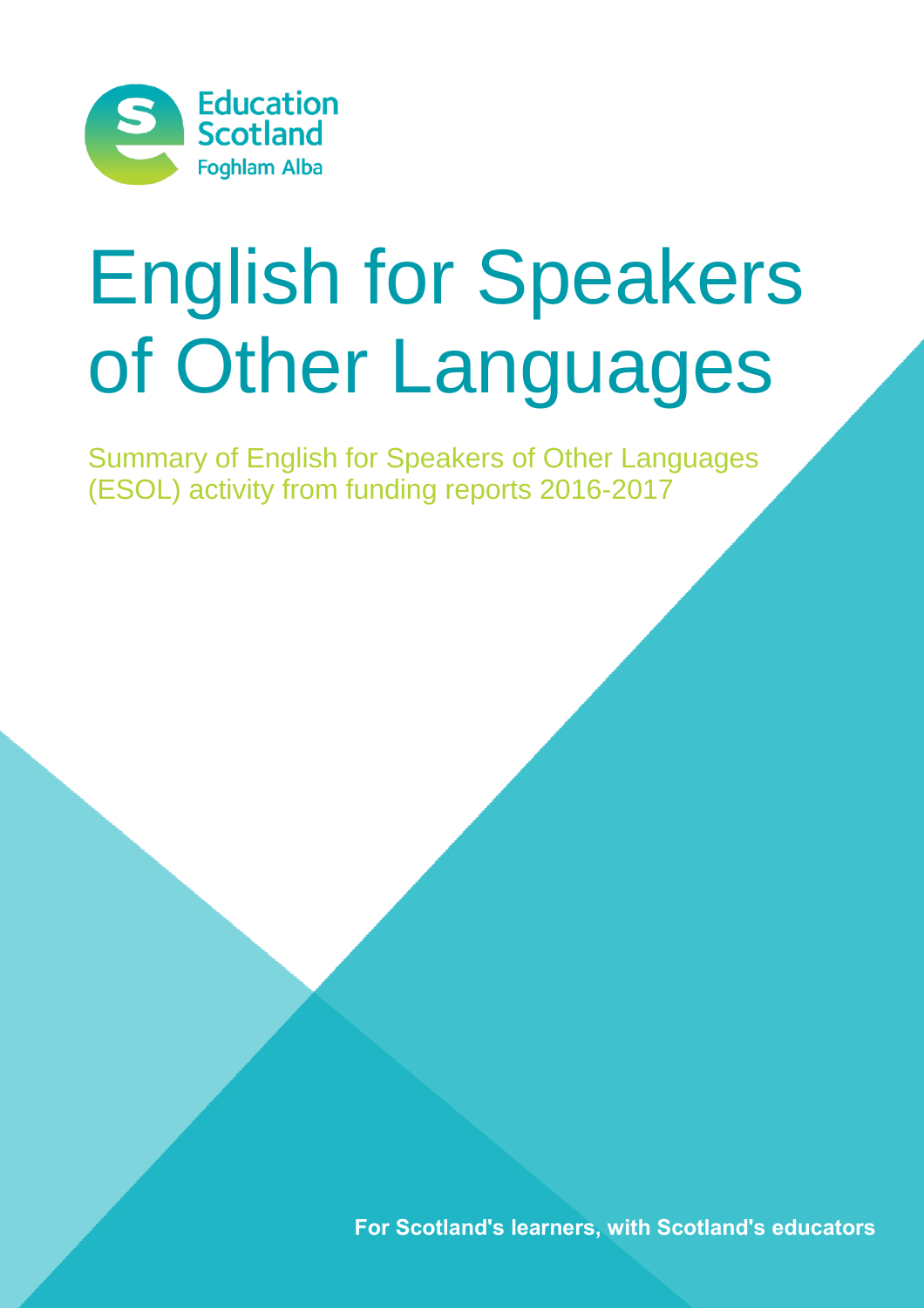Education Scotland
Foghlam Alba

# English for Speakers of Other Languages

Summary of English for Speakers of Other Languages (ESOL) activity from funding reports 2016-2017

**For Scotland's learners, with Scotland's educators**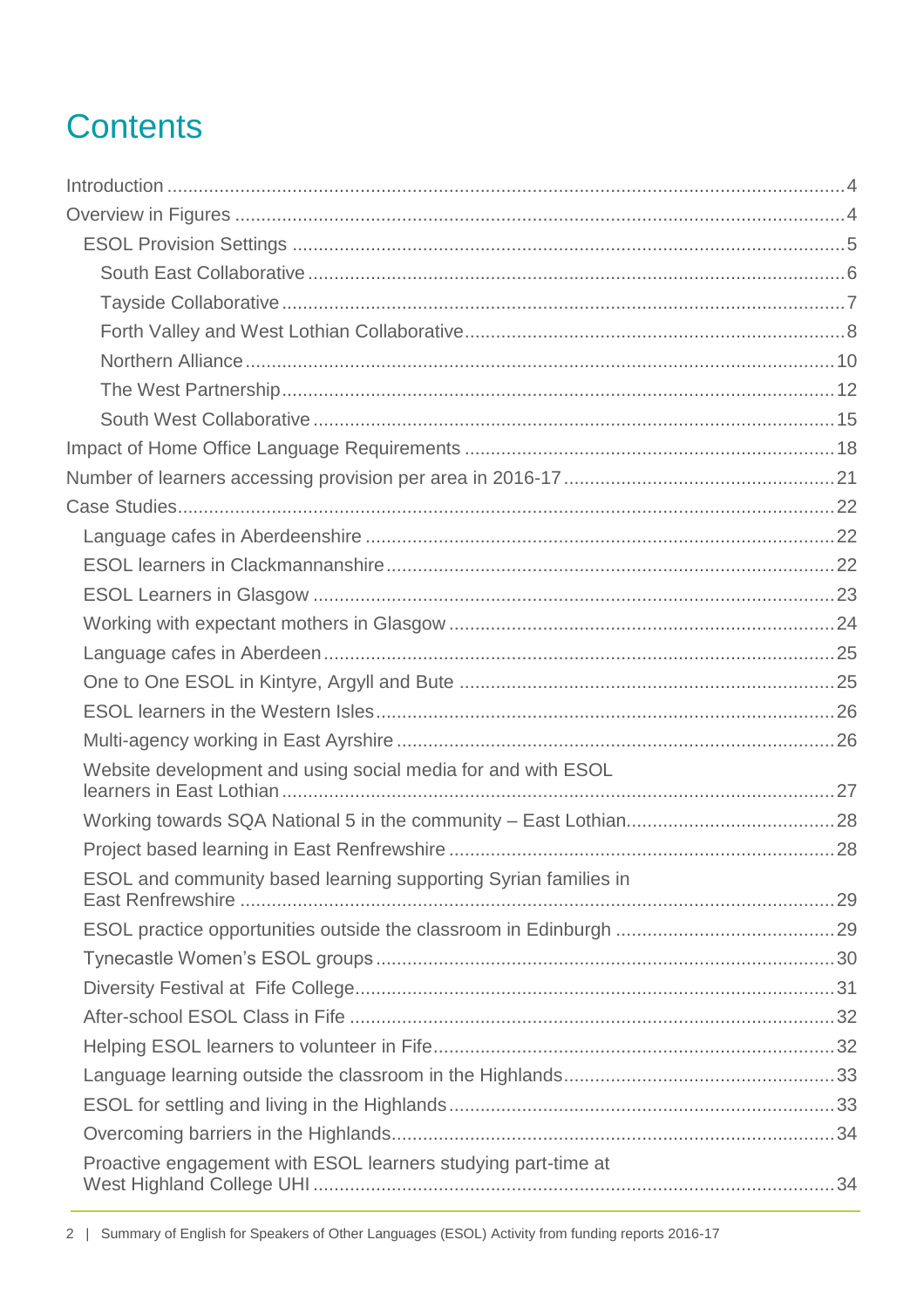# Contents

- Introduction ....... 4
- Overview in Figures ....... 4
  - ESOL Provision Settings ....... 5
    - South East Collaborative ....... 6
    - Tayside Collaborative ....... 7
    - Forth Valley and West Lothian Collaborative ....... 8
    - Northern Alliance ....... 10
    - The West Partnership ....... 12
    - South West Collaborative ....... 15
- Impact of Home Office Language Requirements ....... 18
- Number of learners accessing provision per area in 2016-17 ....... 21
- Case Studies ....... 22
  - Language cafes in Aberdeenshire ....... 22
  - ESOL learners in Clackmannanshire ....... 22
  - ESOL Learners in Glasgow ....... 23
  - Working with expectant mothers in Glasgow ....... 24
  - Language cafes in Aberdeen ....... 25
  - One to One ESOL in Kintyre, Argyll and Bute ....... 25
  - ESOL learners in the Western Isles ....... 26
  - Multi-agency working in East Ayrshire ....... 26
  - Website development and using social media for and with ESOL learners in East Lothian ....... 27
  - Working towards SQA National 5 in the community – East Lothian ....... 28
  - Project based learning in East Renfrewshire ....... 28
  - ESOL and community based learning supporting Syrian families in East Renfrewshire ....... 29
  - ESOL practice opportunities outside the classroom in Edinburgh ....... 29
  - Tynecastle Women's ESOL groups ....... 30
  - Diversity Festival at Fife College ....... 31
  - After-school ESOL Class in Fife ....... 32
  - Helping ESOL learners to volunteer in Fife ....... 32
  - Language learning outside the classroom in the Highlands ....... 33
  - ESOL for settling and living in the Highlands ....... 33
  - Overcoming barriers in the Highlands ....... 34
  - Proactive engagement with ESOL learners studying part-time at West Highland College UHI ....... 34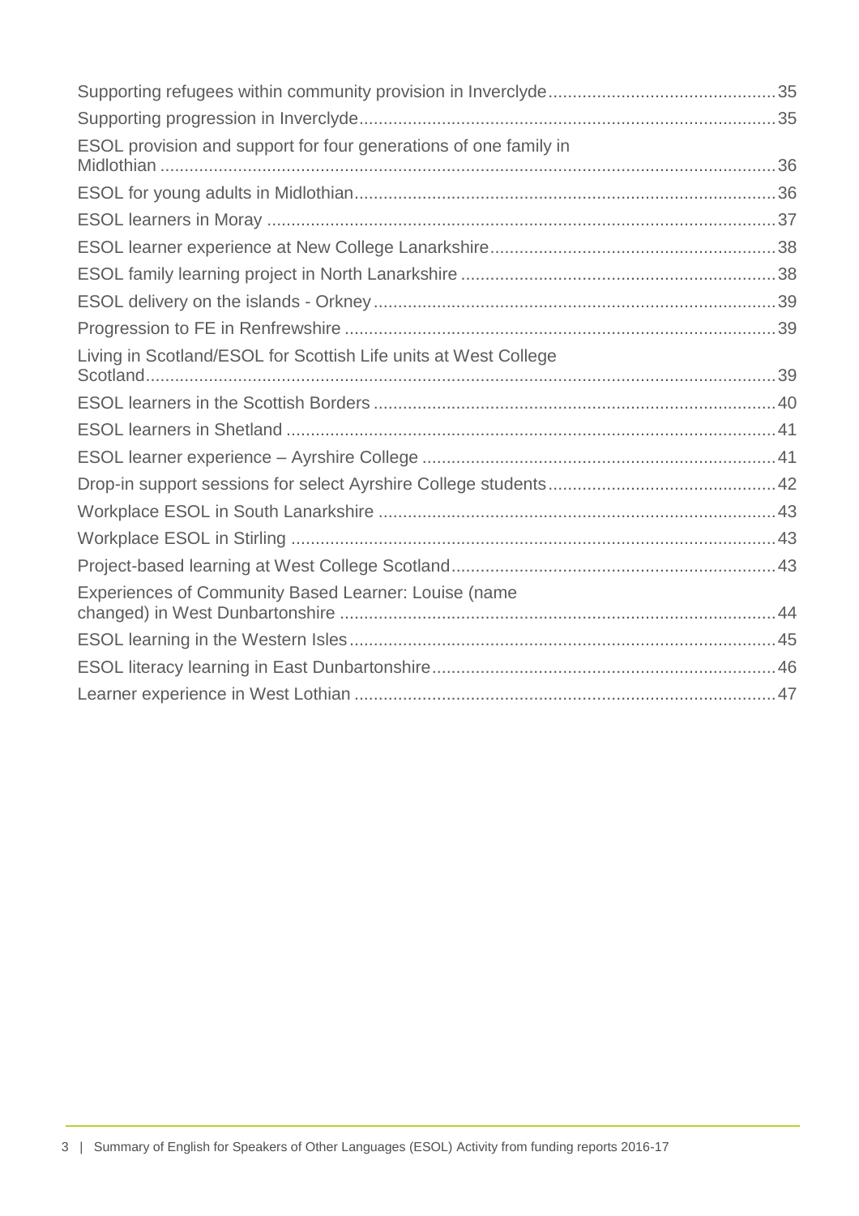Supporting refugees within community provision in Inverclyde ... 35

Supporting progression in Inverclyde ... 35

ESOL provision and support for four generations of one family in Midlothian ... 36

ESOL for young adults in Midlothian ... 36

ESOL learners in Moray ... 37

ESOL learner experience at New College Lanarkshire ... 38

ESOL family learning project in North Lanarkshire ... 38

ESOL delivery on the islands - Orkney ... 39

Progression to FE in Renfrewshire ... 39

Living in Scotland/ESOL for Scottish Life units at West College Scotland ... 39

ESOL learners in the Scottish Borders ... 40

ESOL learners in Shetland ... 41

ESOL learner experience – Ayrshire College ... 41

Drop-in support sessions for select Ayrshire College students ... 42

Workplace ESOL in South Lanarkshire ... 43

Workplace ESOL in Stirling ... 43

Project-based learning at West College Scotland ... 43

Experiences of Community Based Learner: Louise (name changed) in West Dunbartonshire ... 44

ESOL learning in the Western Isles ... 45

ESOL literacy learning in East Dunbartonshire ... 46

Learner experience in West Lothian ... 47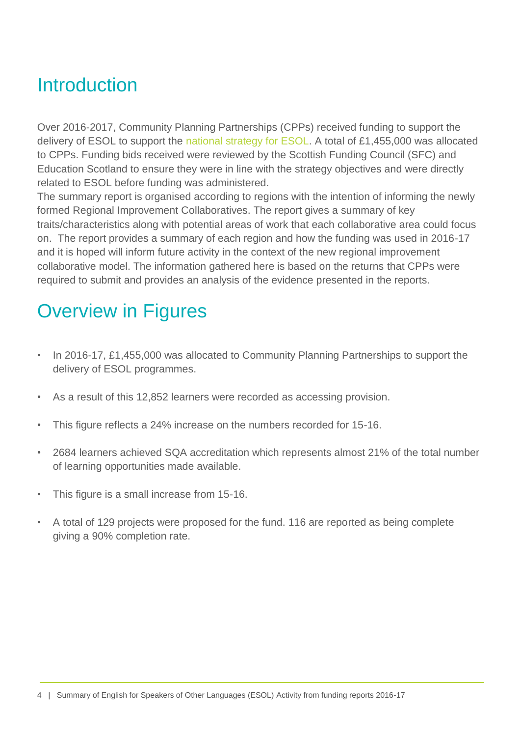## Introduction

Over 2016-2017, Community Planning Partnerships (CPPs) received funding to support the delivery of ESOL to support the national strategy for ESOL. A total of £1,455,000 was allocated to CPPs. Funding bids received were reviewed by the Scottish Funding Council (SFC) and Education Scotland to ensure they were in line with the strategy objectives and were directly related to ESOL before funding was administered.
The summary report is organised according to regions with the intention of informing the newly formed Regional Improvement Collaboratives. The report gives a summary of key traits/characteristics along with potential areas of work that each collaborative area could focus on. The report provides a summary of each region and how the funding was used in 2016-17 and it is hoped will inform future activity in the context of the new regional improvement collaborative model. The information gathered here is based on the returns that CPPs were required to submit and provides an analysis of the evidence presented in the reports.

## Overview in Figures

- In 2016-17, £1,455,000 was allocated to Community Planning Partnerships to support the delivery of ESOL programmes.
- As a result of this 12,852 learners were recorded as accessing provision.
- This figure reflects a 24% increase on the numbers recorded for 15-16.
- 2684 learners achieved SQA accreditation which represents almost 21% of the total number of learning opportunities made available.
- This figure is a small increase from 15-16.
- A total of 129 projects were proposed for the fund. 116 are reported as being complete giving a 90% completion rate.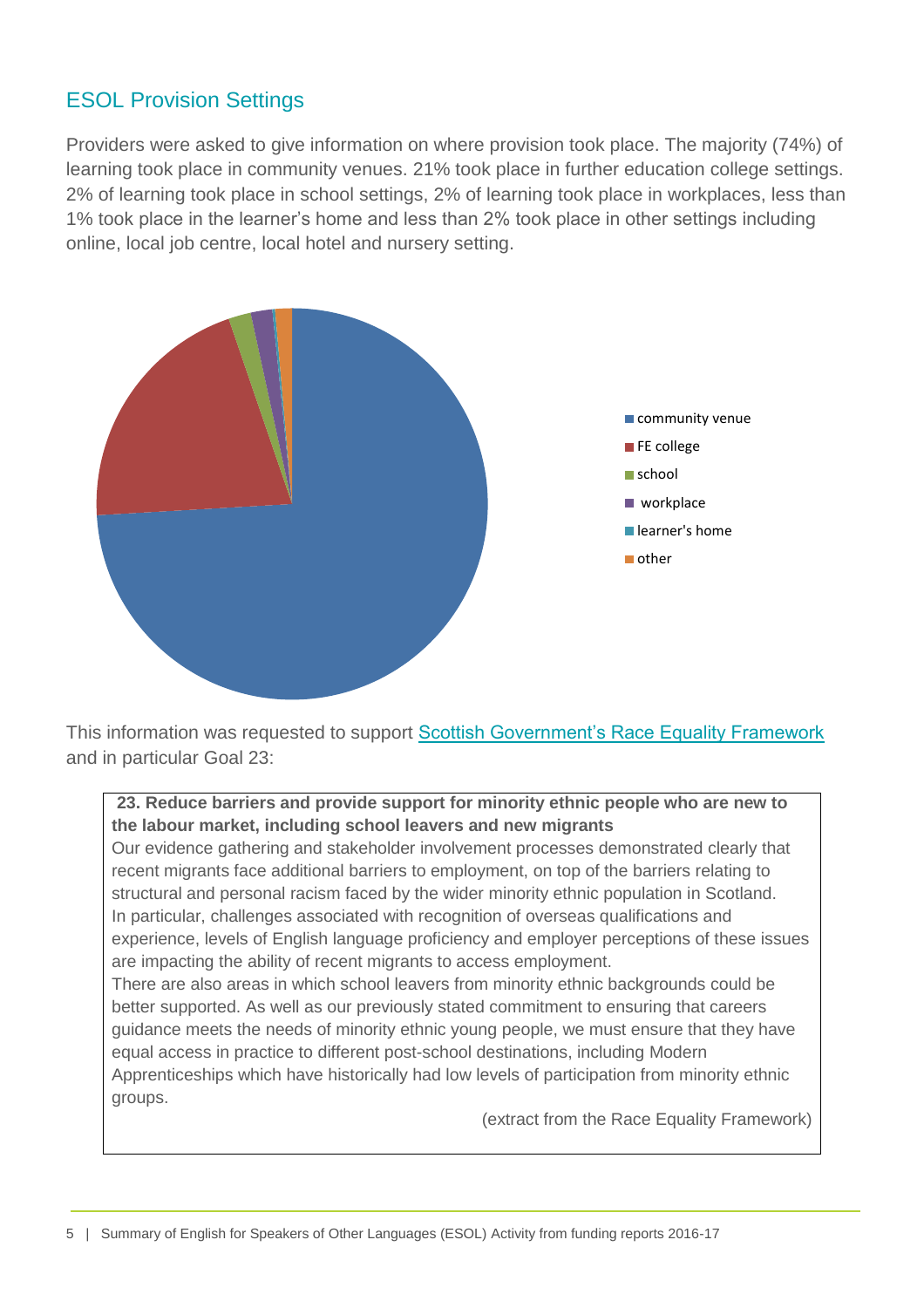## ESOL Provision Settings

Providers were asked to give information on where provision took place. The majority (74%) of learning took place in community venues. 21% took place in further education college settings. 2% of learning took place in school settings, 2% of learning took place in workplaces, less than 1% took place in the learner's home and less than 2% took place in other settings including online, local job centre, local hotel and nursery setting.

- community venue
- FE college
- school
- workplace
- learner's home
- other

This information was requested to support [Scottish Government's Race Equality Framework](#) and in particular Goal 23:

> **23. Reduce barriers and provide support for minority ethnic people who are new to the labour market, including school leavers and new migrants**
>
> Our evidence gathering and stakeholder involvement processes demonstrated clearly that recent migrants face additional barriers to employment, on top of the barriers relating to structural and personal racism faced by the wider minority ethnic population in Scotland. In particular, challenges associated with recognition of overseas qualifications and experience, levels of English language proficiency and employer perceptions of these issues are impacting the ability of recent migrants to access employment.
>
> There are also areas in which school leavers from minority ethnic backgrounds could be better supported. As well as our previously stated commitment to ensuring that careers guidance meets the needs of minority ethnic young people, we must ensure that they have equal access in practice to different post-school destinations, including Modern Apprenticeships which have historically had low levels of participation from minority ethnic groups.
>
> (extract from the Race Equality Framework)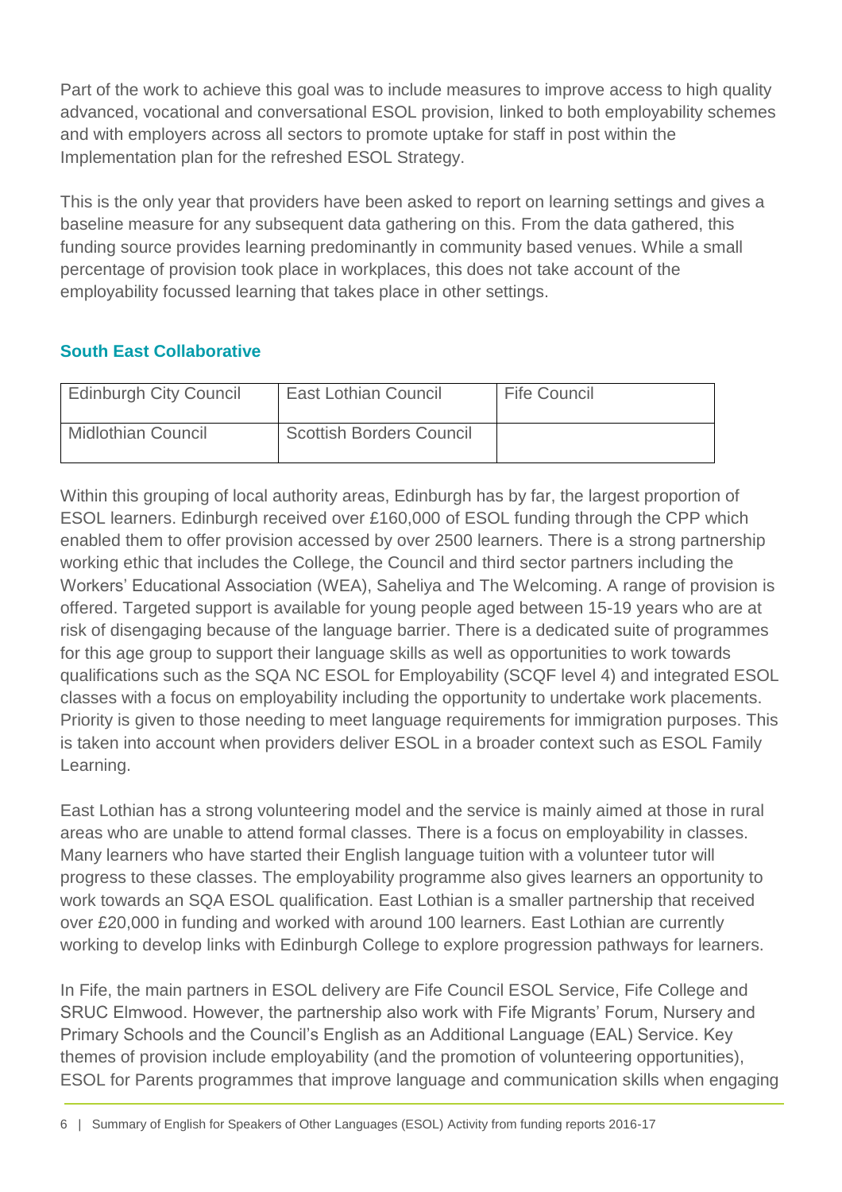Part of the work to achieve this goal was to include measures to improve access to high quality advanced, vocational and conversational ESOL provision, linked to both employability schemes and with employers across all sectors to promote uptake for staff in post within the Implementation plan for the refreshed ESOL Strategy.

This is the only year that providers have been asked to report on learning settings and gives a baseline measure for any subsequent data gathering on this. From the data gathered, this funding source provides learning predominantly in community based venues. While a small percentage of provision took place in workplaces, this does not take account of the employability focussed learning that takes place in other settings.

### South East Collaborative

| Edinburgh City Council | East Lothian Council | Fife Council |
|---|---|---|
| Midlothian Council | Scottish Borders Council | |

Within this grouping of local authority areas, Edinburgh has by far, the largest proportion of ESOL learners. Edinburgh received over £160,000 of ESOL funding through the CPP which enabled them to offer provision accessed by over 2500 learners. There is a strong partnership working ethic that includes the College, the Council and third sector partners including the Workers' Educational Association (WEA), Saheliya and The Welcoming. A range of provision is offered. Targeted support is available for young people aged between 15-19 years who are at risk of disengaging because of the language barrier. There is a dedicated suite of programmes for this age group to support their language skills as well as opportunities to work towards qualifications such as the SQA NC ESOL for Employability (SCQF level 4) and integrated ESOL classes with a focus on employability including the opportunity to undertake work placements. Priority is given to those needing to meet language requirements for immigration purposes. This is taken into account when providers deliver ESOL in a broader context such as ESOL Family Learning.

East Lothian has a strong volunteering model and the service is mainly aimed at those in rural areas who are unable to attend formal classes. There is a focus on employability in classes. Many learners who have started their English language tuition with a volunteer tutor will progress to these classes. The employability programme also gives learners an opportunity to work towards an SQA ESOL qualification. East Lothian is a smaller partnership that received over £20,000 in funding and worked with around 100 learners. East Lothian are currently working to develop links with Edinburgh College to explore progression pathways for learners.

In Fife, the main partners in ESOL delivery are Fife Council ESOL Service, Fife College and SRUC Elmwood. However, the partnership also work with Fife Migrants' Forum, Nursery and Primary Schools and the Council's English as an Additional Language (EAL) Service. Key themes of provision include employability (and the promotion of volunteering opportunities), ESOL for Parents programmes that improve language and communication skills when engaging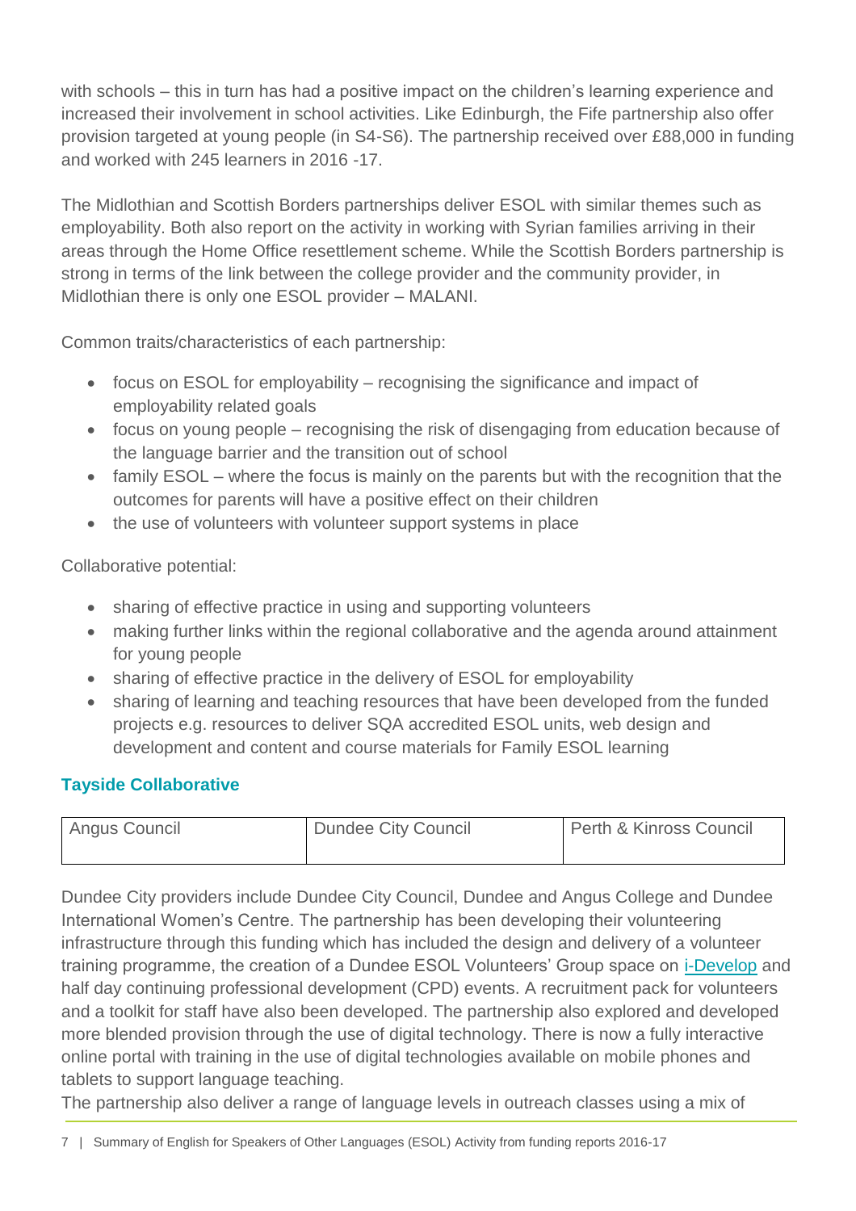with schools – this in turn has had a positive impact on the children's learning experience and increased their involvement in school activities. Like Edinburgh, the Fife partnership also offer provision targeted at young people (in S4-S6). The partnership received over £88,000 in funding and worked with 245 learners in 2016 -17.

The Midlothian and Scottish Borders partnerships deliver ESOL with similar themes such as employability. Both also report on the activity in working with Syrian families arriving in their areas through the Home Office resettlement scheme. While the Scottish Borders partnership is strong in terms of the link between the college provider and the community provider, in Midlothian there is only one ESOL provider – MALANI.

Common traits/characteristics of each partnership:

- focus on ESOL for employability – recognising the significance and impact of employability related goals
- focus on young people – recognising the risk of disengaging from education because of the language barrier and the transition out of school
- family ESOL – where the focus is mainly on the parents but with the recognition that the outcomes for parents will have a positive effect on their children
- the use of volunteers with volunteer support systems in place

Collaborative potential:

- sharing of effective practice in using and supporting volunteers
- making further links within the regional collaborative and the agenda around attainment for young people
- sharing of effective practice in the delivery of ESOL for employability
- sharing of learning and teaching resources that have been developed from the funded projects e.g. resources to deliver SQA accredited ESOL units, web design and development and content and course materials for Family ESOL learning

## Tayside Collaborative

| Angus Council | Dundee City Council | Perth & Kinross Council |
|---|---|---|

Dundee City providers include Dundee City Council, Dundee and Angus College and Dundee International Women's Centre. The partnership has been developing their volunteering infrastructure through this funding which has included the design and delivery of a volunteer training programme, the creation of a Dundee ESOL Volunteers' Group space on i-Develop and half day continuing professional development (CPD) events. A recruitment pack for volunteers and a toolkit for staff have also been developed. The partnership also explored and developed more blended provision through the use of digital technology. There is now a fully interactive online portal with training in the use of digital technologies available on mobile phones and tablets to support language teaching.

The partnership also deliver a range of language levels in outreach classes using a mix of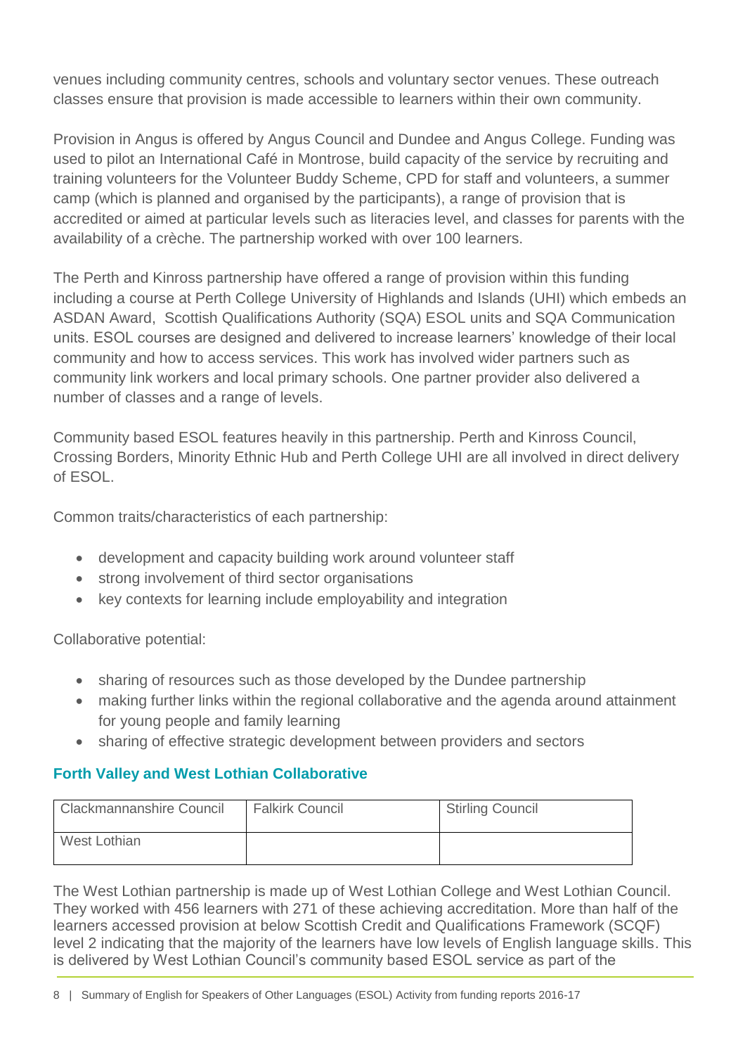venues including community centres, schools and voluntary sector venues. These outreach classes ensure that provision is made accessible to learners within their own community.

Provision in Angus is offered by Angus Council and Dundee and Angus College. Funding was used to pilot an International Café in Montrose, build capacity of the service by recruiting and training volunteers for the Volunteer Buddy Scheme, CPD for staff and volunteers, a summer camp (which is planned and organised by the participants), a range of provision that is accredited or aimed at particular levels such as literacies level, and classes for parents with the availability of a crèche. The partnership worked with over 100 learners.

The Perth and Kinross partnership have offered a range of provision within this funding including a course at Perth College University of Highlands and Islands (UHI) which embeds an ASDAN Award, Scottish Qualifications Authority (SQA) ESOL units and SQA Communication units. ESOL courses are designed and delivered to increase learners' knowledge of their local community and how to access services. This work has involved wider partners such as community link workers and local primary schools. One partner provider also delivered a number of classes and a range of levels.

Community based ESOL features heavily in this partnership. Perth and Kinross Council, Crossing Borders, Minority Ethnic Hub and Perth College UHI are all involved in direct delivery of ESOL.

Common traits/characteristics of each partnership:

- development and capacity building work around volunteer staff
- strong involvement of third sector organisations
- key contexts for learning include employability and integration

Collaborative potential:

- sharing of resources such as those developed by the Dundee partnership
- making further links within the regional collaborative and the agenda around attainment for young people and family learning
- sharing of effective strategic development between providers and sectors

### Forth Valley and West Lothian Collaborative

| Clackmannanshire Council | Falkirk Council | Stirling Council |
|---|---|---|
| West Lothian | | |

The West Lothian partnership is made up of West Lothian College and West Lothian Council. They worked with 456 learners with 271 of these achieving accreditation. More than half of the learners accessed provision at below Scottish Credit and Qualifications Framework (SCQF) level 2 indicating that the majority of the learners have low levels of English language skills. This is delivered by West Lothian Council's community based ESOL service as part of the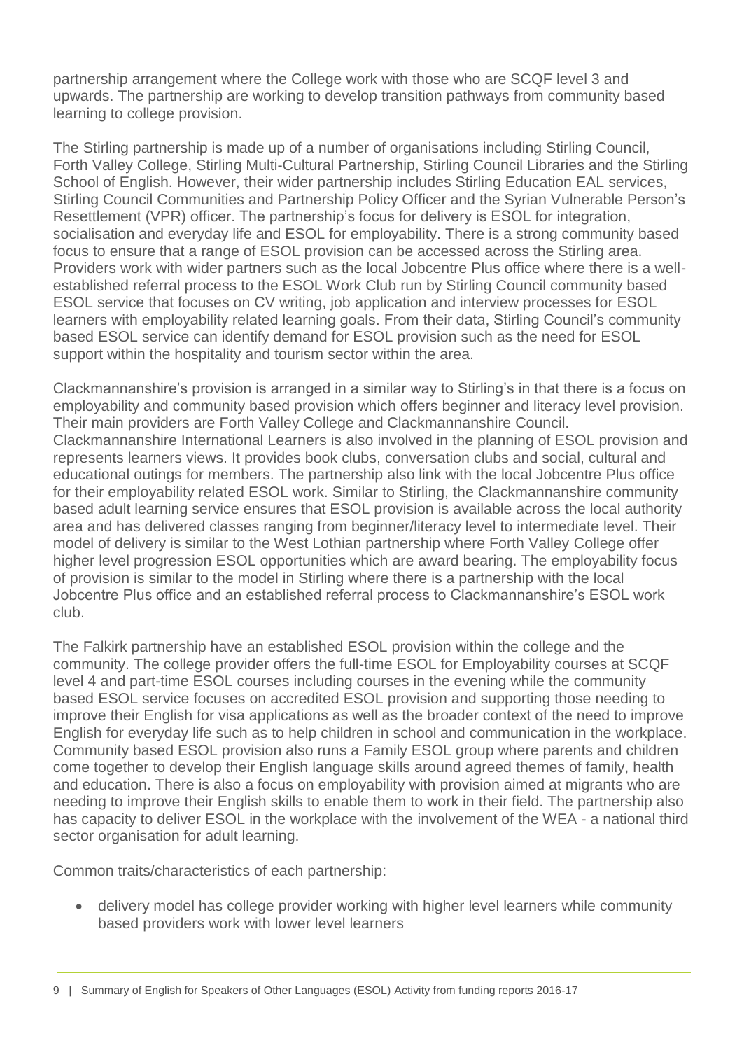partnership arrangement where the College work with those who are SCQF level 3 and upwards. The partnership are working to develop transition pathways from community based learning to college provision.

The Stirling partnership is made up of a number of organisations including Stirling Council, Forth Valley College, Stirling Multi-Cultural Partnership, Stirling Council Libraries and the Stirling School of English. However, their wider partnership includes Stirling Education EAL services, Stirling Council Communities and Partnership Policy Officer and the Syrian Vulnerable Person's Resettlement (VPR) officer. The partnership's focus for delivery is ESOL for integration, socialisation and everyday life and ESOL for employability. There is a strong community based focus to ensure that a range of ESOL provision can be accessed across the Stirling area. Providers work with wider partners such as the local Jobcentre Plus office where there is a well-established referral process to the ESOL Work Club run by Stirling Council community based ESOL service that focuses on CV writing, job application and interview processes for ESOL learners with employability related learning goals. From their data, Stirling Council's community based ESOL service can identify demand for ESOL provision such as the need for ESOL support within the hospitality and tourism sector within the area.

Clackmannanshire's provision is arranged in a similar way to Stirling's in that there is a focus on employability and community based provision which offers beginner and literacy level provision. Their main providers are Forth Valley College and Clackmannanshire Council. Clackmannanshire International Learners is also involved in the planning of ESOL provision and represents learners views. It provides book clubs, conversation clubs and social, cultural and educational outings for members. The partnership also link with the local Jobcentre Plus office for their employability related ESOL work. Similar to Stirling, the Clackmannanshire community based adult learning service ensures that ESOL provision is available across the local authority area and has delivered classes ranging from beginner/literacy level to intermediate level. Their model of delivery is similar to the West Lothian partnership where Forth Valley College offer higher level progression ESOL opportunities which are award bearing. The employability focus of provision is similar to the model in Stirling where there is a partnership with the local Jobcentre Plus office and an established referral process to Clackmannanshire's ESOL work club.

The Falkirk partnership have an established ESOL provision within the college and the community. The college provider offers the full-time ESOL for Employability courses at SCQF level 4 and part-time ESOL courses including courses in the evening while the community based ESOL service focuses on accredited ESOL provision and supporting those needing to improve their English for visa applications as well as the broader context of the need to improve English for everyday life such as to help children in school and communication in the workplace. Community based ESOL provision also runs a Family ESOL group where parents and children come together to develop their English language skills around agreed themes of family, health and education. There is also a focus on employability with provision aimed at migrants who are needing to improve their English skills to enable them to work in their field. The partnership also has capacity to deliver ESOL in the workplace with the involvement of the WEA - a national third sector organisation for adult learning.

Common traits/characteristics of each partnership:

- delivery model has college provider working with higher level learners while community based providers work with lower level learners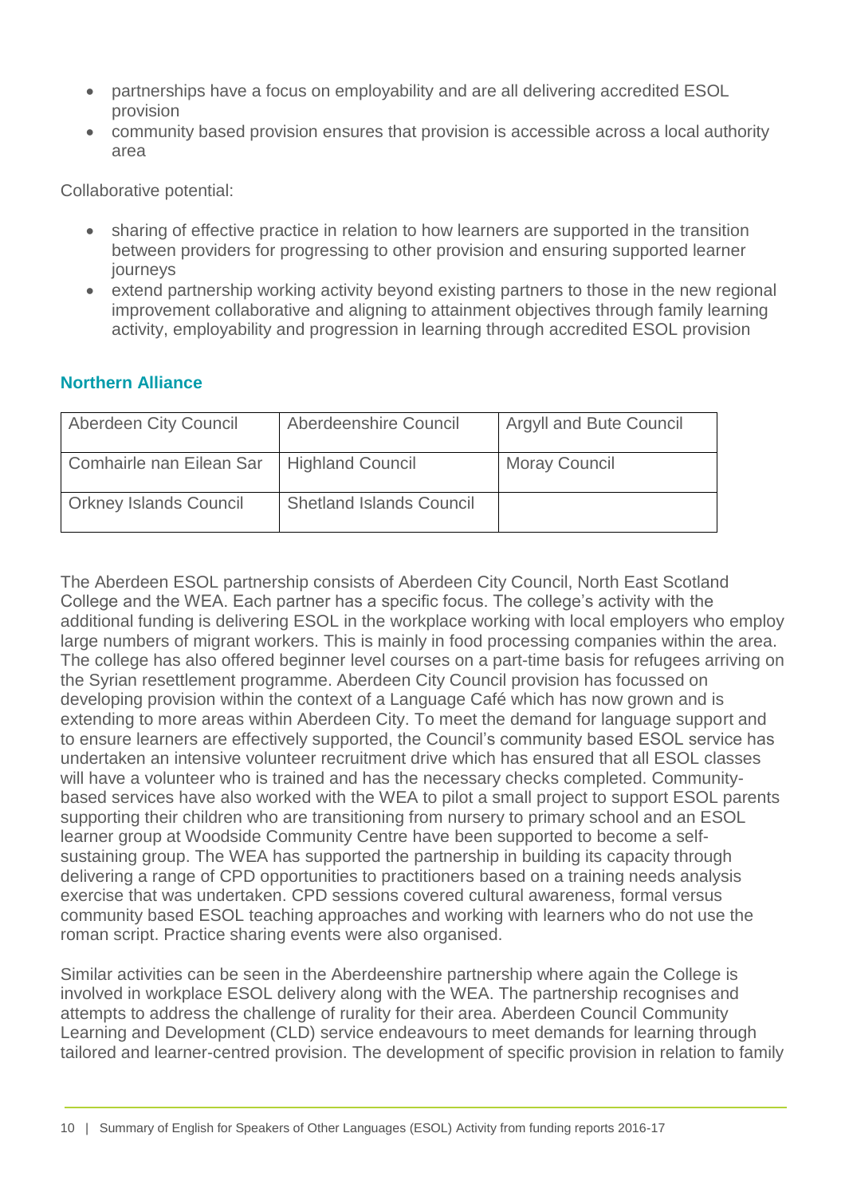- partnerships have a focus on employability and are all delivering accredited ESOL provision
- community based provision ensures that provision is accessible across a local authority area

Collaborative potential:

- sharing of effective practice in relation to how learners are supported in the transition between providers for progressing to other provision and ensuring supported learner journeys
- extend partnership working activity beyond existing partners to those in the new regional improvement collaborative and aligning to attainment objectives through family learning activity, employability and progression in learning through accredited ESOL provision

### Northern Alliance

| | | |
|---|---|---|
| Aberdeen City Council | Aberdeenshire Council | Argyll and Bute Council |
| Comhairle nan Eilean Sar | Highland Council | Moray Council |
| Orkney Islands Council | Shetland Islands Council | |

The Aberdeen ESOL partnership consists of Aberdeen City Council, North East Scotland College and the WEA. Each partner has a specific focus. The college's activity with the additional funding is delivering ESOL in the workplace working with local employers who employ large numbers of migrant workers. This is mainly in food processing companies within the area. The college has also offered beginner level courses on a part-time basis for refugees arriving on the Syrian resettlement programme. Aberdeen City Council provision has focussed on developing provision within the context of a Language Café which has now grown and is extending to more areas within Aberdeen City. To meet the demand for language support and to ensure learners are effectively supported, the Council's community based ESOL service has undertaken an intensive volunteer recruitment drive which has ensured that all ESOL classes will have a volunteer who is trained and has the necessary checks completed. Community-based services have also worked with the WEA to pilot a small project to support ESOL parents supporting their children who are transitioning from nursery to primary school and an ESOL learner group at Woodside Community Centre have been supported to become a self-sustaining group. The WEA has supported the partnership in building its capacity through delivering a range of CPD opportunities to practitioners based on a training needs analysis exercise that was undertaken. CPD sessions covered cultural awareness, formal versus community based ESOL teaching approaches and working with learners who do not use the roman script. Practice sharing events were also organised.

Similar activities can be seen in the Aberdeenshire partnership where again the College is involved in workplace ESOL delivery along with the WEA. The partnership recognises and attempts to address the challenge of rurality for their area. Aberdeen Council Community Learning and Development (CLD) service endeavours to meet demands for learning through tailored and learner-centred provision. The development of specific provision in relation to family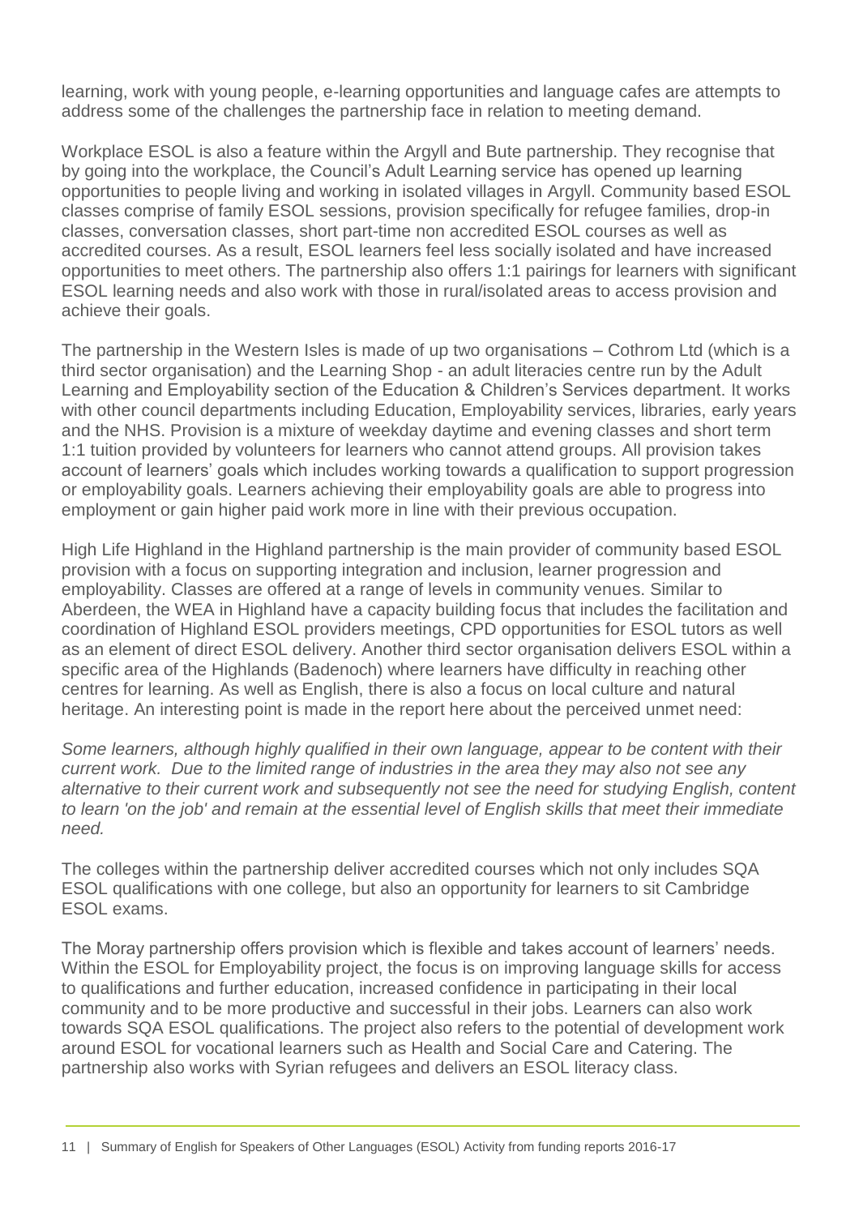learning, work with young people, e-learning opportunities and language cafes are attempts to address some of the challenges the partnership face in relation to meeting demand.

Workplace ESOL is also a feature within the Argyll and Bute partnership. They recognise that by going into the workplace, the Council's Adult Learning service has opened up learning opportunities to people living and working in isolated villages in Argyll. Community based ESOL classes comprise of family ESOL sessions, provision specifically for refugee families, drop-in classes, conversation classes, short part-time non accredited ESOL courses as well as accredited courses. As a result, ESOL learners feel less socially isolated and have increased opportunities to meet others. The partnership also offers 1:1 pairings for learners with significant ESOL learning needs and also work with those in rural/isolated areas to access provision and achieve their goals.

The partnership in the Western Isles is made of up two organisations – Cothrom Ltd (which is a third sector organisation) and the Learning Shop - an adult literacies centre run by the Adult Learning and Employability section of the Education & Children's Services department. It works with other council departments including Education, Employability services, libraries, early years and the NHS. Provision is a mixture of weekday daytime and evening classes and short term 1:1 tuition provided by volunteers for learners who cannot attend groups. All provision takes account of learners' goals which includes working towards a qualification to support progression or employability goals. Learners achieving their employability goals are able to progress into employment or gain higher paid work more in line with their previous occupation.

High Life Highland in the Highland partnership is the main provider of community based ESOL provision with a focus on supporting integration and inclusion, learner progression and employability. Classes are offered at a range of levels in community venues. Similar to Aberdeen, the WEA in Highland have a capacity building focus that includes the facilitation and coordination of Highland ESOL providers meetings, CPD opportunities for ESOL tutors as well as an element of direct ESOL delivery. Another third sector organisation delivers ESOL within a specific area of the Highlands (Badenoch) where learners have difficulty in reaching other centres for learning. As well as English, there is also a focus on local culture and natural heritage. An interesting point is made in the report here about the perceived unmet need:

*Some learners, although highly qualified in their own language, appear to be content with their current work. Due to the limited range of industries in the area they may also not see any alternative to their current work and subsequently not see the need for studying English, content to learn 'on the job' and remain at the essential level of English skills that meet their immediate need.*

The colleges within the partnership deliver accredited courses which not only includes SQA ESOL qualifications with one college, but also an opportunity for learners to sit Cambridge ESOL exams.

The Moray partnership offers provision which is flexible and takes account of learners' needs. Within the ESOL for Employability project, the focus is on improving language skills for access to qualifications and further education, increased confidence in participating in their local community and to be more productive and successful in their jobs. Learners can also work towards SQA ESOL qualifications. The project also refers to the potential of development work around ESOL for vocational learners such as Health and Social Care and Catering. The partnership also works with Syrian refugees and delivers an ESOL literacy class.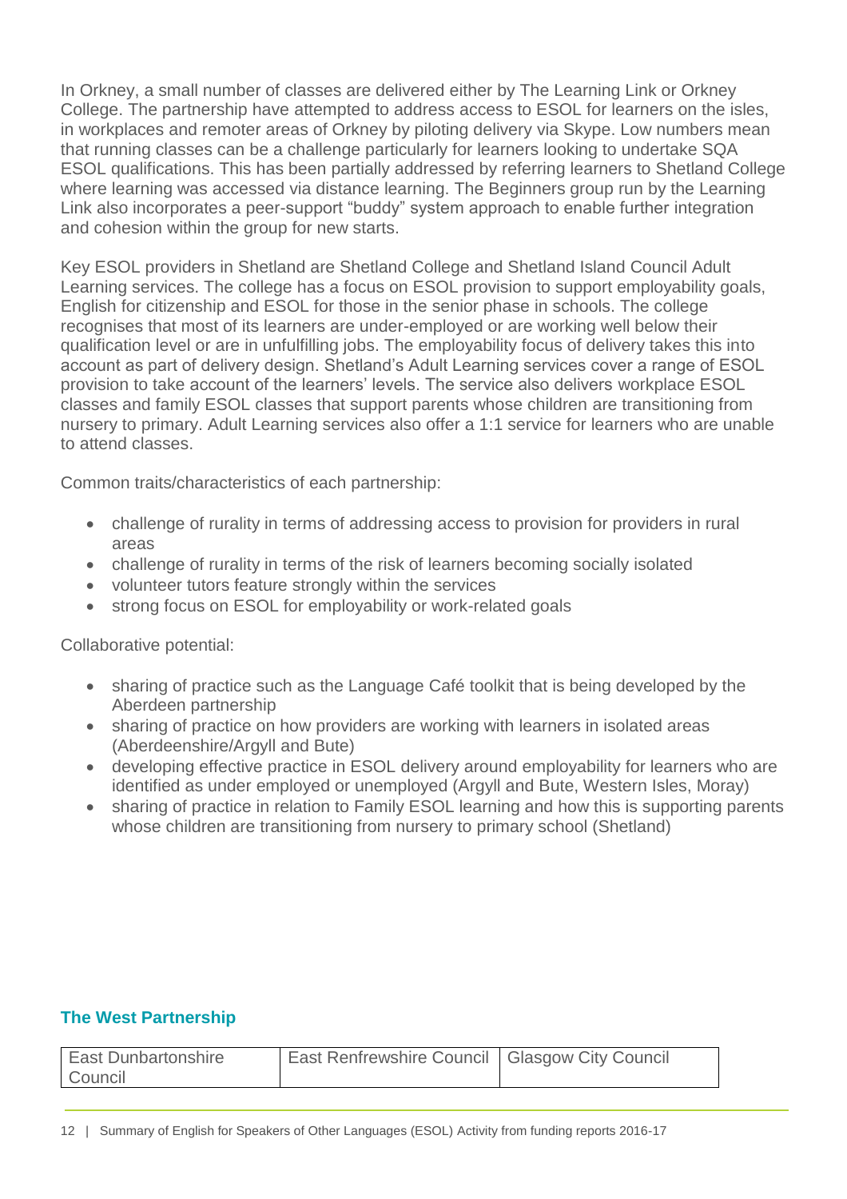In Orkney, a small number of classes are delivered either by The Learning Link or Orkney College. The partnership have attempted to address access to ESOL for learners on the isles, in workplaces and remoter areas of Orkney by piloting delivery via Skype. Low numbers mean that running classes can be a challenge particularly for learners looking to undertake SQA ESOL qualifications. This has been partially addressed by referring learners to Shetland College where learning was accessed via distance learning. The Beginners group run by the Learning Link also incorporates a peer-support "buddy" system approach to enable further integration and cohesion within the group for new starts.

Key ESOL providers in Shetland are Shetland College and Shetland Island Council Adult Learning services. The college has a focus on ESOL provision to support employability goals, English for citizenship and ESOL for those in the senior phase in schools. The college recognises that most of its learners are under-employed or are working well below their qualification level or are in unfulfilling jobs. The employability focus of delivery takes this into account as part of delivery design. Shetland's Adult Learning services cover a range of ESOL provision to take account of the learners' levels. The service also delivers workplace ESOL classes and family ESOL classes that support parents whose children are transitioning from nursery to primary. Adult Learning services also offer a 1:1 service for learners who are unable to attend classes.

Common traits/characteristics of each partnership:

- challenge of rurality in terms of addressing access to provision for providers in rural areas
- challenge of rurality in terms of the risk of learners becoming socially isolated
- volunteer tutors feature strongly within the services
- strong focus on ESOL for employability or work-related goals

Collaborative potential:

- sharing of practice such as the Language Café toolkit that is being developed by the Aberdeen partnership
- sharing of practice on how providers are working with learners in isolated areas (Aberdeenshire/Argyll and Bute)
- developing effective practice in ESOL delivery around employability for learners who are identified as under employed or unemployed (Argyll and Bute, Western Isles, Moray)
- sharing of practice in relation to Family ESOL learning and how this is supporting parents whose children are transitioning from nursery to primary school (Shetland)

## The West Partnership

| East Dunbartonshire Council | East Renfrewshire Council | Glasgow City Council |
|---|---|---|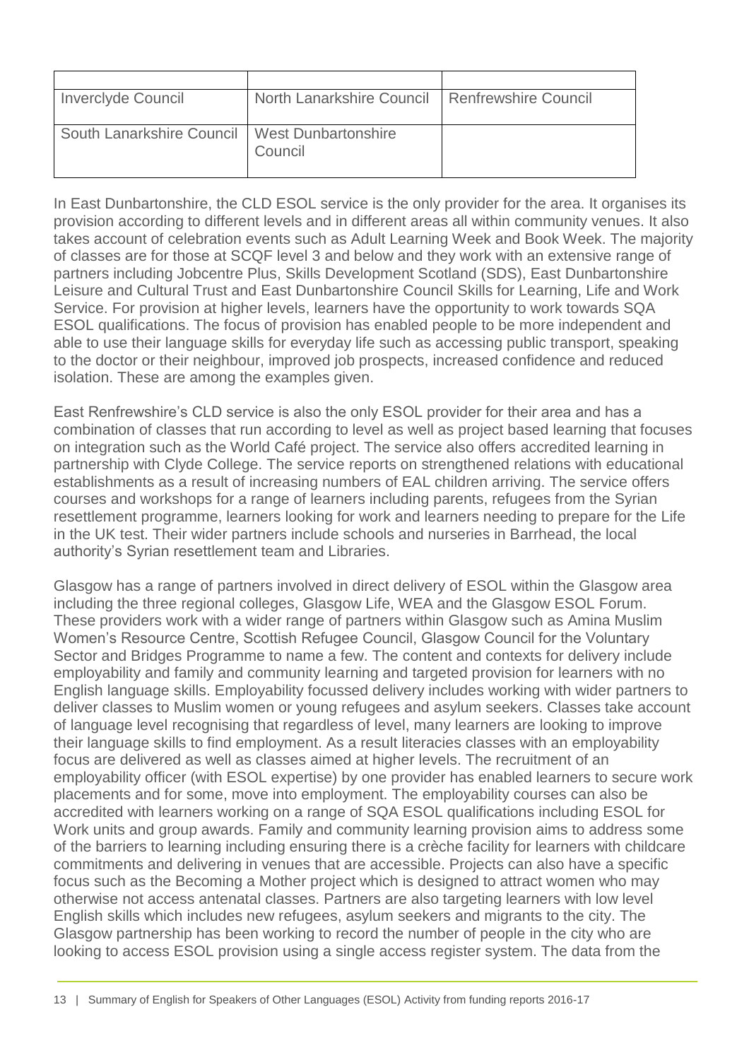| | | |
|---|---|---|
| Inverclyde Council | North Lanarkshire Council | Renfrewshire Council |
| South Lanarkshire Council | West Dunbartonshire Council | |

In East Dunbartonshire, the CLD ESOL service is the only provider for the area. It organises its provision according to different levels and in different areas all within community venues. It also takes account of celebration events such as Adult Learning Week and Book Week. The majority of classes are for those at SCQF level 3 and below and they work with an extensive range of partners including Jobcentre Plus, Skills Development Scotland (SDS), East Dunbartonshire Leisure and Cultural Trust and East Dunbartonshire Council Skills for Learning, Life and Work Service. For provision at higher levels, learners have the opportunity to work towards SQA ESOL qualifications. The focus of provision has enabled people to be more independent and able to use their language skills for everyday life such as accessing public transport, speaking to the doctor or their neighbour, improved job prospects, increased confidence and reduced isolation. These are among the examples given.

East Renfrewshire's CLD service is also the only ESOL provider for their area and has a combination of classes that run according to level as well as project based learning that focuses on integration such as the World Café project. The service also offers accredited learning in partnership with Clyde College. The service reports on strengthened relations with educational establishments as a result of increasing numbers of EAL children arriving. The service offers courses and workshops for a range of learners including parents, refugees from the Syrian resettlement programme, learners looking for work and learners needing to prepare for the Life in the UK test. Their wider partners include schools and nurseries in Barrhead, the local authority's Syrian resettlement team and Libraries.

Glasgow has a range of partners involved in direct delivery of ESOL within the Glasgow area including the three regional colleges, Glasgow Life, WEA and the Glasgow ESOL Forum. These providers work with a wider range of partners within Glasgow such as Amina Muslim Women's Resource Centre, Scottish Refugee Council, Glasgow Council for the Voluntary Sector and Bridges Programme to name a few. The content and contexts for delivery include employability and family and community learning and targeted provision for learners with no English language skills. Employability focussed delivery includes working with wider partners to deliver classes to Muslim women or young refugees and asylum seekers. Classes take account of language level recognising that regardless of level, many learners are looking to improve their language skills to find employment. As a result literacies classes with an employability focus are delivered as well as classes aimed at higher levels. The recruitment of an employability officer (with ESOL expertise) by one provider has enabled learners to secure work placements and for some, move into employment. The employability courses can also be accredited with learners working on a range of SQA ESOL qualifications including ESOL for Work units and group awards. Family and community learning provision aims to address some of the barriers to learning including ensuring there is a crèche facility for learners with childcare commitments and delivering in venues that are accessible. Projects can also have a specific focus such as the Becoming a Mother project which is designed to attract women who may otherwise not access antenatal classes. Partners are also targeting learners with low level English skills which includes new refugees, asylum seekers and migrants to the city. The Glasgow partnership has been working to record the number of people in the city who are looking to access ESOL provision using a single access register system. The data from the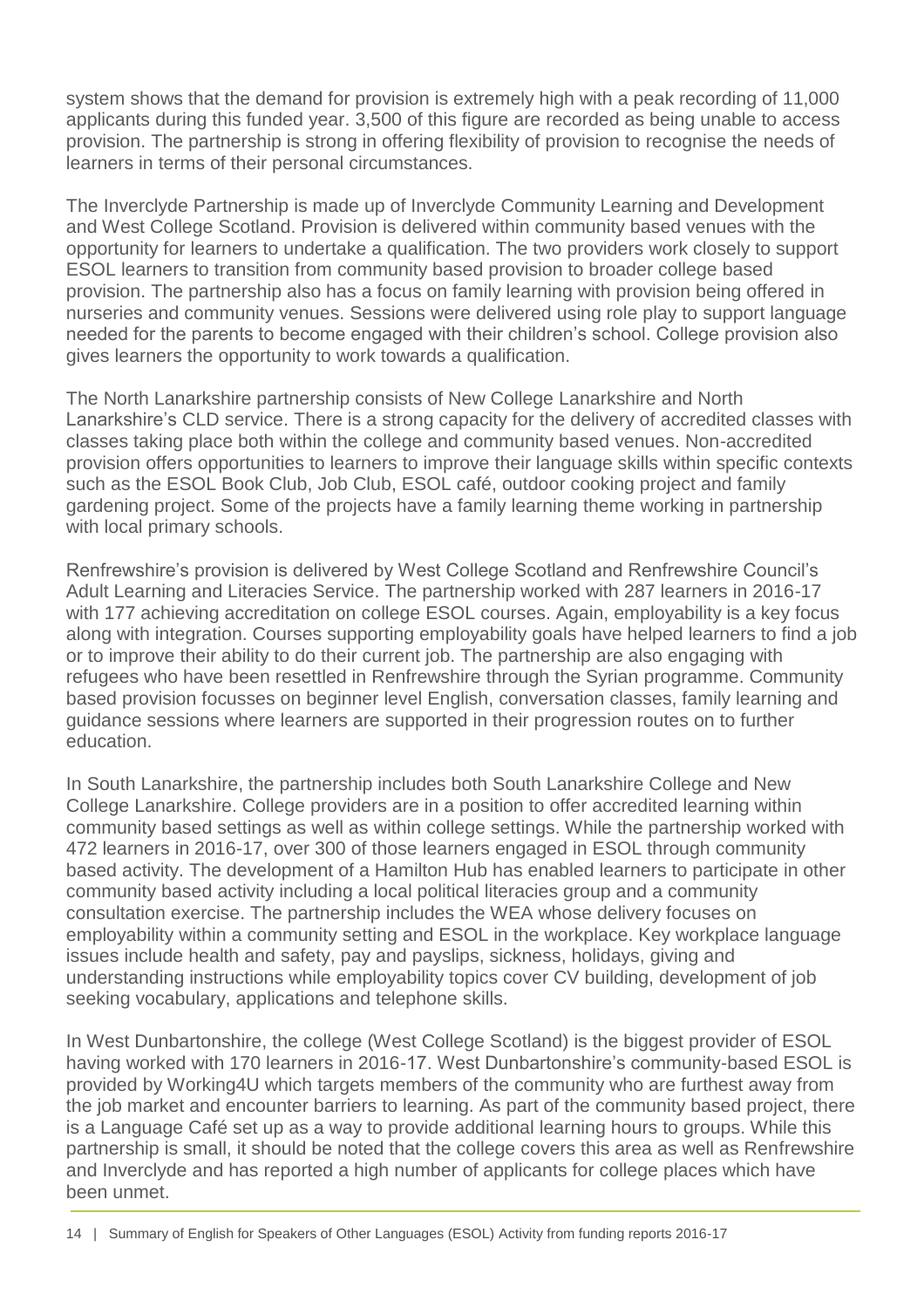system shows that the demand for provision is extremely high with a peak recording of 11,000 applicants during this funded year. 3,500 of this figure are recorded as being unable to access provision. The partnership is strong in offering flexibility of provision to recognise the needs of learners in terms of their personal circumstances.

The Inverclyde Partnership is made up of Inverclyde Community Learning and Development and West College Scotland. Provision is delivered within community based venues with the opportunity for learners to undertake a qualification. The two providers work closely to support ESOL learners to transition from community based provision to broader college based provision. The partnership also has a focus on family learning with provision being offered in nurseries and community venues. Sessions were delivered using role play to support language needed for the parents to become engaged with their children's school. College provision also gives learners the opportunity to work towards a qualification.

The North Lanarkshire partnership consists of New College Lanarkshire and North Lanarkshire's CLD service. There is a strong capacity for the delivery of accredited classes with classes taking place both within the college and community based venues. Non-accredited provision offers opportunities to learners to improve their language skills within specific contexts such as the ESOL Book Club, Job Club, ESOL café, outdoor cooking project and family gardening project. Some of the projects have a family learning theme working in partnership with local primary schools.

Renfrewshire's provision is delivered by West College Scotland and Renfrewshire Council's Adult Learning and Literacies Service. The partnership worked with 287 learners in 2016-17 with 177 achieving accreditation on college ESOL courses. Again, employability is a key focus along with integration. Courses supporting employability goals have helped learners to find a job or to improve their ability to do their current job. The partnership are also engaging with refugees who have been resettled in Renfrewshire through the Syrian programme. Community based provision focusses on beginner level English, conversation classes, family learning and guidance sessions where learners are supported in their progression routes on to further education.

In South Lanarkshire, the partnership includes both South Lanarkshire College and New College Lanarkshire. College providers are in a position to offer accredited learning within community based settings as well as within college settings. While the partnership worked with 472 learners in 2016-17, over 300 of those learners engaged in ESOL through community based activity. The development of a Hamilton Hub has enabled learners to participate in other community based activity including a local political literacies group and a community consultation exercise. The partnership includes the WEA whose delivery focuses on employability within a community setting and ESOL in the workplace. Key workplace language issues include health and safety, pay and payslips, sickness, holidays, giving and understanding instructions while employability topics cover CV building, development of job seeking vocabulary, applications and telephone skills.

In West Dunbartonshire, the college (West College Scotland) is the biggest provider of ESOL having worked with 170 learners in 2016-17. West Dunbartonshire's community-based ESOL is provided by Working4U which targets members of the community who are furthest away from the job market and encounter barriers to learning. As part of the community based project, there is a Language Café set up as a way to provide additional learning hours to groups. While this partnership is small, it should be noted that the college covers this area as well as Renfrewshire and Inverclyde and has reported a high number of applicants for college places which have been unmet.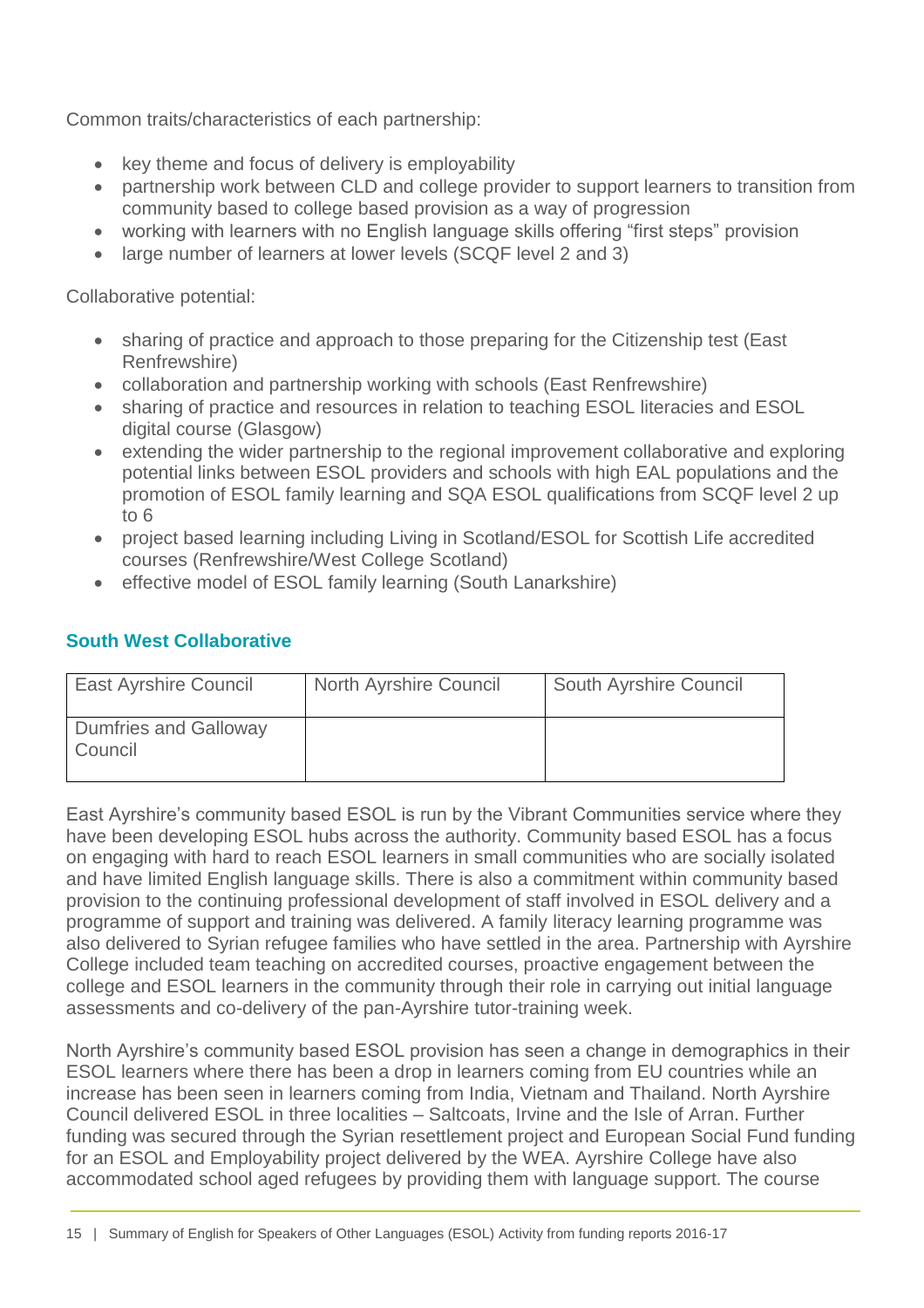Common traits/characteristics of each partnership:

- key theme and focus of delivery is employability
- partnership work between CLD and college provider to support learners to transition from community based to college based provision as a way of progression
- working with learners with no English language skills offering "first steps" provision
- large number of learners at lower levels (SCQF level 2 and 3)

Collaborative potential:

- sharing of practice and approach to those preparing for the Citizenship test (East Renfrewshire)
- collaboration and partnership working with schools (East Renfrewshire)
- sharing of practice and resources in relation to teaching ESOL literacies and ESOL digital course (Glasgow)
- extending the wider partnership to the regional improvement collaborative and exploring potential links between ESOL providers and schools with high EAL populations and the promotion of ESOL family learning and SQA ESOL qualifications from SCQF level 2 up to 6
- project based learning including Living in Scotland/ESOL for Scottish Life accredited courses (Renfrewshire/West College Scotland)
- effective model of ESOL family learning (South Lanarkshire)

### South West Collaborative

| East Ayrshire Council | North Ayrshire Council | South Ayrshire Council |
|---|---|---|
| Dumfries and Galloway Council | | |

East Ayrshire's community based ESOL is run by the Vibrant Communities service where they have been developing ESOL hubs across the authority. Community based ESOL has a focus on engaging with hard to reach ESOL learners in small communities who are socially isolated and have limited English language skills. There is also a commitment within community based provision to the continuing professional development of staff involved in ESOL delivery and a programme of support and training was delivered. A family literacy learning programme was also delivered to Syrian refugee families who have settled in the area. Partnership with Ayrshire College included team teaching on accredited courses, proactive engagement between the college and ESOL learners in the community through their role in carrying out initial language assessments and co-delivery of the pan-Ayrshire tutor-training week.

North Ayrshire's community based ESOL provision has seen a change in demographics in their ESOL learners where there has been a drop in learners coming from EU countries while an increase has been seen in learners coming from India, Vietnam and Thailand. North Ayrshire Council delivered ESOL in three localities – Saltcoats, Irvine and the Isle of Arran. Further funding was secured through the Syrian resettlement project and European Social Fund funding for an ESOL and Employability project delivered by the WEA. Ayrshire College have also accommodated school aged refugees by providing them with language support. The course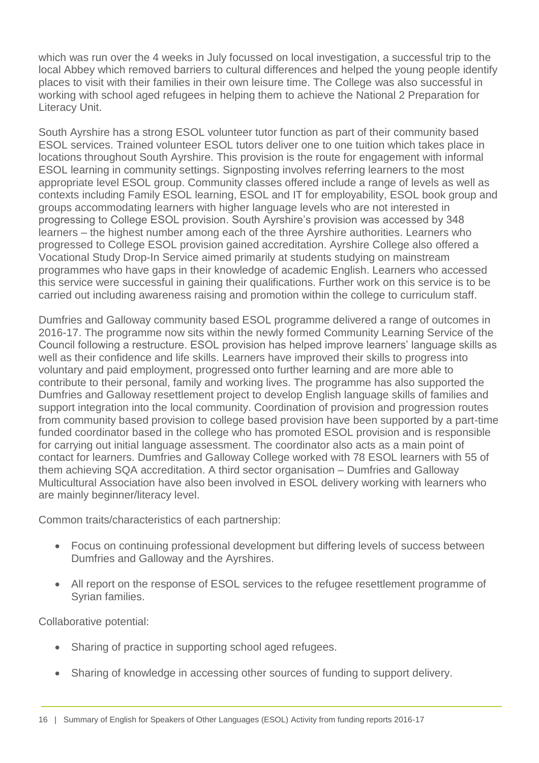which was run over the 4 weeks in July focussed on local investigation, a successful trip to the local Abbey which removed barriers to cultural differences and helped the young people identify places to visit with their families in their own leisure time. The College was also successful in working with school aged refugees in helping them to achieve the National 2 Preparation for Literacy Unit.

South Ayrshire has a strong ESOL volunteer tutor function as part of their community based ESOL services. Trained volunteer ESOL tutors deliver one to one tuition which takes place in locations throughout South Ayrshire. This provision is the route for engagement with informal ESOL learning in community settings. Signposting involves referring learners to the most appropriate level ESOL group. Community classes offered include a range of levels as well as contexts including Family ESOL learning, ESOL and IT for employability, ESOL book group and groups accommodating learners with higher language levels who are not interested in progressing to College ESOL provision. South Ayrshire's provision was accessed by 348 learners – the highest number among each of the three Ayrshire authorities. Learners who progressed to College ESOL provision gained accreditation. Ayrshire College also offered a Vocational Study Drop-In Service aimed primarily at students studying on mainstream programmes who have gaps in their knowledge of academic English. Learners who accessed this service were successful in gaining their qualifications. Further work on this service is to be carried out including awareness raising and promotion within the college to curriculum staff.

Dumfries and Galloway community based ESOL programme delivered a range of outcomes in 2016-17. The programme now sits within the newly formed Community Learning Service of the Council following a restructure. ESOL provision has helped improve learners' language skills as well as their confidence and life skills. Learners have improved their skills to progress into voluntary and paid employment, progressed onto further learning and are more able to contribute to their personal, family and working lives. The programme has also supported the Dumfries and Galloway resettlement project to develop English language skills of families and support integration into the local community. Coordination of provision and progression routes from community based provision to college based provision have been supported by a part-time funded coordinator based in the college who has promoted ESOL provision and is responsible for carrying out initial language assessment. The coordinator also acts as a main point of contact for learners. Dumfries and Galloway College worked with 78 ESOL learners with 55 of them achieving SQA accreditation. A third sector organisation – Dumfries and Galloway Multicultural Association have also been involved in ESOL delivery working with learners who are mainly beginner/literacy level.

Common traits/characteristics of each partnership:

- Focus on continuing professional development but differing levels of success between Dumfries and Galloway and the Ayrshires.
- All report on the response of ESOL services to the refugee resettlement programme of Syrian families.

Collaborative potential:

- Sharing of practice in supporting school aged refugees.
- Sharing of knowledge in accessing other sources of funding to support delivery.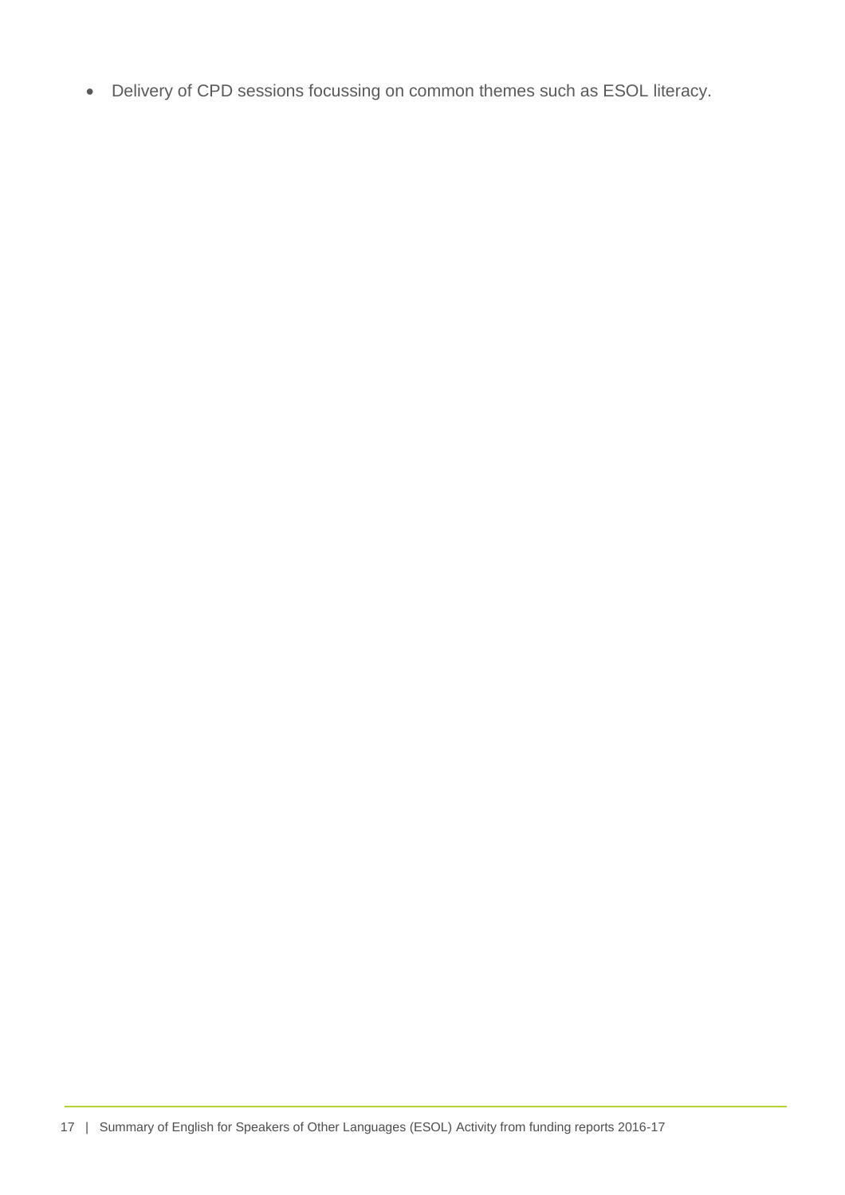- Delivery of CPD sessions focussing on common themes such as ESOL literacy.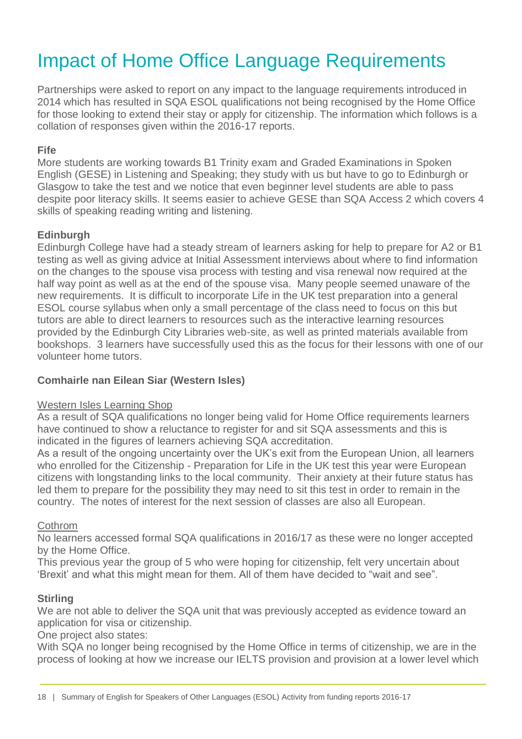# Impact of Home Office Language Requirements

Partnerships were asked to report on any impact to the language requirements introduced in 2014 which has resulted in SQA ESOL qualifications not being recognised by the Home Office for those looking to extend their stay or apply for citizenship. The information which follows is a collation of responses given within the 2016-17 reports.

**Fife**

More students are working towards B1 Trinity exam and Graded Examinations in Spoken English (GESE) in Listening and Speaking; they study with us but have to go to Edinburgh or Glasgow to take the test and we notice that even beginner level students are able to pass despite poor literacy skills. It seems easier to achieve GESE than SQA Access 2 which covers 4 skills of speaking reading writing and listening.

**Edinburgh**

Edinburgh College have had a steady stream of learners asking for help to prepare for A2 or B1 testing as well as giving advice at Initial Assessment interviews about where to find information on the changes to the spouse visa process with testing and visa renewal now required at the half way point as well as at the end of the spouse visa. Many people seemed unaware of the new requirements. It is difficult to incorporate Life in the UK test preparation into a general ESOL course syllabus when only a small percentage of the class need to focus on this but tutors are able to direct learners to resources such as the interactive learning resources provided by the Edinburgh City Libraries web-site, as well as printed materials available from bookshops. 3 learners have successfully used this as the focus for their lessons with one of our volunteer home tutors.

**Comhairle nan Eilean Siar (Western Isles)**

<u>Western Isles Learning Shop</u>

As a result of SQA qualifications no longer being valid for Home Office requirements learners have continued to show a reluctance to register for and sit SQA assessments and this is indicated in the figures of learners achieving SQA accreditation.

As a result of the ongoing uncertainty over the UK's exit from the European Union, all learners who enrolled for the Citizenship - Preparation for Life in the UK test this year were European citizens with longstanding links to the local community. Their anxiety at their future status has led them to prepare for the possibility they may need to sit this test in order to remain in the country. The notes of interest for the next session of classes are also all European.

<u>Cothrom</u>

No learners accessed formal SQA qualifications in 2016/17 as these were no longer accepted by the Home Office.

This previous year the group of 5 who were hoping for citizenship, felt very uncertain about 'Brexit' and what this might mean for them. All of them have decided to "wait and see".

**Stirling**

We are not able to deliver the SQA unit that was previously accepted as evidence toward an application for visa or citizenship.

One project also states:

With SQA no longer being recognised by the Home Office in terms of citizenship, we are in the process of looking at how we increase our IELTS provision and provision at a lower level which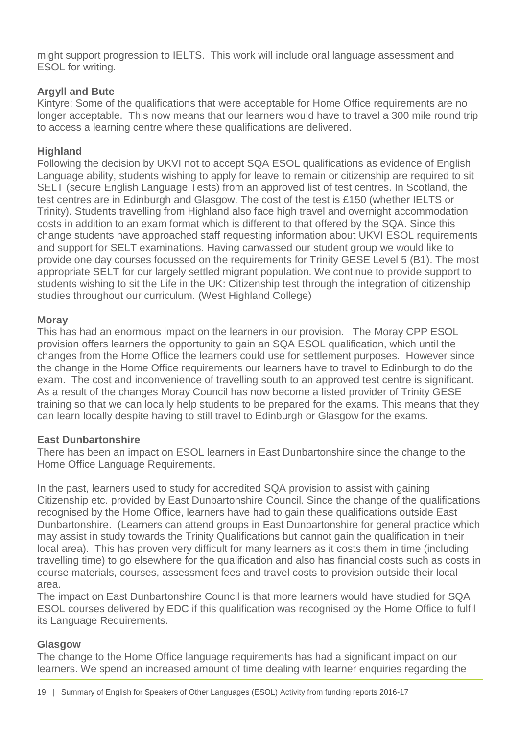might support progression to IELTS. This work will include oral language assessment and ESOL for writing.

**Argyll and Bute**

Kintyre: Some of the qualifications that were acceptable for Home Office requirements are no longer acceptable. This now means that our learners would have to travel a 300 mile round trip to access a learning centre where these qualifications are delivered.

**Highland**

Following the decision by UKVI not to accept SQA ESOL qualifications as evidence of English Language ability, students wishing to apply for leave to remain or citizenship are required to sit SELT (secure English Language Tests) from an approved list of test centres. In Scotland, the test centres are in Edinburgh and Glasgow. The cost of the test is £150 (whether IELTS or Trinity). Students travelling from Highland also face high travel and overnight accommodation costs in addition to an exam format which is different to that offered by the SQA. Since this change students have approached staff requesting information about UKVI ESOL requirements and support for SELT examinations. Having canvassed our student group we would like to provide one day courses focussed on the requirements for Trinity GESE Level 5 (B1). The most appropriate SELT for our largely settled migrant population. We continue to provide support to students wishing to sit the Life in the UK: Citizenship test through the integration of citizenship studies throughout our curriculum. (West Highland College)

**Moray**

This has had an enormous impact on the learners in our provision. The Moray CPP ESOL provision offers learners the opportunity to gain an SQA ESOL qualification, which until the changes from the Home Office the learners could use for settlement purposes. However since the change in the Home Office requirements our learners have to travel to Edinburgh to do the exam. The cost and inconvenience of travelling south to an approved test centre is significant. As a result of the changes Moray Council has now become a listed provider of Trinity GESE training so that we can locally help students to be prepared for the exams. This means that they can learn locally despite having to still travel to Edinburgh or Glasgow for the exams.

**East Dunbartonshire**

There has been an impact on ESOL learners in East Dunbartonshire since the change to the Home Office Language Requirements.

In the past, learners used to study for accredited SQA provision to assist with gaining Citizenship etc. provided by East Dunbartonshire Council. Since the change of the qualifications recognised by the Home Office, learners have had to gain these qualifications outside East Dunbartonshire. (Learners can attend groups in East Dunbartonshire for general practice which may assist in study towards the Trinity Qualifications but cannot gain the qualification in their local area). This has proven very difficult for many learners as it costs them in time (including travelling time) to go elsewhere for the qualification and also has financial costs such as costs in course materials, courses, assessment fees and travel costs to provision outside their local area.

The impact on East Dunbartonshire Council is that more learners would have studied for SQA ESOL courses delivered by EDC if this qualification was recognised by the Home Office to fulfil its Language Requirements.

**Glasgow**

The change to the Home Office language requirements has had a significant impact on our learners. We spend an increased amount of time dealing with learner enquiries regarding the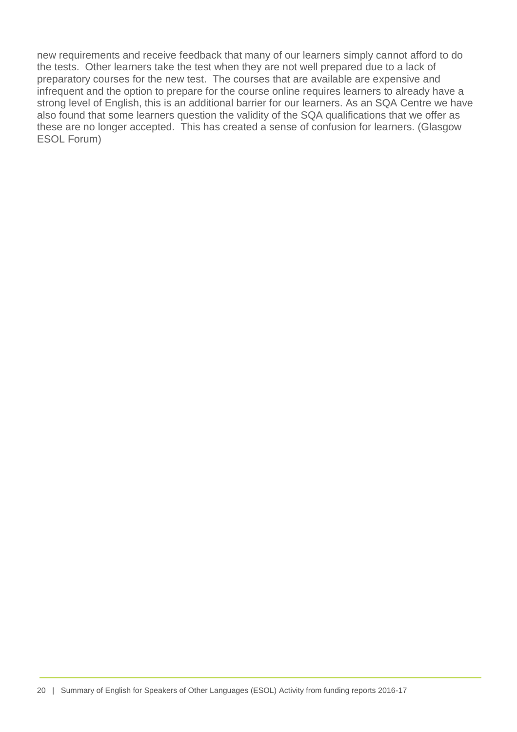new requirements and receive feedback that many of our learners simply cannot afford to do the tests. Other learners take the test when they are not well prepared due to a lack of preparatory courses for the new test. The courses that are available are expensive and infrequent and the option to prepare for the course online requires learners to already have a strong level of English, this is an additional barrier for our learners. As an SQA Centre we have also found that some learners question the validity of the SQA qualifications that we offer as these are no longer accepted. This has created a sense of confusion for learners. (Glasgow ESOL Forum)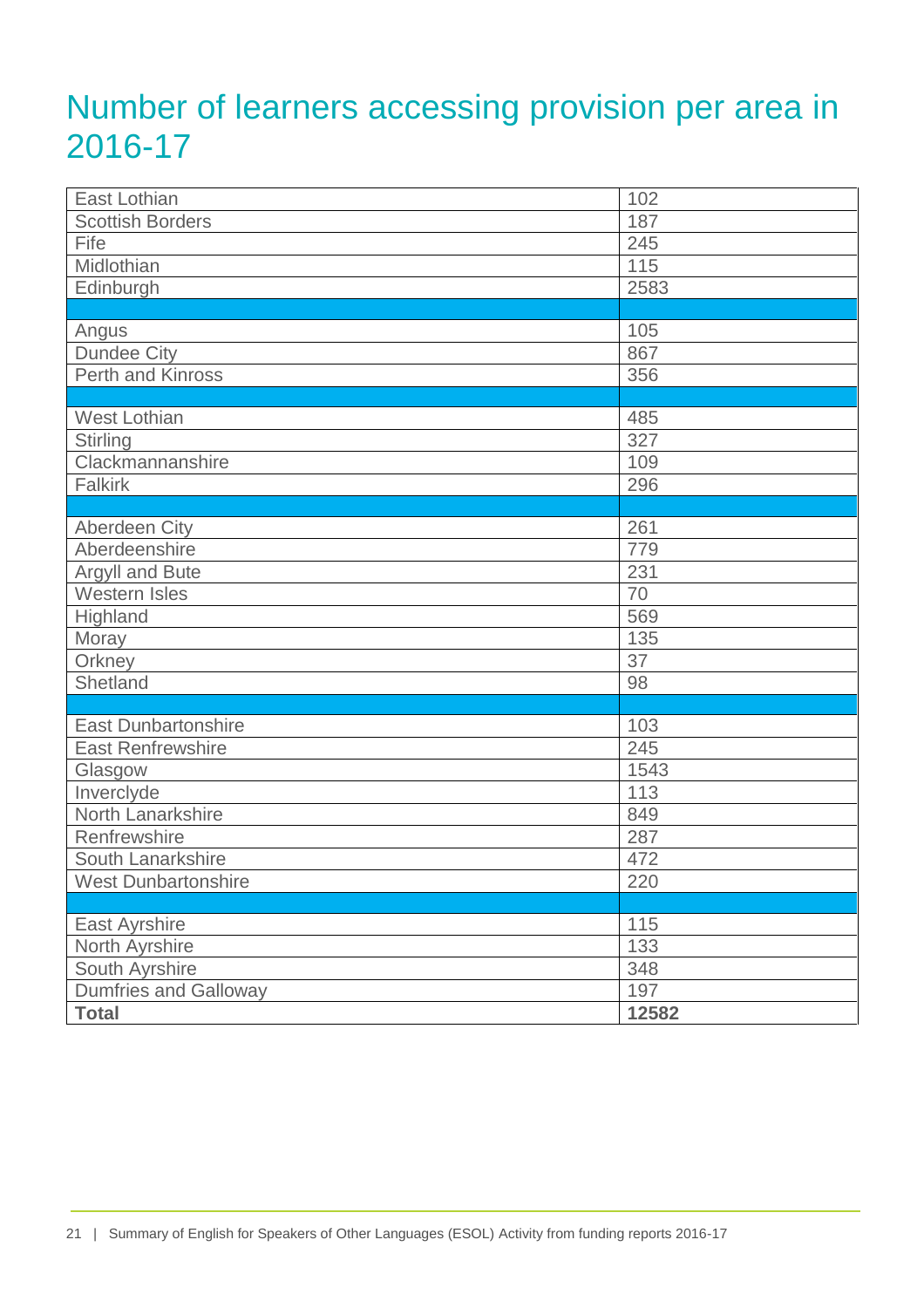# Number of learners accessing provision per area in 2016-17

| | |
|---|---|
| East Lothian | 102 |
| Scottish Borders | 187 |
| Fife | 245 |
| Midlothian | 115 |
| Edinburgh | 2583 |
| | |
| Angus | 105 |
| Dundee City | 867 |
| Perth and Kinross | 356 |
| | |
| West Lothian | 485 |
| Stirling | 327 |
| Clackmannanshire | 109 |
| Falkirk | 296 |
| | |
| Aberdeen City | 261 |
| Aberdeenshire | 779 |
| Argyll and Bute | 231 |
| Western Isles | 70 |
| Highland | 569 |
| Moray | 135 |
| Orkney | 37 |
| Shetland | 98 |
| | |
| East Dunbartonshire | 103 |
| East Renfrewshire | 245 |
| Glasgow | 1543 |
| Inverclyde | 113 |
| North Lanarkshire | 849 |
| Renfrewshire | 287 |
| South Lanarkshire | 472 |
| West Dunbartonshire | 220 |
| | |
| East Ayrshire | 115 |
| North Ayrshire | 133 |
| South Ayrshire | 348 |
| Dumfries and Galloway | 197 |
| **Total** | **12582** |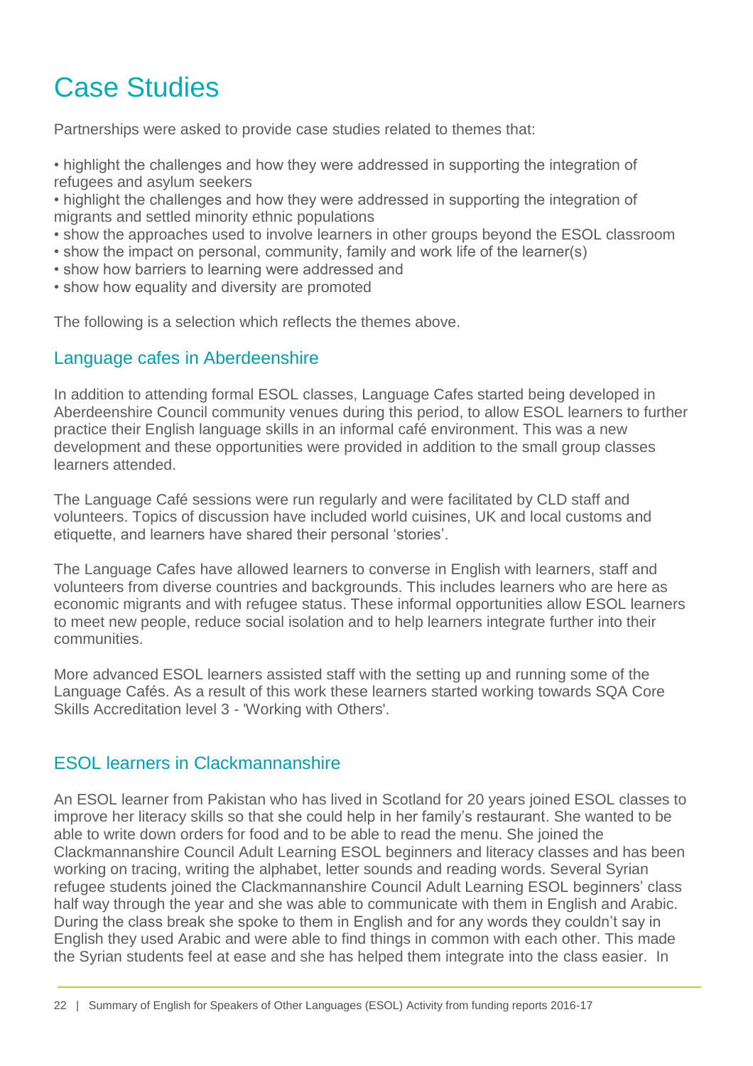# Case Studies

Partnerships were asked to provide case studies related to themes that:

- highlight the challenges and how they were addressed in supporting the integration of refugees and asylum seekers
- highlight the challenges and how they were addressed in supporting the integration of migrants and settled minority ethnic populations
- show the approaches used to involve learners in other groups beyond the ESOL classroom
- show the impact on personal, community, family and work life of the learner(s)
- show how barriers to learning were addressed and
- show how equality and diversity are promoted

The following is a selection which reflects the themes above.

## Language cafes in Aberdeenshire

In addition to attending formal ESOL classes, Language Cafes started being developed in Aberdeenshire Council community venues during this period, to allow ESOL learners to further practice their English language skills in an informal café environment. This was a new development and these opportunities were provided in addition to the small group classes learners attended.

The Language Café sessions were run regularly and were facilitated by CLD staff and volunteers. Topics of discussion have included world cuisines, UK and local customs and etiquette, and learners have shared their personal 'stories'.

The Language Cafes have allowed learners to converse in English with learners, staff and volunteers from diverse countries and backgrounds. This includes learners who are here as economic migrants and with refugee status. These informal opportunities allow ESOL learners to meet new people, reduce social isolation and to help learners integrate further into their communities.

More advanced ESOL learners assisted staff with the setting up and running some of the Language Cafés. As a result of this work these learners started working towards SQA Core Skills Accreditation level 3 - 'Working with Others'.

## ESOL learners in Clackmannanshire

An ESOL learner from Pakistan who has lived in Scotland for 20 years joined ESOL classes to improve her literacy skills so that she could help in her family's restaurant. She wanted to be able to write down orders for food and to be able to read the menu. She joined the Clackmannanshire Council Adult Learning ESOL beginners and literacy classes and has been working on tracing, writing the alphabet, letter sounds and reading words. Several Syrian refugee students joined the Clackmannanshire Council Adult Learning ESOL beginners' class half way through the year and she was able to communicate with them in English and Arabic. During the class break she spoke to them in English and for any words they couldn't say in English they used Arabic and were able to find things in common with each other. This made the Syrian students feel at ease and she has helped them integrate into the class easier. In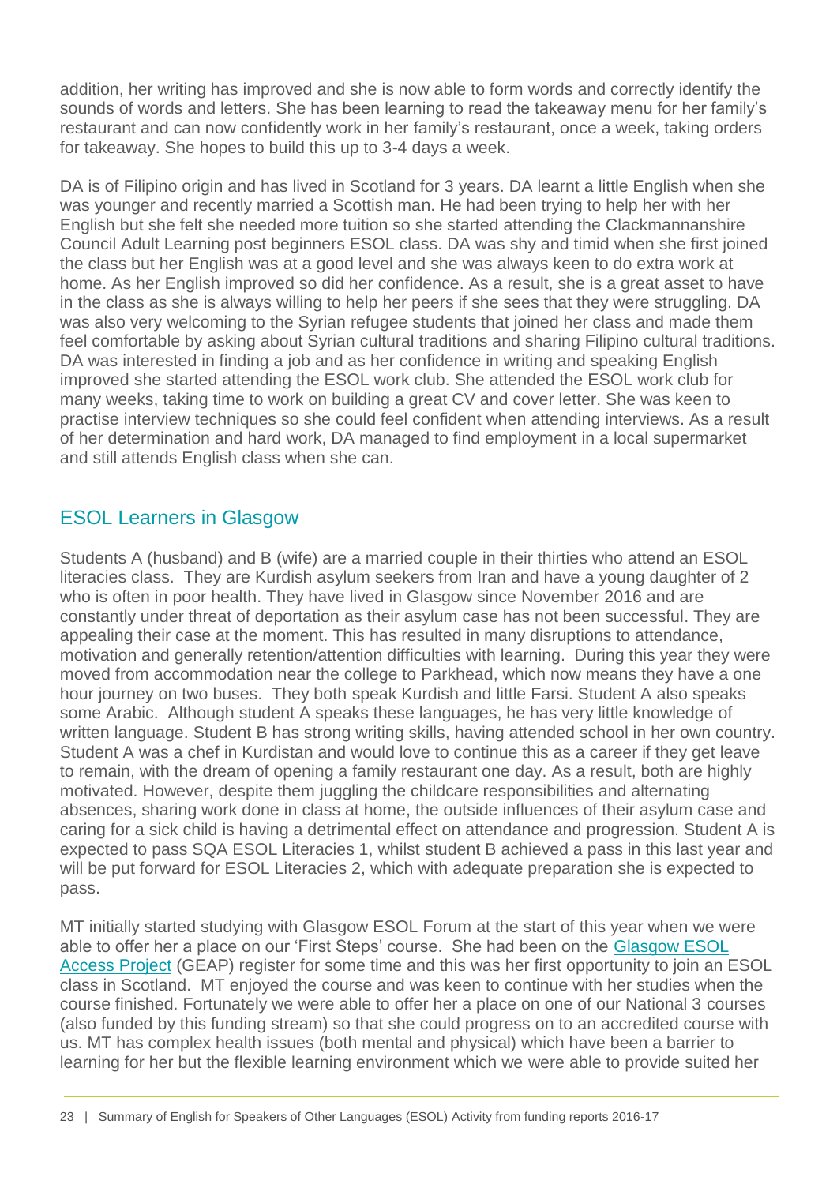addition, her writing has improved and she is now able to form words and correctly identify the sounds of words and letters. She has been learning to read the takeaway menu for her family's restaurant and can now confidently work in her family's restaurant, once a week, taking orders for takeaway. She hopes to build this up to 3-4 days a week.

DA is of Filipino origin and has lived in Scotland for 3 years. DA learnt a little English when she was younger and recently married a Scottish man. He had been trying to help her with her English but she felt she needed more tuition so she started attending the Clackmannanshire Council Adult Learning post beginners ESOL class. DA was shy and timid when she first joined the class but her English was at a good level and she was always keen to do extra work at home. As her English improved so did her confidence. As a result, she is a great asset to have in the class as she is always willing to help her peers if she sees that they were struggling. DA was also very welcoming to the Syrian refugee students that joined her class and made them feel comfortable by asking about Syrian cultural traditions and sharing Filipino cultural traditions. DA was interested in finding a job and as her confidence in writing and speaking English improved she started attending the ESOL work club. She attended the ESOL work club for many weeks, taking time to work on building a great CV and cover letter. She was keen to practise interview techniques so she could feel confident when attending interviews. As a result of her determination and hard work, DA managed to find employment in a local supermarket and still attends English class when she can.

## ESOL Learners in Glasgow

Students A (husband) and B (wife) are a married couple in their thirties who attend an ESOL literacies class. They are Kurdish asylum seekers from Iran and have a young daughter of 2 who is often in poor health. They have lived in Glasgow since November 2016 and are constantly under threat of deportation as their asylum case has not been successful. They are appealing their case at the moment. This has resulted in many disruptions to attendance, motivation and generally retention/attention difficulties with learning. During this year they were moved from accommodation near the college to Parkhead, which now means they have a one hour journey on two buses. They both speak Kurdish and little Farsi. Student A also speaks some Arabic. Although student A speaks these languages, he has very little knowledge of written language. Student B has strong writing skills, having attended school in her own country. Student A was a chef in Kurdistan and would love to continue this as a career if they get leave to remain, with the dream of opening a family restaurant one day. As a result, both are highly motivated. However, despite them juggling the childcare responsibilities and alternating absences, sharing work done in class at home, the outside influences of their asylum case and caring for a sick child is having a detrimental effect on attendance and progression. Student A is expected to pass SQA ESOL Literacies 1, whilst student B achieved a pass in this last year and will be put forward for ESOL Literacies 2, which with adequate preparation she is expected to pass.

MT initially started studying with Glasgow ESOL Forum at the start of this year when we were able to offer her a place on our 'First Steps' course. She had been on the Glasgow ESOL Access Project (GEAP) register for some time and this was her first opportunity to join an ESOL class in Scotland. MT enjoyed the course and was keen to continue with her studies when the course finished. Fortunately we were able to offer her a place on one of our National 3 courses (also funded by this funding stream) so that she could progress on to an accredited course with us. MT has complex health issues (both mental and physical) which have been a barrier to learning for her but the flexible learning environment which we were able to provide suited her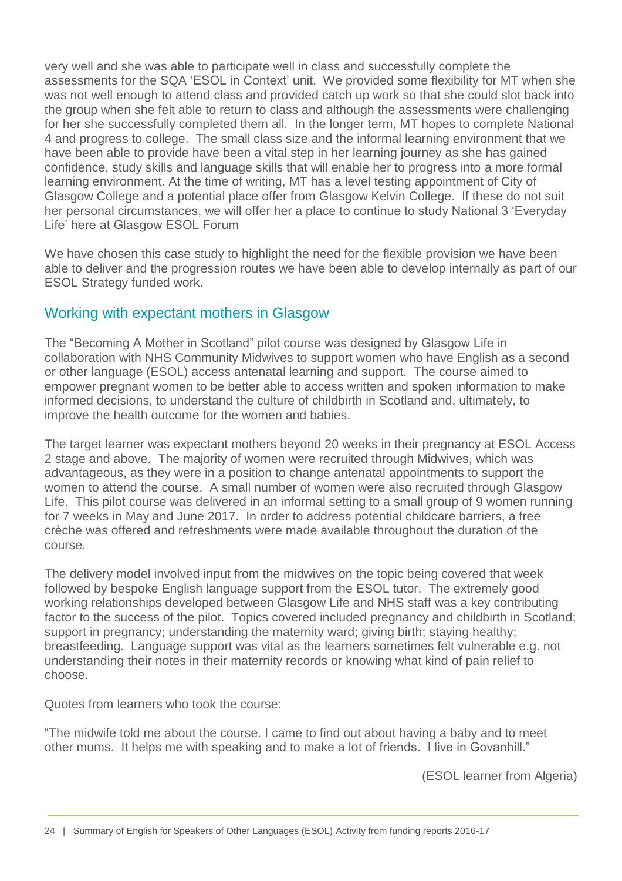very well and she was able to participate well in class and successfully complete the assessments for the SQA 'ESOL in Context' unit. We provided some flexibility for MT when she was not well enough to attend class and provided catch up work so that she could slot back into the group when she felt able to return to class and although the assessments were challenging for her she successfully completed them all. In the longer term, MT hopes to complete National 4 and progress to college. The small class size and the informal learning environment that we have been able to provide have been a vital step in her learning journey as she has gained confidence, study skills and language skills that will enable her to progress into a more formal learning environment. At the time of writing, MT has a level testing appointment of City of Glasgow College and a potential place offer from Glasgow Kelvin College. If these do not suit her personal circumstances, we will offer her a place to continue to study National 3 'Everyday Life' here at Glasgow ESOL Forum

We have chosen this case study to highlight the need for the flexible provision we have been able to deliver and the progression routes we have been able to develop internally as part of our ESOL Strategy funded work.

## Working with expectant mothers in Glasgow

The "Becoming A Mother in Scotland" pilot course was designed by Glasgow Life in collaboration with NHS Community Midwives to support women who have English as a second or other language (ESOL) access antenatal learning and support. The course aimed to empower pregnant women to be better able to access written and spoken information to make informed decisions, to understand the culture of childbirth in Scotland and, ultimately, to improve the health outcome for the women and babies.

The target learner was expectant mothers beyond 20 weeks in their pregnancy at ESOL Access 2 stage and above. The majority of women were recruited through Midwives, which was advantageous, as they were in a position to change antenatal appointments to support the women to attend the course. A small number of women were also recruited through Glasgow Life. This pilot course was delivered in an informal setting to a small group of 9 women running for 7 weeks in May and June 2017. In order to address potential childcare barriers, a free crèche was offered and refreshments were made available throughout the duration of the course.

The delivery model involved input from the midwives on the topic being covered that week followed by bespoke English language support from the ESOL tutor. The extremely good working relationships developed between Glasgow Life and NHS staff was a key contributing factor to the success of the pilot. Topics covered included pregnancy and childbirth in Scotland; support in pregnancy; understanding the maternity ward; giving birth; staying healthy; breastfeeding. Language support was vital as the learners sometimes felt vulnerable e.g. not understanding their notes in their maternity records or knowing what kind of pain relief to choose.

Quotes from learners who took the course:

"The midwife told me about the course. I came to find out about having a baby and to meet other mums. It helps me with speaking and to make a lot of friends. I live in Govanhill."

(ESOL learner from Algeria)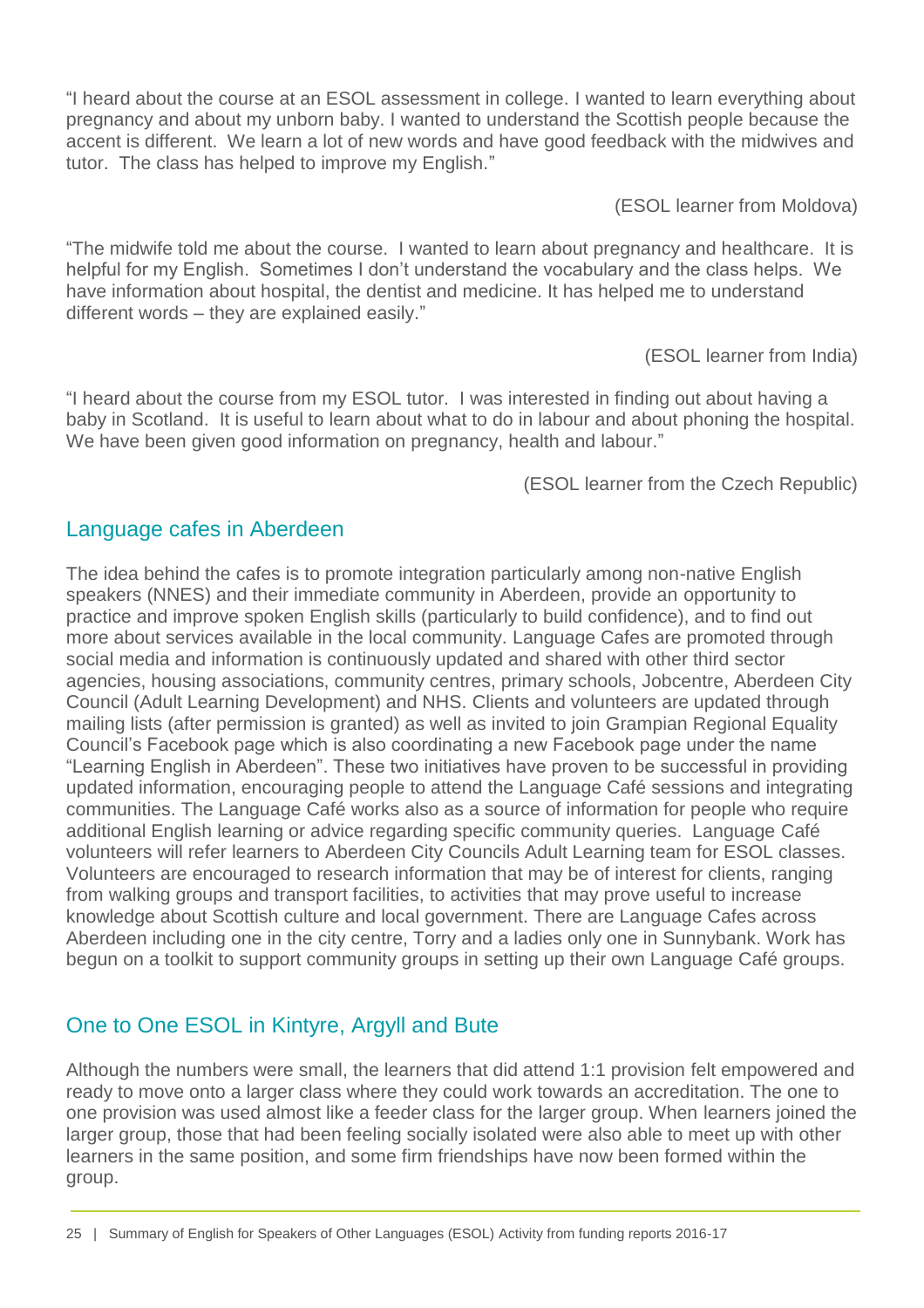"I heard about the course at an ESOL assessment in college. I wanted to learn everything about pregnancy and about my unborn baby. I wanted to understand the Scottish people because the accent is different. We learn a lot of new words and have good feedback with the midwives and tutor. The class has helped to improve my English."

(ESOL learner from Moldova)

"The midwife told me about the course. I wanted to learn about pregnancy and healthcare. It is helpful for my English. Sometimes I don't understand the vocabulary and the class helps. We have information about hospital, the dentist and medicine. It has helped me to understand different words – they are explained easily."

(ESOL learner from India)

"I heard about the course from my ESOL tutor. I was interested in finding out about having a baby in Scotland. It is useful to learn about what to do in labour and about phoning the hospital. We have been given good information on pregnancy, health and labour."

(ESOL learner from the Czech Republic)

## Language cafes in Aberdeen

The idea behind the cafes is to promote integration particularly among non-native English speakers (NNES) and their immediate community in Aberdeen, provide an opportunity to practice and improve spoken English skills (particularly to build confidence), and to find out more about services available in the local community. Language Cafes are promoted through social media and information is continuously updated and shared with other third sector agencies, housing associations, community centres, primary schools, Jobcentre, Aberdeen City Council (Adult Learning Development) and NHS. Clients and volunteers are updated through mailing lists (after permission is granted) as well as invited to join Grampian Regional Equality Council's Facebook page which is also coordinating a new Facebook page under the name "Learning English in Aberdeen". These two initiatives have proven to be successful in providing updated information, encouraging people to attend the Language Café sessions and integrating communities. The Language Café works also as a source of information for people who require additional English learning or advice regarding specific community queries. Language Café volunteers will refer learners to Aberdeen City Councils Adult Learning team for ESOL classes. Volunteers are encouraged to research information that may be of interest for clients, ranging from walking groups and transport facilities, to activities that may prove useful to increase knowledge about Scottish culture and local government. There are Language Cafes across Aberdeen including one in the city centre, Torry and a ladies only one in Sunnybank. Work has begun on a toolkit to support community groups in setting up their own Language Café groups.

## One to One ESOL in Kintyre, Argyll and Bute

Although the numbers were small, the learners that did attend 1:1 provision felt empowered and ready to move onto a larger class where they could work towards an accreditation. The one to one provision was used almost like a feeder class for the larger group. When learners joined the larger group, those that had been feeling socially isolated were also able to meet up with other learners in the same position, and some firm friendships have now been formed within the group.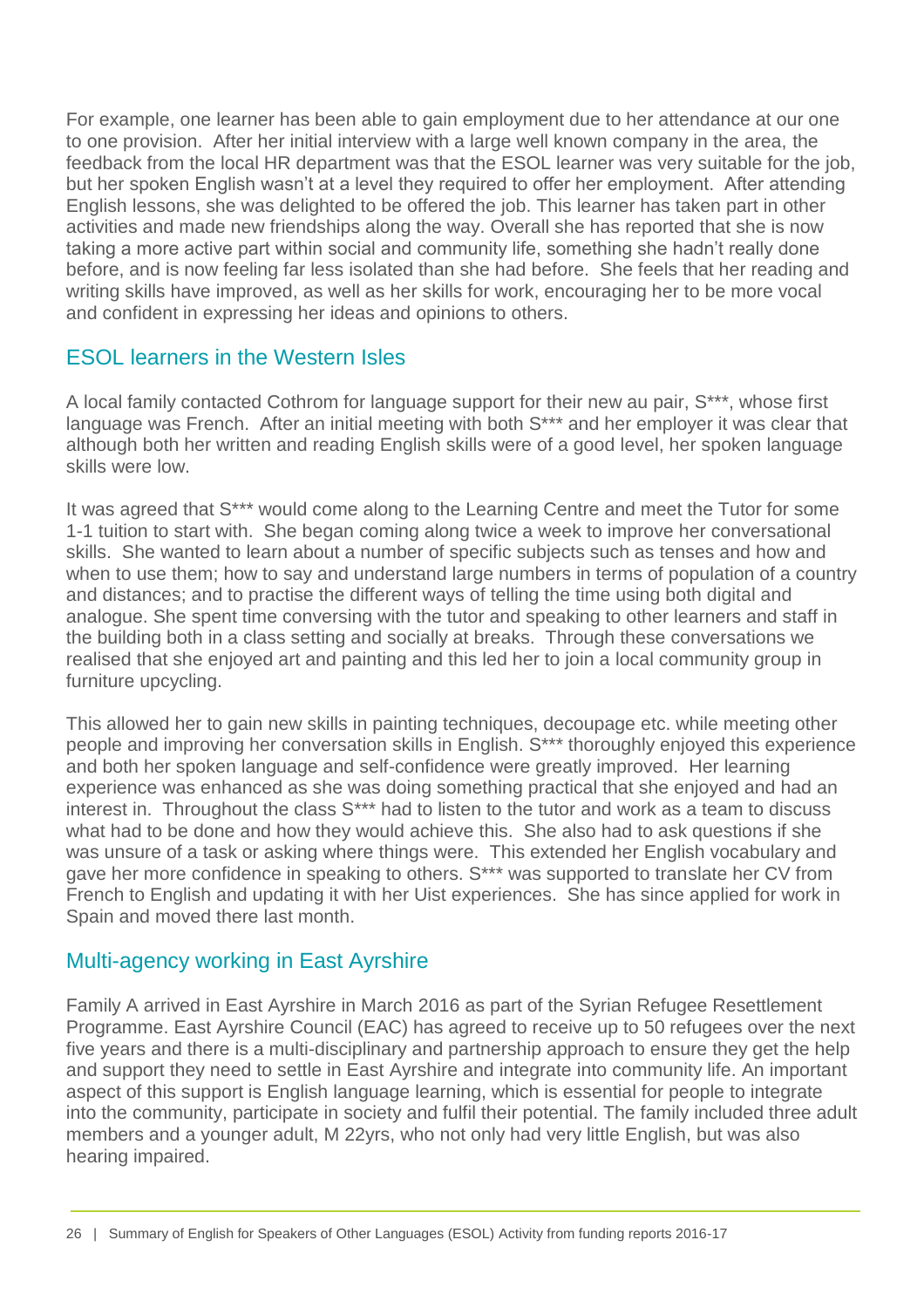For example, one learner has been able to gain employment due to her attendance at our one to one provision. After her initial interview with a large well known company in the area, the feedback from the local HR department was that the ESOL learner was very suitable for the job, but her spoken English wasn't at a level they required to offer her employment. After attending English lessons, she was delighted to be offered the job. This learner has taken part in other activities and made new friendships along the way. Overall she has reported that she is now taking a more active part within social and community life, something she hadn't really done before, and is now feeling far less isolated than she had before. She feels that her reading and writing skills have improved, as well as her skills for work, encouraging her to be more vocal and confident in expressing her ideas and opinions to others.

## ESOL learners in the Western Isles

A local family contacted Cothrom for language support for their new au pair, S***, whose first language was French. After an initial meeting with both S*** and her employer it was clear that although both her written and reading English skills were of a good level, her spoken language skills were low.

It was agreed that S*** would come along to the Learning Centre and meet the Tutor for some 1-1 tuition to start with. She began coming along twice a week to improve her conversational skills. She wanted to learn about a number of specific subjects such as tenses and how and when to use them; how to say and understand large numbers in terms of population of a country and distances; and to practise the different ways of telling the time using both digital and analogue. She spent time conversing with the tutor and speaking to other learners and staff in the building both in a class setting and socially at breaks. Through these conversations we realised that she enjoyed art and painting and this led her to join a local community group in furniture upcycling.

This allowed her to gain new skills in painting techniques, decoupage etc. while meeting other people and improving her conversation skills in English. S*** thoroughly enjoyed this experience and both her spoken language and self-confidence were greatly improved. Her learning experience was enhanced as she was doing something practical that she enjoyed and had an interest in. Throughout the class S*** had to listen to the tutor and work as a team to discuss what had to be done and how they would achieve this. She also had to ask questions if she was unsure of a task or asking where things were. This extended her English vocabulary and gave her more confidence in speaking to others. S*** was supported to translate her CV from French to English and updating it with her Uist experiences. She has since applied for work in Spain and moved there last month.

## Multi-agency working in East Ayrshire

Family A arrived in East Ayrshire in March 2016 as part of the Syrian Refugee Resettlement Programme. East Ayrshire Council (EAC) has agreed to receive up to 50 refugees over the next five years and there is a multi-disciplinary and partnership approach to ensure they get the help and support they need to settle in East Ayrshire and integrate into community life. An important aspect of this support is English language learning, which is essential for people to integrate into the community, participate in society and fulfil their potential. The family included three adult members and a younger adult, M 22yrs, who not only had very little English, but was also hearing impaired.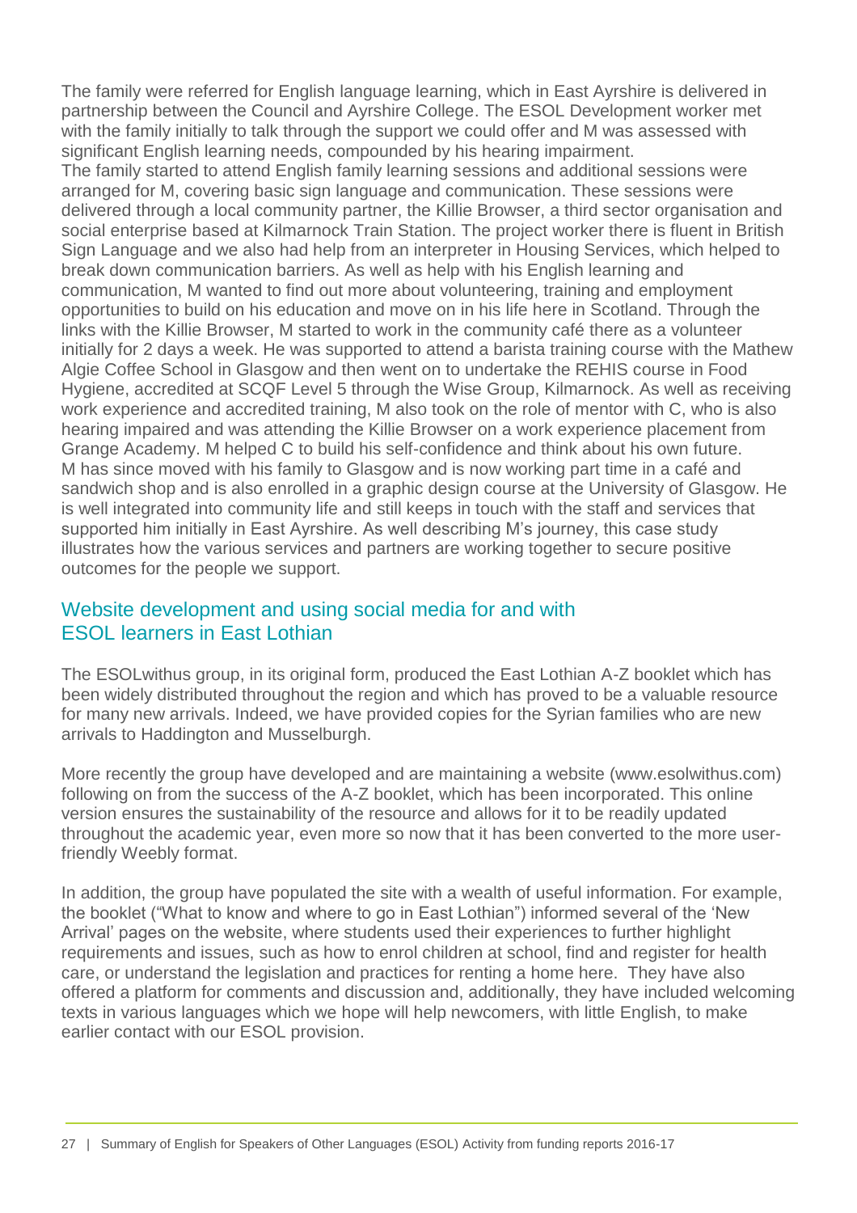The family were referred for English language learning, which in East Ayrshire is delivered in partnership between the Council and Ayrshire College. The ESOL Development worker met with the family initially to talk through the support we could offer and M was assessed with significant English learning needs, compounded by his hearing impairment.

The family started to attend English family learning sessions and additional sessions were arranged for M, covering basic sign language and communication. These sessions were delivered through a local community partner, the Killie Browser, a third sector organisation and social enterprise based at Kilmarnock Train Station. The project worker there is fluent in British Sign Language and we also had help from an interpreter in Housing Services, which helped to break down communication barriers. As well as help with his English learning and communication, M wanted to find out more about volunteering, training and employment opportunities to build on his education and move on in his life here in Scotland. Through the links with the Killie Browser, M started to work in the community café there as a volunteer initially for 2 days a week. He was supported to attend a barista training course with the Mathew Algie Coffee School in Glasgow and then went on to undertake the REHIS course in Food Hygiene, accredited at SCQF Level 5 through the Wise Group, Kilmarnock. As well as receiving work experience and accredited training, M also took on the role of mentor with C, who is also hearing impaired and was attending the Killie Browser on a work experience placement from Grange Academy. M helped C to build his self-confidence and think about his own future.

M has since moved with his family to Glasgow and is now working part time in a café and sandwich shop and is also enrolled in a graphic design course at the University of Glasgow. He is well integrated into community life and still keeps in touch with the staff and services that supported him initially in East Ayrshire. As well describing M's journey, this case study illustrates how the various services and partners are working together to secure positive outcomes for the people we support.

## Website development and using social media for and with ESOL learners in East Lothian

The ESOLwithus group, in its original form, produced the East Lothian A-Z booklet which has been widely distributed throughout the region and which has proved to be a valuable resource for many new arrivals. Indeed, we have provided copies for the Syrian families who are new arrivals to Haddington and Musselburgh.

More recently the group have developed and are maintaining a website (www.esolwithus.com) following on from the success of the A-Z booklet, which has been incorporated. This online version ensures the sustainability of the resource and allows for it to be readily updated throughout the academic year, even more so now that it has been converted to the more user-friendly Weebly format.

In addition, the group have populated the site with a wealth of useful information. For example, the booklet ("What to know and where to go in East Lothian") informed several of the 'New Arrival' pages on the website, where students used their experiences to further highlight requirements and issues, such as how to enrol children at school, find and register for health care, or understand the legislation and practices for renting a home here. They have also offered a platform for comments and discussion and, additionally, they have included welcoming texts in various languages which we hope will help newcomers, with little English, to make earlier contact with our ESOL provision.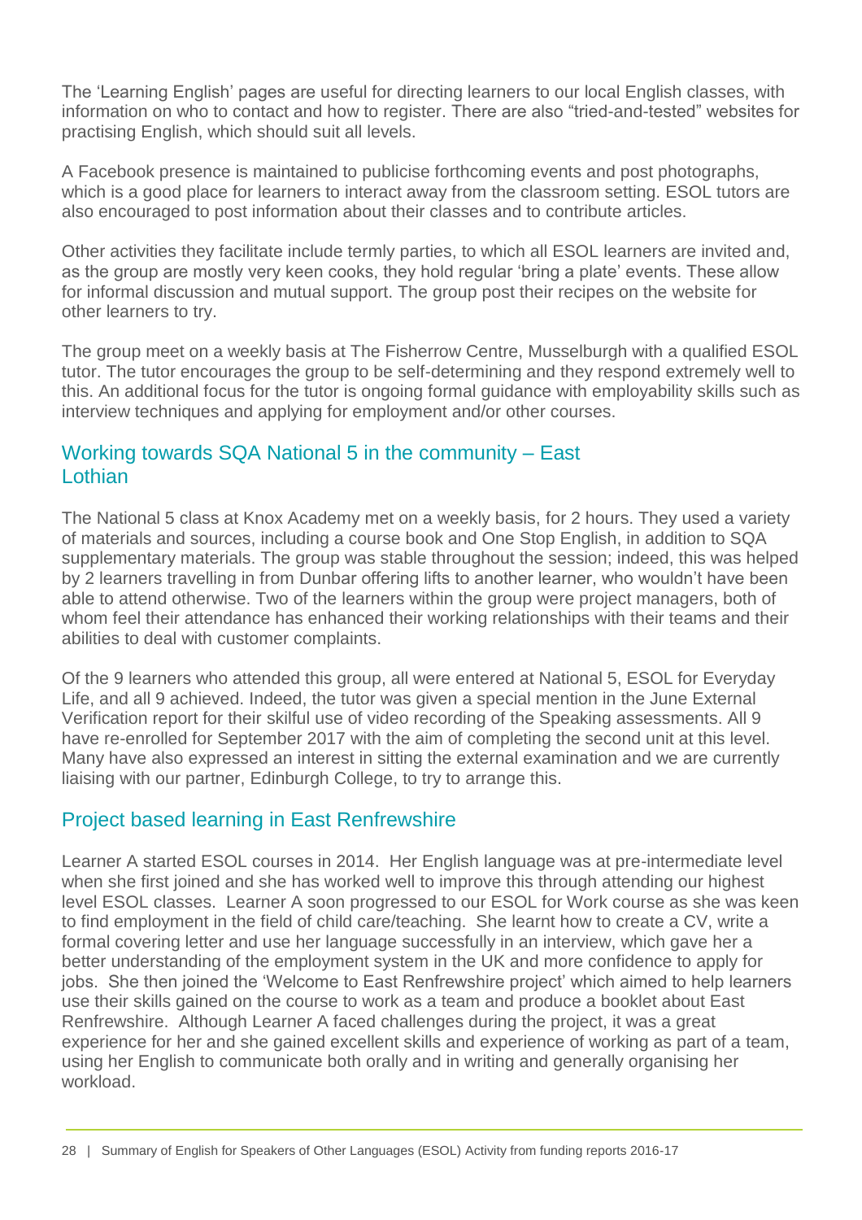The 'Learning English' pages are useful for directing learners to our local English classes, with information on who to contact and how to register. There are also "tried-and-tested" websites for practising English, which should suit all levels.

A Facebook presence is maintained to publicise forthcoming events and post photographs, which is a good place for learners to interact away from the classroom setting. ESOL tutors are also encouraged to post information about their classes and to contribute articles.

Other activities they facilitate include termly parties, to which all ESOL learners are invited and, as the group are mostly very keen cooks, they hold regular 'bring a plate' events. These allow for informal discussion and mutual support. The group post their recipes on the website for other learners to try.

The group meet on a weekly basis at The Fisherrow Centre, Musselburgh with a qualified ESOL tutor. The tutor encourages the group to be self-determining and they respond extremely well to this. An additional focus for the tutor is ongoing formal guidance with employability skills such as interview techniques and applying for employment and/or other courses.

## Working towards SQA National 5 in the community – East Lothian

The National 5 class at Knox Academy met on a weekly basis, for 2 hours. They used a variety of materials and sources, including a course book and One Stop English, in addition to SQA supplementary materials. The group was stable throughout the session; indeed, this was helped by 2 learners travelling in from Dunbar offering lifts to another learner, who wouldn't have been able to attend otherwise. Two of the learners within the group were project managers, both of whom feel their attendance has enhanced their working relationships with their teams and their abilities to deal with customer complaints.

Of the 9 learners who attended this group, all were entered at National 5, ESOL for Everyday Life, and all 9 achieved. Indeed, the tutor was given a special mention in the June External Verification report for their skilful use of video recording of the Speaking assessments. All 9 have re-enrolled for September 2017 with the aim of completing the second unit at this level. Many have also expressed an interest in sitting the external examination and we are currently liaising with our partner, Edinburgh College, to try to arrange this.

## Project based learning in East Renfrewshire

Learner A started ESOL courses in 2014. Her English language was at pre-intermediate level when she first joined and she has worked well to improve this through attending our highest level ESOL classes. Learner A soon progressed to our ESOL for Work course as she was keen to find employment in the field of child care/teaching. She learnt how to create a CV, write a formal covering letter and use her language successfully in an interview, which gave her a better understanding of the employment system in the UK and more confidence to apply for jobs. She then joined the 'Welcome to East Renfrewshire project' which aimed to help learners use their skills gained on the course to work as a team and produce a booklet about East Renfrewshire. Although Learner A faced challenges during the project, it was a great experience for her and she gained excellent skills and experience of working as part of a team, using her English to communicate both orally and in writing and generally organising her workload.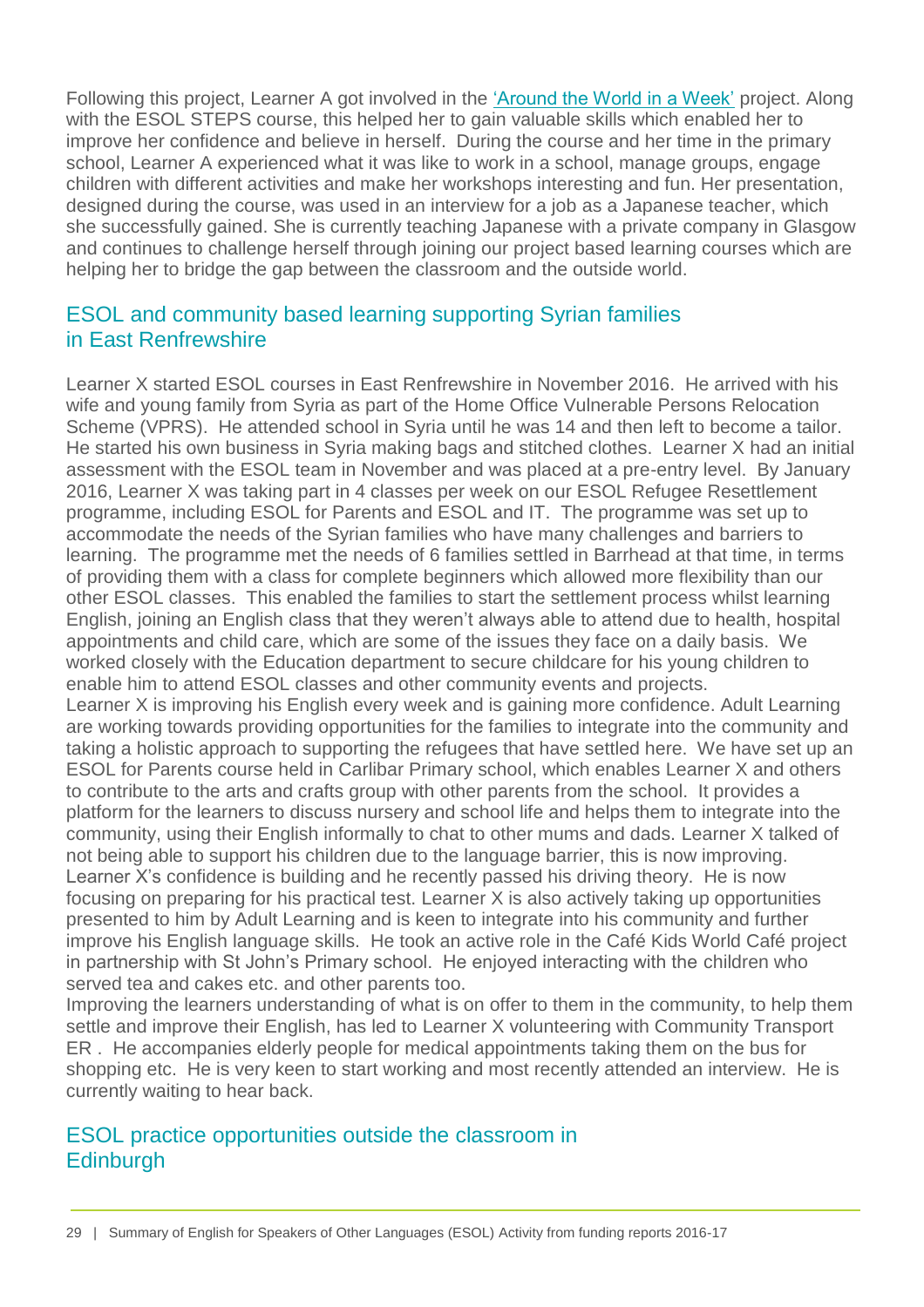Following this project, Learner A got involved in the 'Around the World in a Week' project. Along with the ESOL STEPS course, this helped her to gain valuable skills which enabled her to improve her confidence and believe in herself. During the course and her time in the primary school, Learner A experienced what it was like to work in a school, manage groups, engage children with different activities and make her workshops interesting and fun. Her presentation, designed during the course, was used in an interview for a job as a Japanese teacher, which she successfully gained. She is currently teaching Japanese with a private company in Glasgow and continues to challenge herself through joining our project based learning courses which are helping her to bridge the gap between the classroom and the outside world.

## ESOL and community based learning supporting Syrian families in East Renfrewshire

Learner X started ESOL courses in East Renfrewshire in November 2016. He arrived with his wife and young family from Syria as part of the Home Office Vulnerable Persons Relocation Scheme (VPRS). He attended school in Syria until he was 14 and then left to become a tailor. He started his own business in Syria making bags and stitched clothes. Learner X had an initial assessment with the ESOL team in November and was placed at a pre-entry level. By January 2016, Learner X was taking part in 4 classes per week on our ESOL Refugee Resettlement programme, including ESOL for Parents and ESOL and IT. The programme was set up to accommodate the needs of the Syrian families who have many challenges and barriers to learning. The programme met the needs of 6 families settled in Barrhead at that time, in terms of providing them with a class for complete beginners which allowed more flexibility than our other ESOL classes. This enabled the families to start the settlement process whilst learning English, joining an English class that they weren't always able to attend due to health, hospital appointments and child care, which are some of the issues they face on a daily basis. We worked closely with the Education department to secure childcare for his young children to enable him to attend ESOL classes and other community events and projects.

Learner X is improving his English every week and is gaining more confidence. Adult Learning are working towards providing opportunities for the families to integrate into the community and taking a holistic approach to supporting the refugees that have settled here. We have set up an ESOL for Parents course held in Carlibar Primary school, which enables Learner X and others to contribute to the arts and crafts group with other parents from the school. It provides a platform for the learners to discuss nursery and school life and helps them to integrate into the community, using their English informally to chat to other mums and dads. Learner X talked of not being able to support his children due to the language barrier, this is now improving. Learner X's confidence is building and he recently passed his driving theory. He is now focusing on preparing for his practical test. Learner X is also actively taking up opportunities presented to him by Adult Learning and is keen to integrate into his community and further improve his English language skills. He took an active role in the Café Kids World Café project in partnership with St John's Primary school. He enjoyed interacting with the children who served tea and cakes etc. and other parents too.

Improving the learners understanding of what is on offer to them in the community, to help them settle and improve their English, has led to Learner X volunteering with Community Transport ER . He accompanies elderly people for medical appointments taking them on the bus for shopping etc. He is very keen to start working and most recently attended an interview. He is currently waiting to hear back.

## ESOL practice opportunities outside the classroom in Edinburgh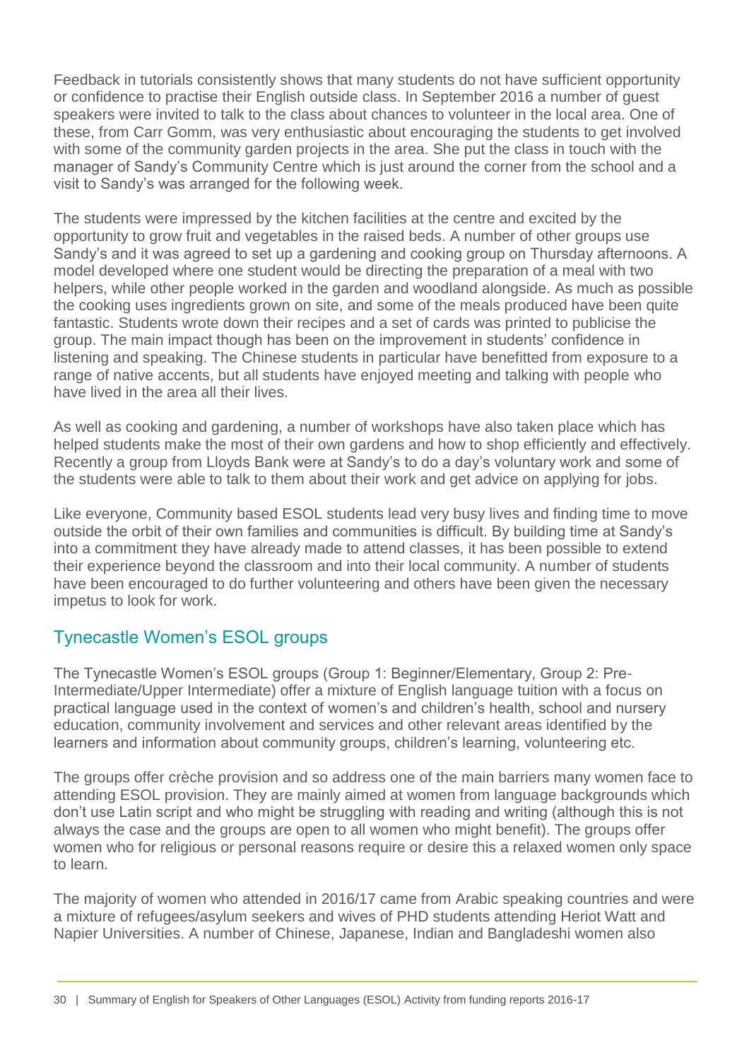Feedback in tutorials consistently shows that many students do not have sufficient opportunity or confidence to practise their English outside class. In September 2016 a number of guest speakers were invited to talk to the class about chances to volunteer in the local area. One of these, from Carr Gomm, was very enthusiastic about encouraging the students to get involved with some of the community garden projects in the area. She put the class in touch with the manager of Sandy's Community Centre which is just around the corner from the school and a visit to Sandy's was arranged for the following week.

The students were impressed by the kitchen facilities at the centre and excited by the opportunity to grow fruit and vegetables in the raised beds. A number of other groups use Sandy's and it was agreed to set up a gardening and cooking group on Thursday afternoons. A model developed where one student would be directing the preparation of a meal with two helpers, while other people worked in the garden and woodland alongside. As much as possible the cooking uses ingredients grown on site, and some of the meals produced have been quite fantastic. Students wrote down their recipes and a set of cards was printed to publicise the group. The main impact though has been on the improvement in students' confidence in listening and speaking. The Chinese students in particular have benefitted from exposure to a range of native accents, but all students have enjoyed meeting and talking with people who have lived in the area all their lives.

As well as cooking and gardening, a number of workshops have also taken place which has helped students make the most of their own gardens and how to shop efficiently and effectively. Recently a group from Lloyds Bank were at Sandy's to do a day's voluntary work and some of the students were able to talk to them about their work and get advice on applying for jobs.

Like everyone, Community based ESOL students lead very busy lives and finding time to move outside the orbit of their own families and communities is difficult. By building time at Sandy's into a commitment they have already made to attend classes, it has been possible to extend their experience beyond the classroom and into their local community. A number of students have been encouraged to do further volunteering and others have been given the necessary impetus to look for work.

## Tynecastle Women's ESOL groups

The Tynecastle Women's ESOL groups (Group 1: Beginner/Elementary, Group 2: Pre-Intermediate/Upper Intermediate) offer a mixture of English language tuition with a focus on practical language used in the context of women's and children's health, school and nursery education, community involvement and services and other relevant areas identified by the learners and information about community groups, children's learning, volunteering etc.

The groups offer crèche provision and so address one of the main barriers many women face to attending ESOL provision. They are mainly aimed at women from language backgrounds which don't use Latin script and who might be struggling with reading and writing (although this is not always the case and the groups are open to all women who might benefit). The groups offer women who for religious or personal reasons require or desire this a relaxed women only space to learn.

The majority of women who attended in 2016/17 came from Arabic speaking countries and were a mixture of refugees/asylum seekers and wives of PHD students attending Heriot Watt and Napier Universities. A number of Chinese, Japanese, Indian and Bangladeshi women also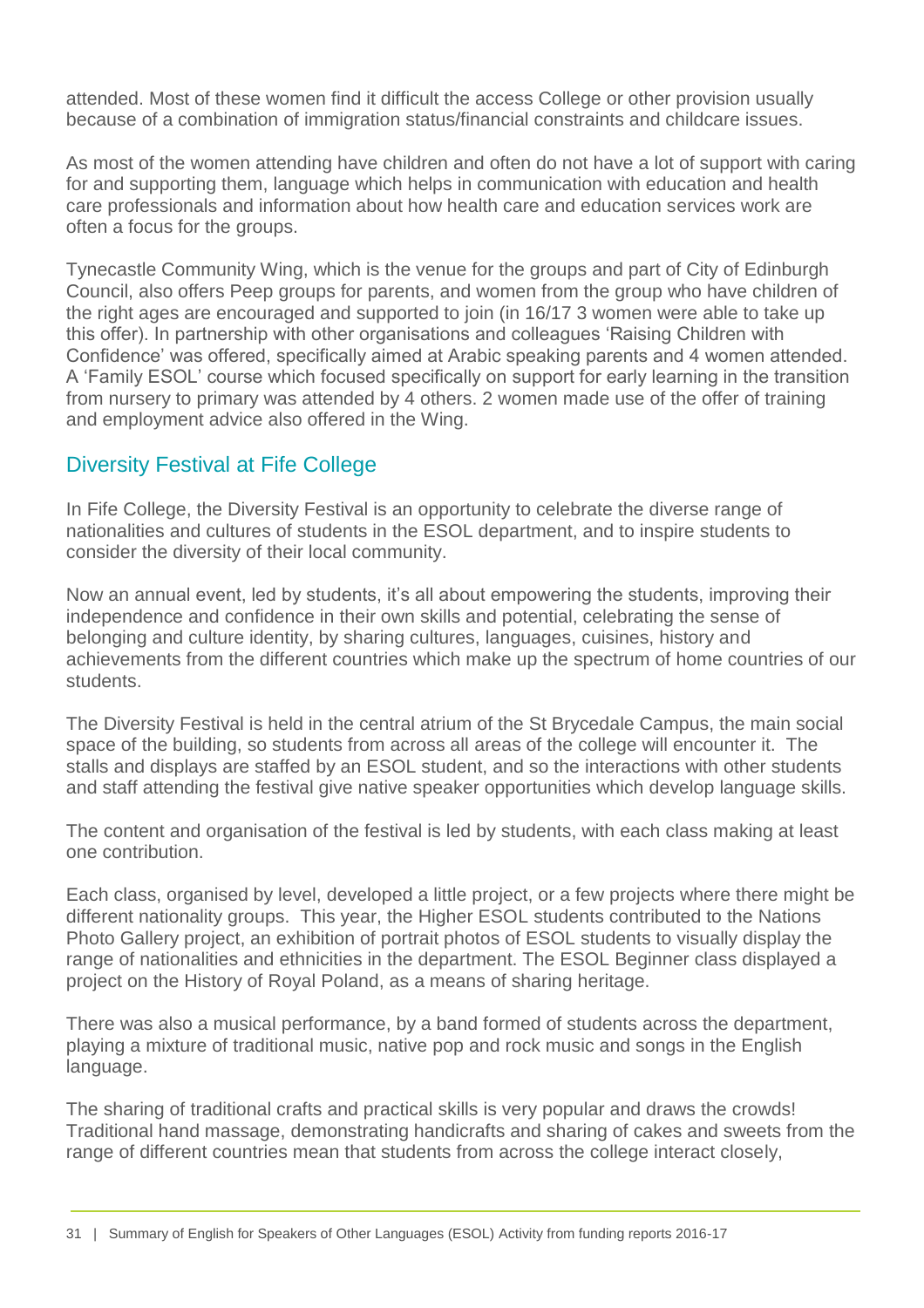attended. Most of these women find it difficult the access College or other provision usually because of a combination of immigration status/financial constraints and childcare issues.

As most of the women attending have children and often do not have a lot of support with caring for and supporting them, language which helps in communication with education and health care professionals and information about how health care and education services work are often a focus for the groups.

Tynecastle Community Wing, which is the venue for the groups and part of City of Edinburgh Council, also offers Peep groups for parents, and women from the group who have children of the right ages are encouraged and supported to join (in 16/17 3 women were able to take up this offer). In partnership with other organisations and colleagues 'Raising Children with Confidence' was offered, specifically aimed at Arabic speaking parents and 4 women attended. A 'Family ESOL' course which focused specifically on support for early learning in the transition from nursery to primary was attended by 4 others. 2 women made use of the offer of training and employment advice also offered in the Wing.

## Diversity Festival at Fife College

In Fife College, the Diversity Festival is an opportunity to celebrate the diverse range of nationalities and cultures of students in the ESOL department, and to inspire students to consider the diversity of their local community.

Now an annual event, led by students, it's all about empowering the students, improving their independence and confidence in their own skills and potential, celebrating the sense of belonging and culture identity, by sharing cultures, languages, cuisines, history and achievements from the different countries which make up the spectrum of home countries of our students.

The Diversity Festival is held in the central atrium of the St Brycedale Campus, the main social space of the building, so students from across all areas of the college will encounter it. The stalls and displays are staffed by an ESOL student, and so the interactions with other students and staff attending the festival give native speaker opportunities which develop language skills.

The content and organisation of the festival is led by students, with each class making at least one contribution.

Each class, organised by level, developed a little project, or a few projects where there might be different nationality groups. This year, the Higher ESOL students contributed to the Nations Photo Gallery project, an exhibition of portrait photos of ESOL students to visually display the range of nationalities and ethnicities in the department. The ESOL Beginner class displayed a project on the History of Royal Poland, as a means of sharing heritage.

There was also a musical performance, by a band formed of students across the department, playing a mixture of traditional music, native pop and rock music and songs in the English language.

The sharing of traditional crafts and practical skills is very popular and draws the crowds! Traditional hand massage, demonstrating handicrafts and sharing of cakes and sweets from the range of different countries mean that students from across the college interact closely,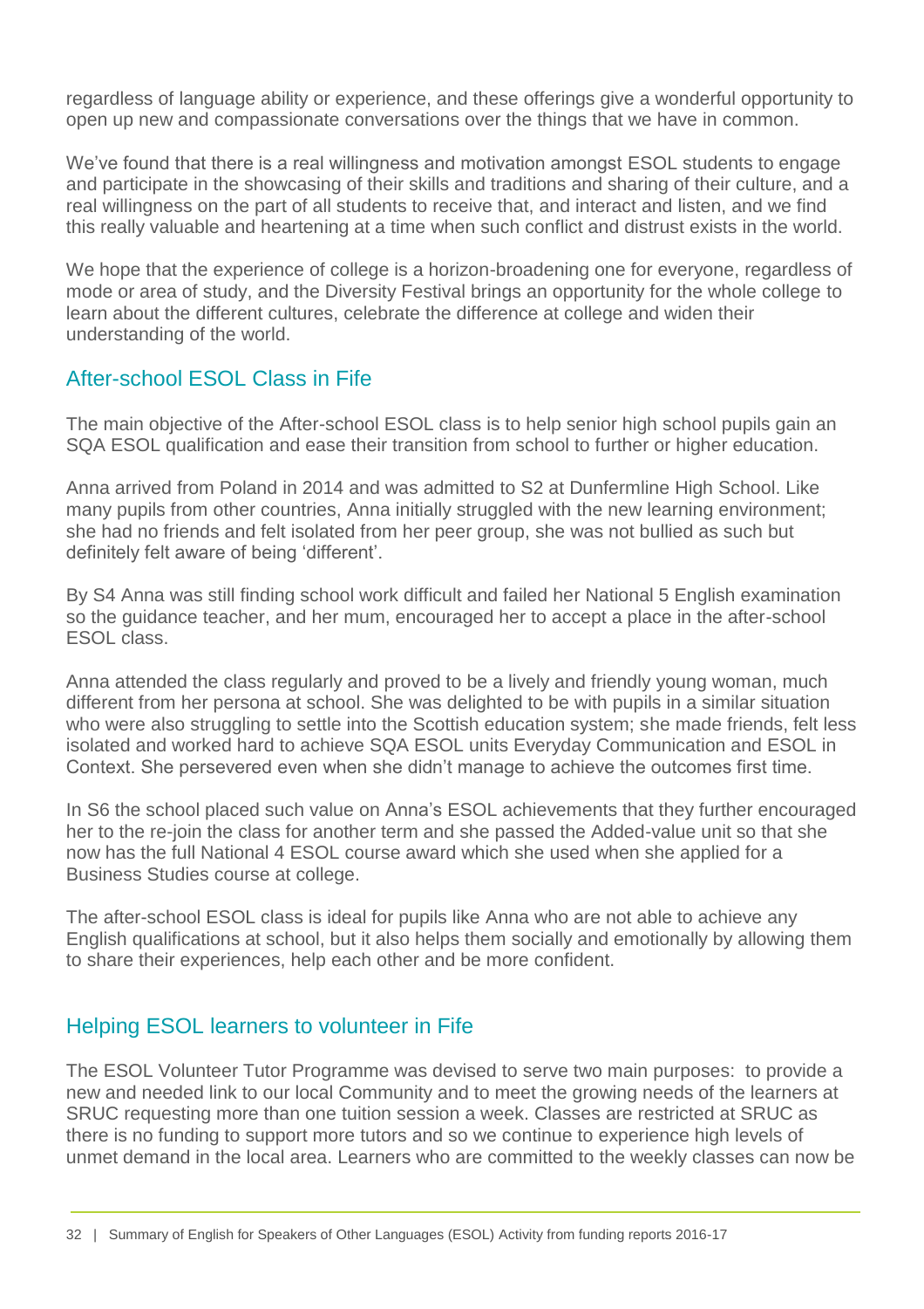regardless of language ability or experience, and these offerings give a wonderful opportunity to open up new and compassionate conversations over the things that we have in common.

We've found that there is a real willingness and motivation amongst ESOL students to engage and participate in the showcasing of their skills and traditions and sharing of their culture, and a real willingness on the part of all students to receive that, and interact and listen, and we find this really valuable and heartening at a time when such conflict and distrust exists in the world.

We hope that the experience of college is a horizon-broadening one for everyone, regardless of mode or area of study, and the Diversity Festival brings an opportunity for the whole college to learn about the different cultures, celebrate the difference at college and widen their understanding of the world.

## After-school ESOL Class in Fife

The main objective of the After-school ESOL class is to help senior high school pupils gain an SQA ESOL qualification and ease their transition from school to further or higher education.

Anna arrived from Poland in 2014 and was admitted to S2 at Dunfermline High School. Like many pupils from other countries, Anna initially struggled with the new learning environment; she had no friends and felt isolated from her peer group, she was not bullied as such but definitely felt aware of being 'different'.

By S4 Anna was still finding school work difficult and failed her National 5 English examination so the guidance teacher, and her mum, encouraged her to accept a place in the after-school ESOL class.

Anna attended the class regularly and proved to be a lively and friendly young woman, much different from her persona at school. She was delighted to be with pupils in a similar situation who were also struggling to settle into the Scottish education system; she made friends, felt less isolated and worked hard to achieve SQA ESOL units Everyday Communication and ESOL in Context. She persevered even when she didn't manage to achieve the outcomes first time.

In S6 the school placed such value on Anna's ESOL achievements that they further encouraged her to the re-join the class for another term and she passed the Added-value unit so that she now has the full National 4 ESOL course award which she used when she applied for a Business Studies course at college.

The after-school ESOL class is ideal for pupils like Anna who are not able to achieve any English qualifications at school, but it also helps them socially and emotionally by allowing them to share their experiences, help each other and be more confident.

## Helping ESOL learners to volunteer in Fife

The ESOL Volunteer Tutor Programme was devised to serve two main purposes: to provide a new and needed link to our local Community and to meet the growing needs of the learners at SRUC requesting more than one tuition session a week. Classes are restricted at SRUC as there is no funding to support more tutors and so we continue to experience high levels of unmet demand in the local area. Learners who are committed to the weekly classes can now be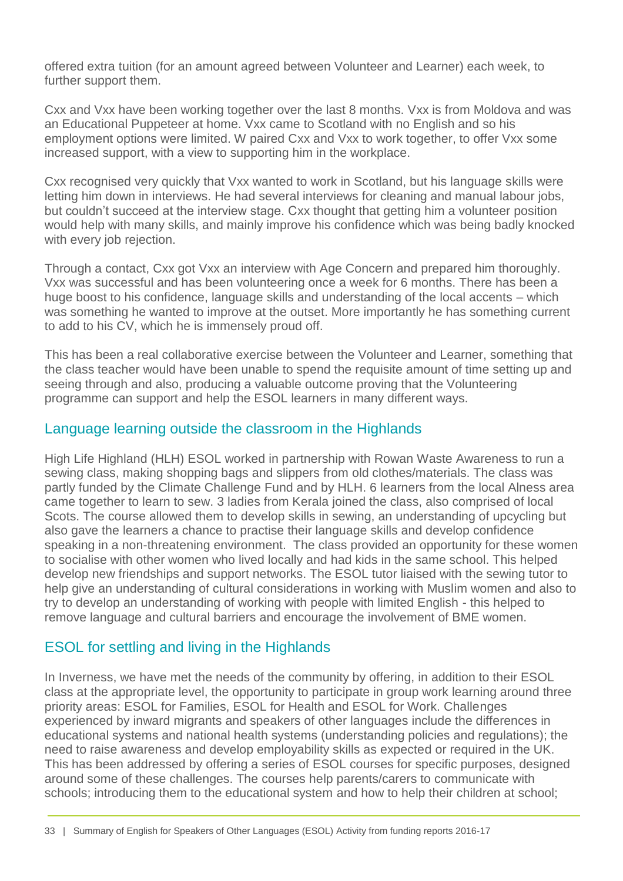offered extra tuition (for an amount agreed between Volunteer and Learner) each week, to further support them.

Cxx and Vxx have been working together over the last 8 months. Vxx is from Moldova and was an Educational Puppeteer at home. Vxx came to Scotland with no English and so his employment options were limited. W paired Cxx and Vxx to work together, to offer Vxx some increased support, with a view to supporting him in the workplace.

Cxx recognised very quickly that Vxx wanted to work in Scotland, but his language skills were letting him down in interviews. He had several interviews for cleaning and manual labour jobs, but couldn't succeed at the interview stage. Cxx thought that getting him a volunteer position would help with many skills, and mainly improve his confidence which was being badly knocked with every job rejection.

Through a contact, Cxx got Vxx an interview with Age Concern and prepared him thoroughly. Vxx was successful and has been volunteering once a week for 6 months. There has been a huge boost to his confidence, language skills and understanding of the local accents – which was something he wanted to improve at the outset. More importantly he has something current to add to his CV, which he is immensely proud off.

This has been a real collaborative exercise between the Volunteer and Learner, something that the class teacher would have been unable to spend the requisite amount of time setting up and seeing through and also, producing a valuable outcome proving that the Volunteering programme can support and help the ESOL learners in many different ways.

## Language learning outside the classroom in the Highlands

High Life Highland (HLH) ESOL worked in partnership with Rowan Waste Awareness to run a sewing class, making shopping bags and slippers from old clothes/materials. The class was partly funded by the Climate Challenge Fund and by HLH. 6 learners from the local Alness area came together to learn to sew. 3 ladies from Kerala joined the class, also comprised of local Scots. The course allowed them to develop skills in sewing, an understanding of upcycling but also gave the learners a chance to practise their language skills and develop confidence speaking in a non-threatening environment. The class provided an opportunity for these women to socialise with other women who lived locally and had kids in the same school. This helped develop new friendships and support networks. The ESOL tutor liaised with the sewing tutor to help give an understanding of cultural considerations in working with Muslim women and also to try to develop an understanding of working with people with limited English - this helped to remove language and cultural barriers and encourage the involvement of BME women.

## ESOL for settling and living in the Highlands

In Inverness, we have met the needs of the community by offering, in addition to their ESOL class at the appropriate level, the opportunity to participate in group work learning around three priority areas: ESOL for Families, ESOL for Health and ESOL for Work. Challenges experienced by inward migrants and speakers of other languages include the differences in educational systems and national health systems (understanding policies and regulations); the need to raise awareness and develop employability skills as expected or required in the UK. This has been addressed by offering a series of ESOL courses for specific purposes, designed around some of these challenges. The courses help parents/carers to communicate with schools; introducing them to the educational system and how to help their children at school;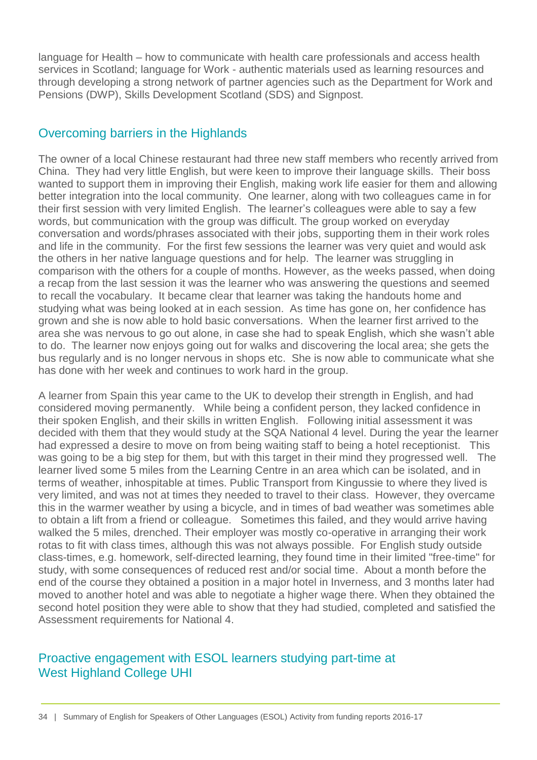language for Health – how to communicate with health care professionals and access health services in Scotland; language for Work - authentic materials used as learning resources and through developing a strong network of partner agencies such as the Department for Work and Pensions (DWP), Skills Development Scotland (SDS) and Signpost.

## Overcoming barriers in the Highlands

The owner of a local Chinese restaurant had three new staff members who recently arrived from China. They had very little English, but were keen to improve their language skills. Their boss wanted to support them in improving their English, making work life easier for them and allowing better integration into the local community. One learner, along with two colleagues came in for their first session with very limited English. The learner's colleagues were able to say a few words, but communication with the group was difficult. The group worked on everyday conversation and words/phrases associated with their jobs, supporting them in their work roles and life in the community. For the first few sessions the learner was very quiet and would ask the others in her native language questions and for help. The learner was struggling in comparison with the others for a couple of months. However, as the weeks passed, when doing a recap from the last session it was the learner who was answering the questions and seemed to recall the vocabulary. It became clear that learner was taking the handouts home and studying what was being looked at in each session. As time has gone on, her confidence has grown and she is now able to hold basic conversations. When the learner first arrived to the area she was nervous to go out alone, in case she had to speak English, which she wasn't able to do. The learner now enjoys going out for walks and discovering the local area; she gets the bus regularly and is no longer nervous in shops etc. She is now able to communicate what she has done with her week and continues to work hard in the group.

A learner from Spain this year came to the UK to develop their strength in English, and had considered moving permanently. While being a confident person, they lacked confidence in their spoken English, and their skills in written English. Following initial assessment it was decided with them that they would study at the SQA National 4 level. During the year the learner had expressed a desire to move on from being waiting staff to being a hotel receptionist. This was going to be a big step for them, but with this target in their mind they progressed well. The learner lived some 5 miles from the Learning Centre in an area which can be isolated, and in terms of weather, inhospitable at times. Public Transport from Kingussie to where they lived is very limited, and was not at times they needed to travel to their class. However, they overcame this in the warmer weather by using a bicycle, and in times of bad weather was sometimes able to obtain a lift from a friend or colleague. Sometimes this failed, and they would arrive having walked the 5 miles, drenched. Their employer was mostly co-operative in arranging their work rotas to fit with class times, although this was not always possible. For English study outside class-times, e.g. homework, self-directed learning, they found time in their limited "free-time" for study, with some consequences of reduced rest and/or social time. About a month before the end of the course they obtained a position in a major hotel in Inverness, and 3 months later had moved to another hotel and was able to negotiate a higher wage there. When they obtained the second hotel position they were able to show that they had studied, completed and satisfied the Assessment requirements for National 4.

## Proactive engagement with ESOL learners studying part-time at West Highland College UHI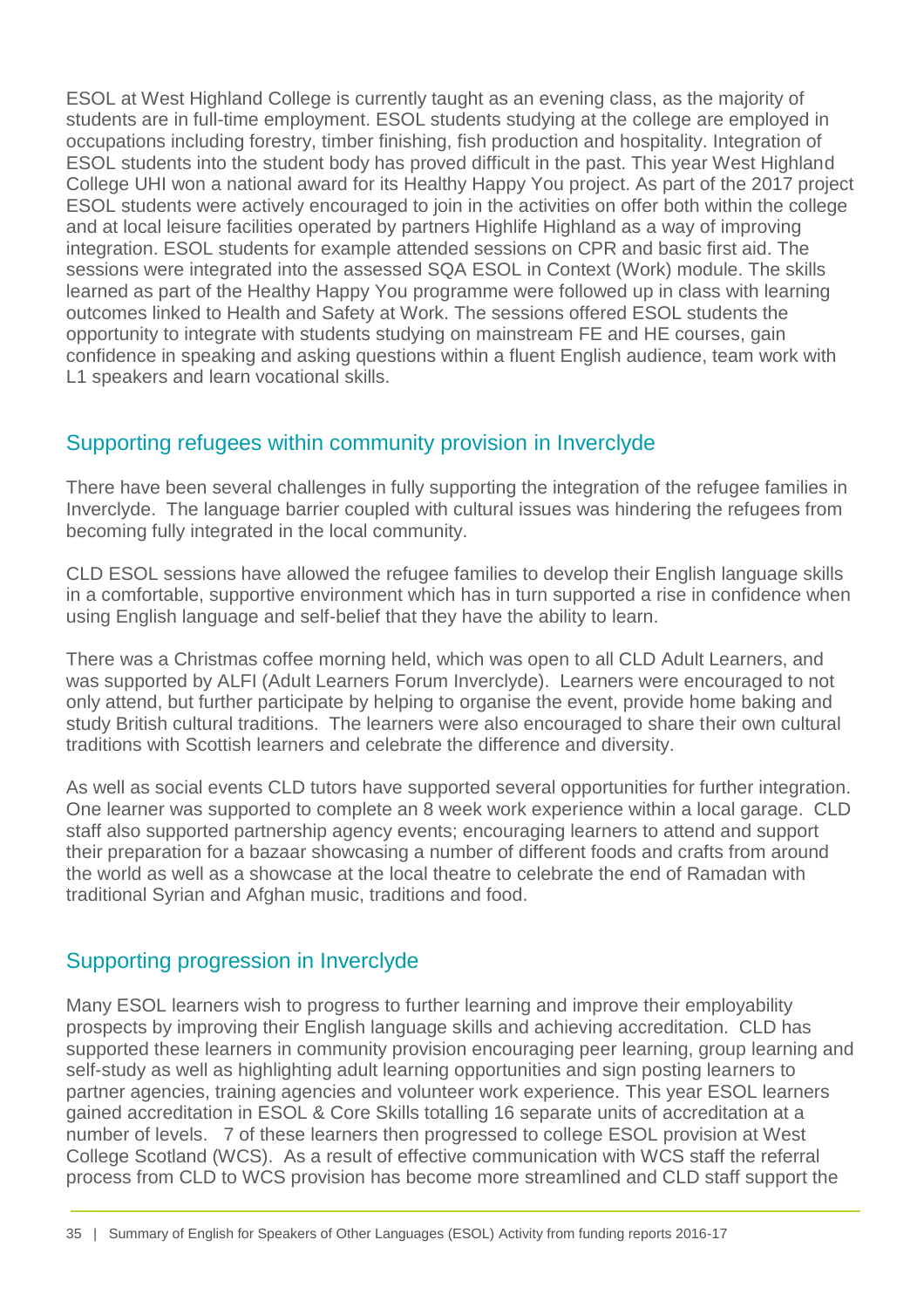ESOL at West Highland College is currently taught as an evening class, as the majority of students are in full-time employment. ESOL students studying at the college are employed in occupations including forestry, timber finishing, fish production and hospitality. Integration of ESOL students into the student body has proved difficult in the past. This year West Highland College UHI won a national award for its Healthy Happy You project. As part of the 2017 project ESOL students were actively encouraged to join in the activities on offer both within the college and at local leisure facilities operated by partners Highlife Highland as a way of improving integration. ESOL students for example attended sessions on CPR and basic first aid. The sessions were integrated into the assessed SQA ESOL in Context (Work) module. The skills learned as part of the Healthy Happy You programme were followed up in class with learning outcomes linked to Health and Safety at Work. The sessions offered ESOL students the opportunity to integrate with students studying on mainstream FE and HE courses, gain confidence in speaking and asking questions within a fluent English audience, team work with L1 speakers and learn vocational skills.

## Supporting refugees within community provision in Inverclyde

There have been several challenges in fully supporting the integration of the refugee families in Inverclyde. The language barrier coupled with cultural issues was hindering the refugees from becoming fully integrated in the local community.

CLD ESOL sessions have allowed the refugee families to develop their English language skills in a comfortable, supportive environment which has in turn supported a rise in confidence when using English language and self-belief that they have the ability to learn.

There was a Christmas coffee morning held, which was open to all CLD Adult Learners, and was supported by ALFI (Adult Learners Forum Inverclyde). Learners were encouraged to not only attend, but further participate by helping to organise the event, provide home baking and study British cultural traditions. The learners were also encouraged to share their own cultural traditions with Scottish learners and celebrate the difference and diversity.

As well as social events CLD tutors have supported several opportunities for further integration. One learner was supported to complete an 8 week work experience within a local garage. CLD staff also supported partnership agency events; encouraging learners to attend and support their preparation for a bazaar showcasing a number of different foods and crafts from around the world as well as a showcase at the local theatre to celebrate the end of Ramadan with traditional Syrian and Afghan music, traditions and food.

## Supporting progression in Inverclyde

Many ESOL learners wish to progress to further learning and improve their employability prospects by improving their English language skills and achieving accreditation. CLD has supported these learners in community provision encouraging peer learning, group learning and self-study as well as highlighting adult learning opportunities and sign posting learners to partner agencies, training agencies and volunteer work experience. This year ESOL learners gained accreditation in ESOL & Core Skills totalling 16 separate units of accreditation at a number of levels. 7 of these learners then progressed to college ESOL provision at West College Scotland (WCS). As a result of effective communication with WCS staff the referral process from CLD to WCS provision has become more streamlined and CLD staff support the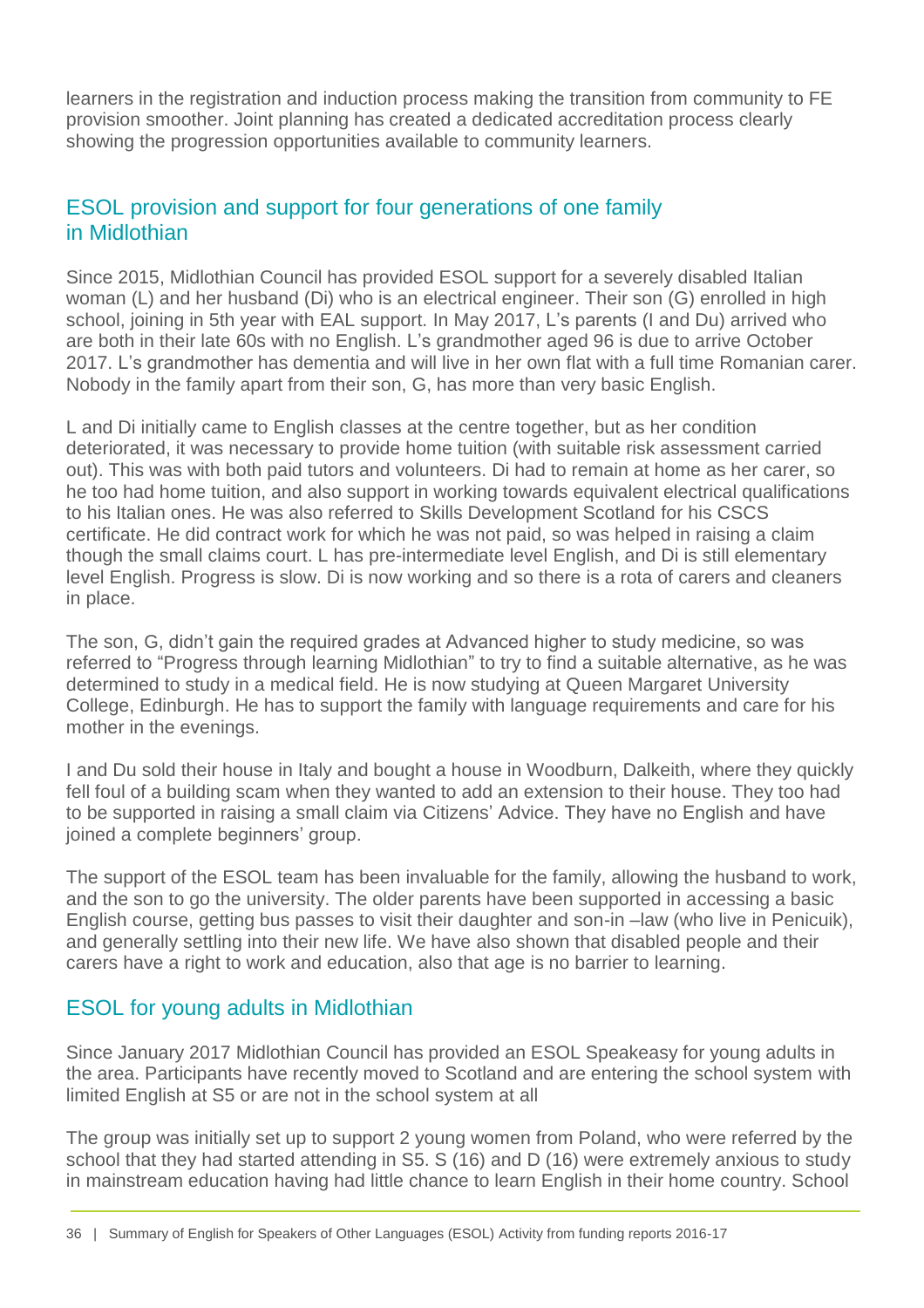learners in the registration and induction process making the transition from community to FE provision smoother. Joint planning has created a dedicated accreditation process clearly showing the progression opportunities available to community learners.

## ESOL provision and support for four generations of one family in Midlothian

Since 2015, Midlothian Council has provided ESOL support for a severely disabled Italian woman (L) and her husband (Di) who is an electrical engineer. Their son (G) enrolled in high school, joining in 5th year with EAL support. In May 2017, L's parents (I and Du) arrived who are both in their late 60s with no English. L's grandmother aged 96 is due to arrive October 2017. L's grandmother has dementia and will live in her own flat with a full time Romanian carer. Nobody in the family apart from their son, G, has more than very basic English.

L and Di initially came to English classes at the centre together, but as her condition deteriorated, it was necessary to provide home tuition (with suitable risk assessment carried out). This was with both paid tutors and volunteers. Di had to remain at home as her carer, so he too had home tuition, and also support in working towards equivalent electrical qualifications to his Italian ones. He was also referred to Skills Development Scotland for his CSCS certificate. He did contract work for which he was not paid, so was helped in raising a claim though the small claims court. L has pre-intermediate level English, and Di is still elementary level English. Progress is slow. Di is now working and so there is a rota of carers and cleaners in place.

The son, G, didn't gain the required grades at Advanced higher to study medicine, so was referred to "Progress through learning Midlothian" to try to find a suitable alternative, as he was determined to study in a medical field. He is now studying at Queen Margaret University College, Edinburgh. He has to support the family with language requirements and care for his mother in the evenings.

I and Du sold their house in Italy and bought a house in Woodburn, Dalkeith, where they quickly fell foul of a building scam when they wanted to add an extension to their house. They too had to be supported in raising a small claim via Citizens' Advice. They have no English and have joined a complete beginners' group.

The support of the ESOL team has been invaluable for the family, allowing the husband to work, and the son to go the university. The older parents have been supported in accessing a basic English course, getting bus passes to visit their daughter and son-in –law (who live in Penicuik), and generally settling into their new life. We have also shown that disabled people and their carers have a right to work and education, also that age is no barrier to learning.

## ESOL for young adults in Midlothian

Since January 2017 Midlothian Council has provided an ESOL Speakeasy for young adults in the area. Participants have recently moved to Scotland and are entering the school system with limited English at S5 or are not in the school system at all

The group was initially set up to support 2 young women from Poland, who were referred by the school that they had started attending in S5. S (16) and D (16) were extremely anxious to study in mainstream education having had little chance to learn English in their home country. School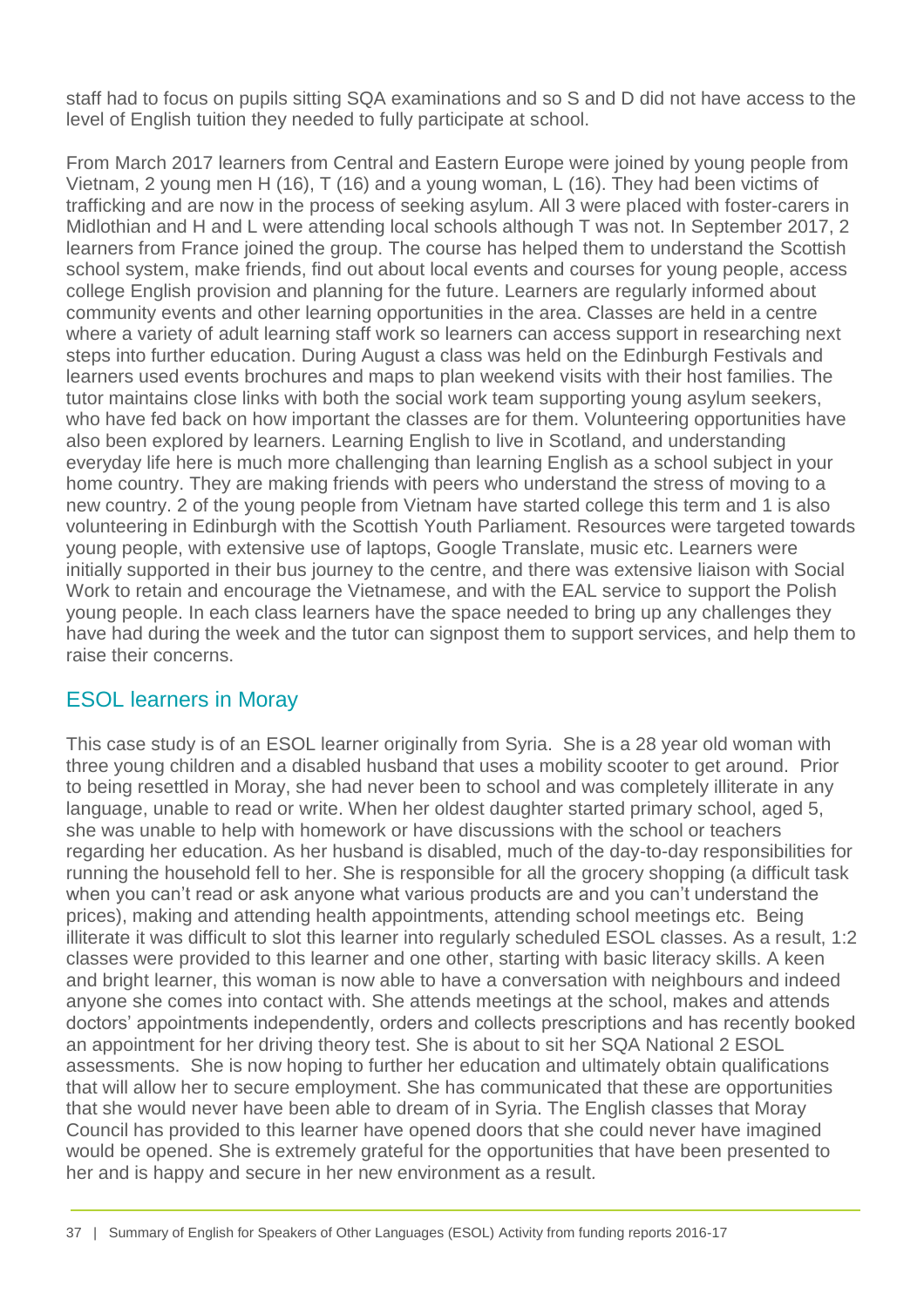staff had to focus on pupils sitting SQA examinations and so S and D did not have access to the level of English tuition they needed to fully participate at school.

From March 2017 learners from Central and Eastern Europe were joined by young people from Vietnam, 2 young men H (16), T (16) and a young woman, L (16). They had been victims of trafficking and are now in the process of seeking asylum. All 3 were placed with foster-carers in Midlothian and H and L were attending local schools although T was not. In September 2017, 2 learners from France joined the group. The course has helped them to understand the Scottish school system, make friends, find out about local events and courses for young people, access college English provision and planning for the future. Learners are regularly informed about community events and other learning opportunities in the area. Classes are held in a centre where a variety of adult learning staff work so learners can access support in researching next steps into further education. During August a class was held on the Edinburgh Festivals and learners used events brochures and maps to plan weekend visits with their host families. The tutor maintains close links with both the social work team supporting young asylum seekers, who have fed back on how important the classes are for them. Volunteering opportunities have also been explored by learners. Learning English to live in Scotland, and understanding everyday life here is much more challenging than learning English as a school subject in your home country. They are making friends with peers who understand the stress of moving to a new country. 2 of the young people from Vietnam have started college this term and 1 is also volunteering in Edinburgh with the Scottish Youth Parliament. Resources were targeted towards young people, with extensive use of laptops, Google Translate, music etc. Learners were initially supported in their bus journey to the centre, and there was extensive liaison with Social Work to retain and encourage the Vietnamese, and with the EAL service to support the Polish young people. In each class learners have the space needed to bring up any challenges they have had during the week and the tutor can signpost them to support services, and help them to raise their concerns.

## ESOL learners in Moray

This case study is of an ESOL learner originally from Syria. She is a 28 year old woman with three young children and a disabled husband that uses a mobility scooter to get around. Prior to being resettled in Moray, she had never been to school and was completely illiterate in any language, unable to read or write. When her oldest daughter started primary school, aged 5, she was unable to help with homework or have discussions with the school or teachers regarding her education. As her husband is disabled, much of the day-to-day responsibilities for running the household fell to her. She is responsible for all the grocery shopping (a difficult task when you can't read or ask anyone what various products are and you can't understand the prices), making and attending health appointments, attending school meetings etc. Being illiterate it was difficult to slot this learner into regularly scheduled ESOL classes. As a result, 1:2 classes were provided to this learner and one other, starting with basic literacy skills. A keen and bright learner, this woman is now able to have a conversation with neighbours and indeed anyone she comes into contact with. She attends meetings at the school, makes and attends doctors' appointments independently, orders and collects prescriptions and has recently booked an appointment for her driving theory test. She is about to sit her SQA National 2 ESOL assessments. She is now hoping to further her education and ultimately obtain qualifications that will allow her to secure employment. She has communicated that these are opportunities that she would never have been able to dream of in Syria. The English classes that Moray Council has provided to this learner have opened doors that she could never have imagined would be opened. She is extremely grateful for the opportunities that have been presented to her and is happy and secure in her new environment as a result.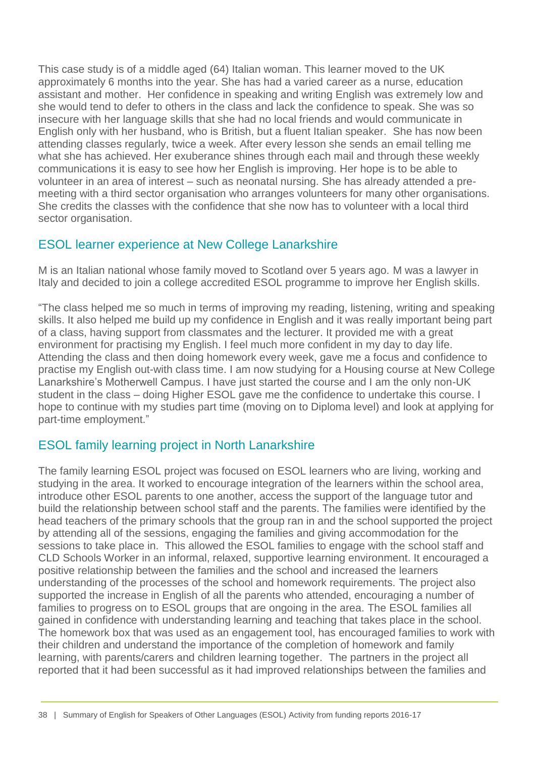This case study is of a middle aged (64) Italian woman. This learner moved to the UK approximately 6 months into the year. She has had a varied career as a nurse, education assistant and mother. Her confidence in speaking and writing English was extremely low and she would tend to defer to others in the class and lack the confidence to speak. She was so insecure with her language skills that she had no local friends and would communicate in English only with her husband, who is British, but a fluent Italian speaker. She has now been attending classes regularly, twice a week. After every lesson she sends an email telling me what she has achieved. Her exuberance shines through each mail and through these weekly communications it is easy to see how her English is improving. Her hope is to be able to volunteer in an area of interest – such as neonatal nursing. She has already attended a pre-meeting with a third sector organisation who arranges volunteers for many other organisations. She credits the classes with the confidence that she now has to volunteer with a local third sector organisation.

## ESOL learner experience at New College Lanarkshire

M is an Italian national whose family moved to Scotland over 5 years ago. M was a lawyer in Italy and decided to join a college accredited ESOL programme to improve her English skills.

"The class helped me so much in terms of improving my reading, listening, writing and speaking skills. It also helped me build up my confidence in English and it was really important being part of a class, having support from classmates and the lecturer. It provided me with a great environment for practising my English. I feel much more confident in my day to day life. Attending the class and then doing homework every week, gave me a focus and confidence to practise my English out-with class time. I am now studying for a Housing course at New College Lanarkshire's Motherwell Campus. I have just started the course and I am the only non-UK student in the class – doing Higher ESOL gave me the confidence to undertake this course. I hope to continue with my studies part time (moving on to Diploma level) and look at applying for part-time employment."

## ESOL family learning project in North Lanarkshire

The family learning ESOL project was focused on ESOL learners who are living, working and studying in the area. It worked to encourage integration of the learners within the school area, introduce other ESOL parents to one another, access the support of the language tutor and build the relationship between school staff and the parents. The families were identified by the head teachers of the primary schools that the group ran in and the school supported the project by attending all of the sessions, engaging the families and giving accommodation for the sessions to take place in. This allowed the ESOL families to engage with the school staff and CLD Schools Worker in an informal, relaxed, supportive learning environment. It encouraged a positive relationship between the families and the school and increased the learners understanding of the processes of the school and homework requirements. The project also supported the increase in English of all the parents who attended, encouraging a number of families to progress on to ESOL groups that are ongoing in the area. The ESOL families all gained in confidence with understanding learning and teaching that takes place in the school. The homework box that was used as an engagement tool, has encouraged families to work with their children and understand the importance of the completion of homework and family learning, with parents/carers and children learning together. The partners in the project all reported that it had been successful as it had improved relationships between the families and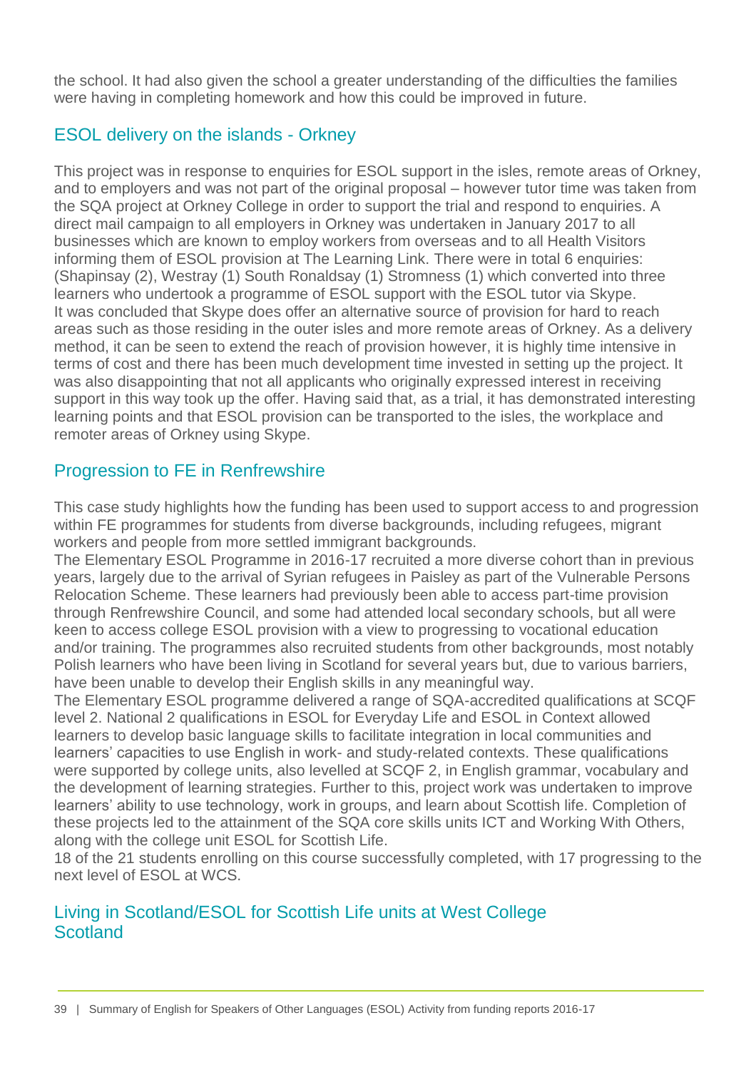the school. It had also given the school a greater understanding of the difficulties the families were having in completing homework and how this could be improved in future.

## ESOL delivery on the islands - Orkney

This project was in response to enquiries for ESOL support in the isles, remote areas of Orkney, and to employers and was not part of the original proposal – however tutor time was taken from the SQA project at Orkney College in order to support the trial and respond to enquiries. A direct mail campaign to all employers in Orkney was undertaken in January 2017 to all businesses which are known to employ workers from overseas and to all Health Visitors informing them of ESOL provision at The Learning Link. There were in total 6 enquiries: (Shapinsay (2), Westray (1) South Ronaldsay (1) Stromness (1) which converted into three learners who undertook a programme of ESOL support with the ESOL tutor via Skype.

It was concluded that Skype does offer an alternative source of provision for hard to reach areas such as those residing in the outer isles and more remote areas of Orkney. As a delivery method, it can be seen to extend the reach of provision however, it is highly time intensive in terms of cost and there has been much development time invested in setting up the project. It was also disappointing that not all applicants who originally expressed interest in receiving support in this way took up the offer. Having said that, as a trial, it has demonstrated interesting learning points and that ESOL provision can be transported to the isles, the workplace and remoter areas of Orkney using Skype.

## Progression to FE in Renfrewshire

This case study highlights how the funding has been used to support access to and progression within FE programmes for students from diverse backgrounds, including refugees, migrant workers and people from more settled immigrant backgrounds.

The Elementary ESOL Programme in 2016-17 recruited a more diverse cohort than in previous years, largely due to the arrival of Syrian refugees in Paisley as part of the Vulnerable Persons Relocation Scheme. These learners had previously been able to access part-time provision through Renfrewshire Council, and some had attended local secondary schools, but all were keen to access college ESOL provision with a view to progressing to vocational education and/or training. The programmes also recruited students from other backgrounds, most notably Polish learners who have been living in Scotland for several years but, due to various barriers, have been unable to develop their English skills in any meaningful way.

The Elementary ESOL programme delivered a range of SQA-accredited qualifications at SCQF level 2. National 2 qualifications in ESOL for Everyday Life and ESOL in Context allowed learners to develop basic language skills to facilitate integration in local communities and learners' capacities to use English in work- and study-related contexts. These qualifications were supported by college units, also levelled at SCQF 2, in English grammar, vocabulary and the development of learning strategies. Further to this, project work was undertaken to improve learners' ability to use technology, work in groups, and learn about Scottish life. Completion of these projects led to the attainment of the SQA core skills units ICT and Working With Others, along with the college unit ESOL for Scottish Life.

18 of the 21 students enrolling on this course successfully completed, with 17 progressing to the next level of ESOL at WCS.

## Living in Scotland/ESOL for Scottish Life units at West College Scotland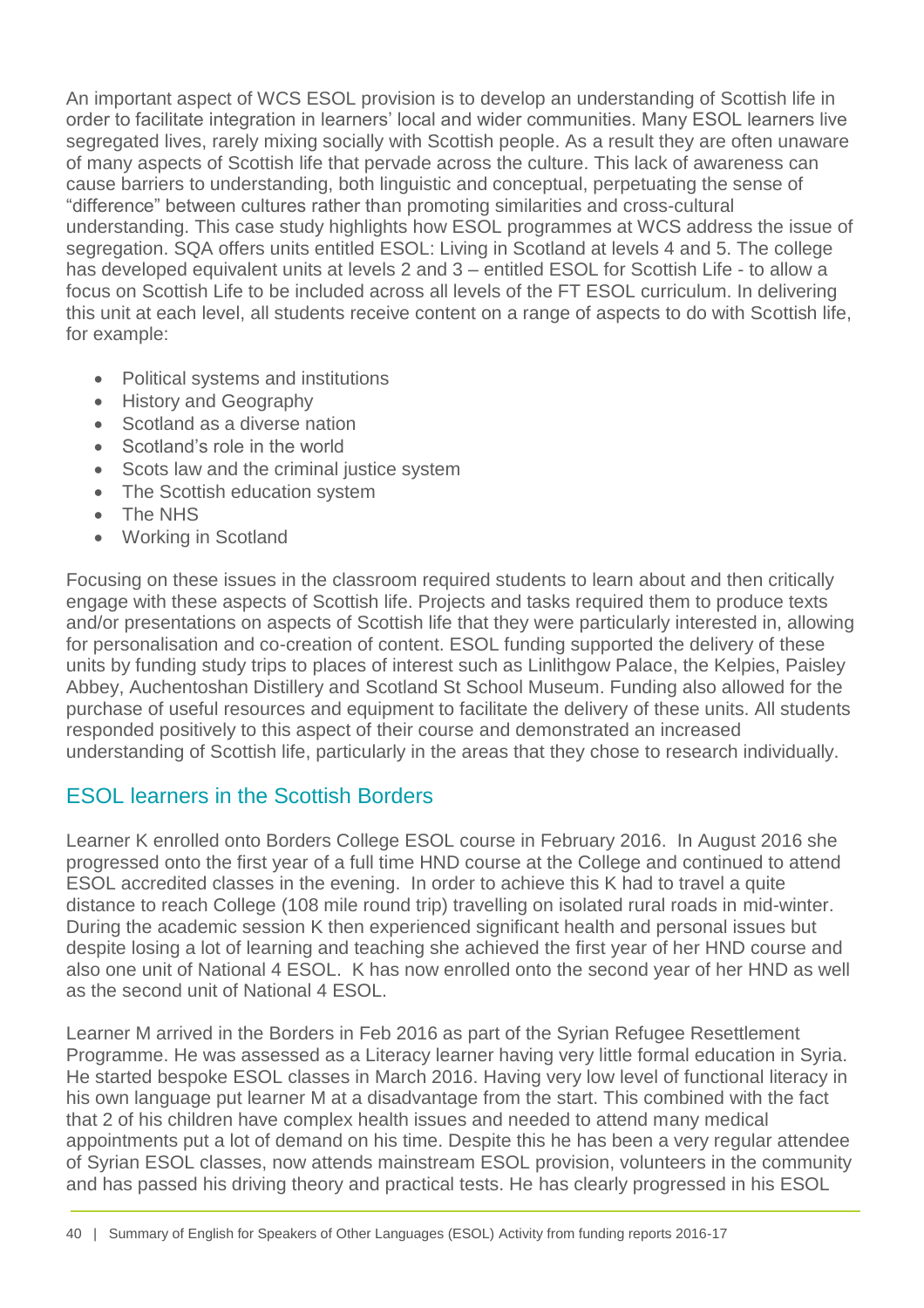An important aspect of WCS ESOL provision is to develop an understanding of Scottish life in order to facilitate integration in learners' local and wider communities. Many ESOL learners live segregated lives, rarely mixing socially with Scottish people. As a result they are often unaware of many aspects of Scottish life that pervade across the culture. This lack of awareness can cause barriers to understanding, both linguistic and conceptual, perpetuating the sense of "difference" between cultures rather than promoting similarities and cross-cultural understanding. This case study highlights how ESOL programmes at WCS address the issue of segregation. SQA offers units entitled ESOL: Living in Scotland at levels 4 and 5. The college has developed equivalent units at levels 2 and 3 – entitled ESOL for Scottish Life - to allow a focus on Scottish Life to be included across all levels of the FT ESOL curriculum. In delivering this unit at each level, all students receive content on a range of aspects to do with Scottish life, for example:

- Political systems and institutions
- History and Geography
- Scotland as a diverse nation
- Scotland's role in the world
- Scots law and the criminal justice system
- The Scottish education system
- The NHS
- Working in Scotland

Focusing on these issues in the classroom required students to learn about and then critically engage with these aspects of Scottish life. Projects and tasks required them to produce texts and/or presentations on aspects of Scottish life that they were particularly interested in, allowing for personalisation and co-creation of content. ESOL funding supported the delivery of these units by funding study trips to places of interest such as Linlithgow Palace, the Kelpies, Paisley Abbey, Auchentoshan Distillery and Scotland St School Museum. Funding also allowed for the purchase of useful resources and equipment to facilitate the delivery of these units. All students responded positively to this aspect of their course and demonstrated an increased understanding of Scottish life, particularly in the areas that they chose to research individually.

## ESOL learners in the Scottish Borders

Learner K enrolled onto Borders College ESOL course in February 2016. In August 2016 she progressed onto the first year of a full time HND course at the College and continued to attend ESOL accredited classes in the evening. In order to achieve this K had to travel a quite distance to reach College (108 mile round trip) travelling on isolated rural roads in mid-winter. During the academic session K then experienced significant health and personal issues but despite losing a lot of learning and teaching she achieved the first year of her HND course and also one unit of National 4 ESOL. K has now enrolled onto the second year of her HND as well as the second unit of National 4 ESOL.

Learner M arrived in the Borders in Feb 2016 as part of the Syrian Refugee Resettlement Programme. He was assessed as a Literacy learner having very little formal education in Syria. He started bespoke ESOL classes in March 2016. Having very low level of functional literacy in his own language put learner M at a disadvantage from the start. This combined with the fact that 2 of his children have complex health issues and needed to attend many medical appointments put a lot of demand on his time. Despite this he has been a very regular attendee of Syrian ESOL classes, now attends mainstream ESOL provision, volunteers in the community and has passed his driving theory and practical tests. He has clearly progressed in his ESOL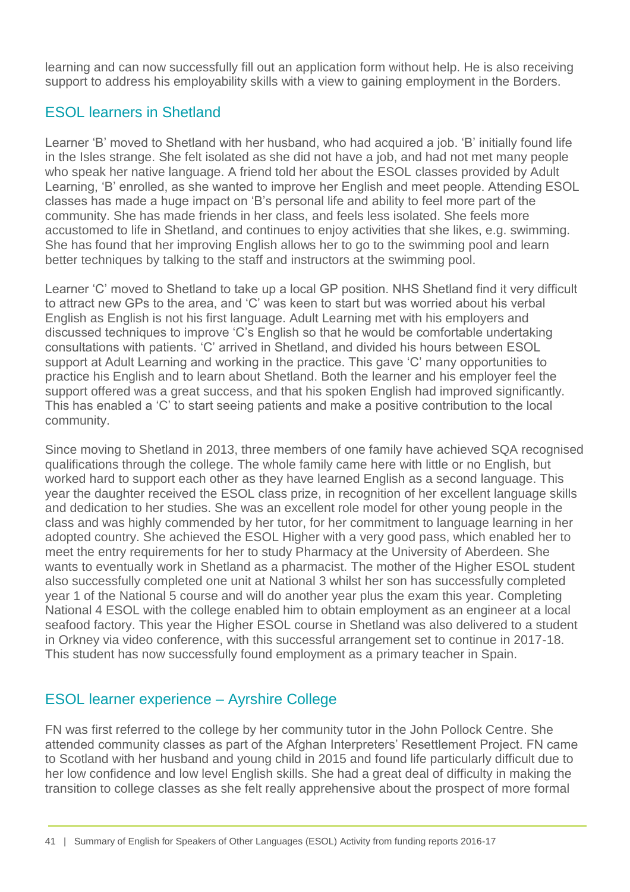learning and can now successfully fill out an application form without help. He is also receiving support to address his employability skills with a view to gaining employment in the Borders.

## ESOL learners in Shetland

Learner 'B' moved to Shetland with her husband, who had acquired a job. 'B' initially found life in the Isles strange. She felt isolated as she did not have a job, and had not met many people who speak her native language. A friend told her about the ESOL classes provided by Adult Learning, 'B' enrolled, as she wanted to improve her English and meet people. Attending ESOL classes has made a huge impact on 'B's personal life and ability to feel more part of the community. She has made friends in her class, and feels less isolated. She feels more accustomed to life in Shetland, and continues to enjoy activities that she likes, e.g. swimming. She has found that her improving English allows her to go to the swimming pool and learn better techniques by talking to the staff and instructors at the swimming pool.

Learner 'C' moved to Shetland to take up a local GP position. NHS Shetland find it very difficult to attract new GPs to the area, and 'C' was keen to start but was worried about his verbal English as English is not his first language. Adult Learning met with his employers and discussed techniques to improve 'C's English so that he would be comfortable undertaking consultations with patients. 'C' arrived in Shetland, and divided his hours between ESOL support at Adult Learning and working in the practice. This gave 'C' many opportunities to practice his English and to learn about Shetland. Both the learner and his employer feel the support offered was a great success, and that his spoken English had improved significantly. This has enabled a 'C' to start seeing patients and make a positive contribution to the local community.

Since moving to Shetland in 2013, three members of one family have achieved SQA recognised qualifications through the college. The whole family came here with little or no English, but worked hard to support each other as they have learned English as a second language. This year the daughter received the ESOL class prize, in recognition of her excellent language skills and dedication to her studies. She was an excellent role model for other young people in the class and was highly commended by her tutor, for her commitment to language learning in her adopted country. She achieved the ESOL Higher with a very good pass, which enabled her to meet the entry requirements for her to study Pharmacy at the University of Aberdeen. She wants to eventually work in Shetland as a pharmacist. The mother of the Higher ESOL student also successfully completed one unit at National 3 whilst her son has successfully completed year 1 of the National 5 course and will do another year plus the exam this year. Completing National 4 ESOL with the college enabled him to obtain employment as an engineer at a local seafood factory. This year the Higher ESOL course in Shetland was also delivered to a student in Orkney via video conference, with this successful arrangement set to continue in 2017-18. This student has now successfully found employment as a primary teacher in Spain.

## ESOL learner experience – Ayrshire College

FN was first referred to the college by her community tutor in the John Pollock Centre. She attended community classes as part of the Afghan Interpreters' Resettlement Project. FN came to Scotland with her husband and young child in 2015 and found life particularly difficult due to her low confidence and low level English skills. She had a great deal of difficulty in making the transition to college classes as she felt really apprehensive about the prospect of more formal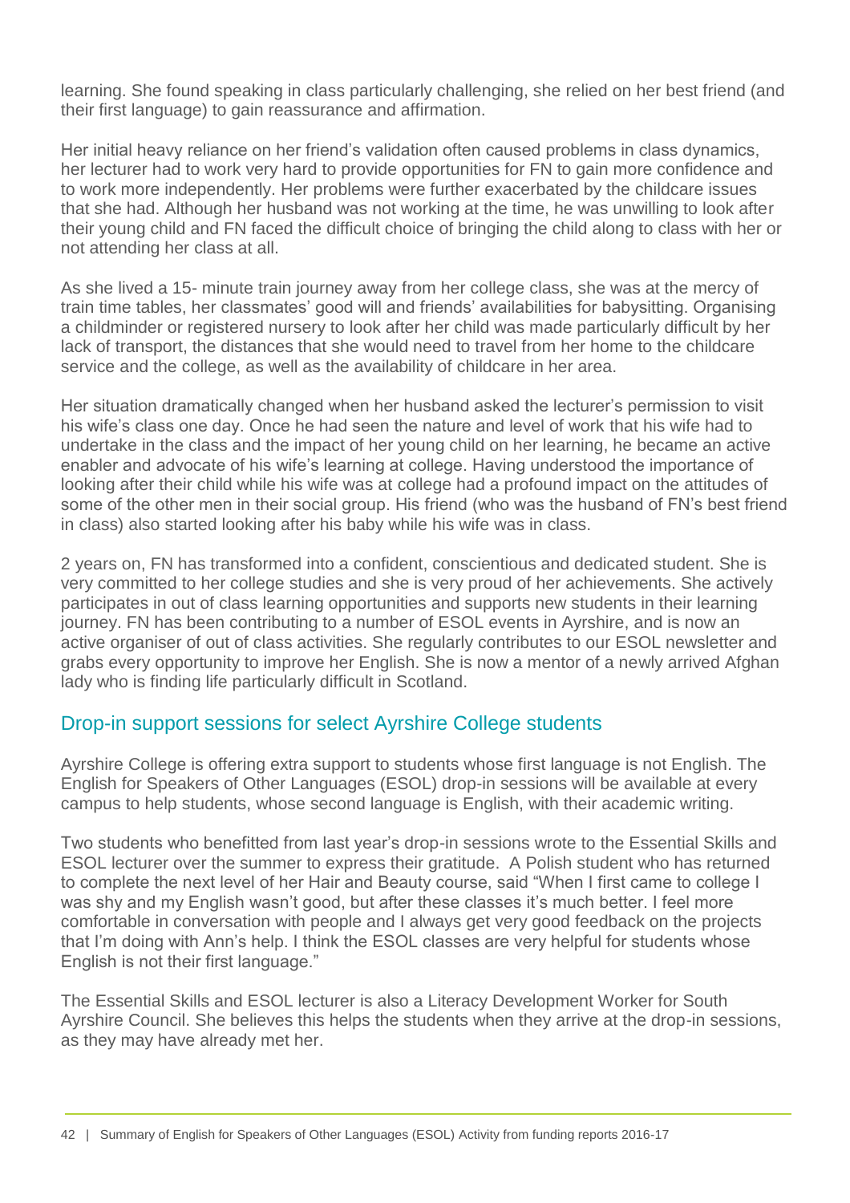learning. She found speaking in class particularly challenging, she relied on her best friend (and their first language) to gain reassurance and affirmation.

Her initial heavy reliance on her friend's validation often caused problems in class dynamics, her lecturer had to work very hard to provide opportunities for FN to gain more confidence and to work more independently. Her problems were further exacerbated by the childcare issues that she had. Although her husband was not working at the time, he was unwilling to look after their young child and FN faced the difficult choice of bringing the child along to class with her or not attending her class at all.

As she lived a 15- minute train journey away from her college class, she was at the mercy of train time tables, her classmates' good will and friends' availabilities for babysitting. Organising a childminder or registered nursery to look after her child was made particularly difficult by her lack of transport, the distances that she would need to travel from her home to the childcare service and the college, as well as the availability of childcare in her area.

Her situation dramatically changed when her husband asked the lecturer's permission to visit his wife's class one day. Once he had seen the nature and level of work that his wife had to undertake in the class and the impact of her young child on her learning, he became an active enabler and advocate of his wife's learning at college. Having understood the importance of looking after their child while his wife was at college had a profound impact on the attitudes of some of the other men in their social group. His friend (who was the husband of FN's best friend in class) also started looking after his baby while his wife was in class.

2 years on, FN has transformed into a confident, conscientious and dedicated student. She is very committed to her college studies and she is very proud of her achievements. She actively participates in out of class learning opportunities and supports new students in their learning journey. FN has been contributing to a number of ESOL events in Ayrshire, and is now an active organiser of out of class activities. She regularly contributes to our ESOL newsletter and grabs every opportunity to improve her English. She is now a mentor of a newly arrived Afghan lady who is finding life particularly difficult in Scotland.

## Drop-in support sessions for select Ayrshire College students

Ayrshire College is offering extra support to students whose first language is not English. The English for Speakers of Other Languages (ESOL) drop-in sessions will be available at every campus to help students, whose second language is English, with their academic writing.

Two students who benefitted from last year's drop-in sessions wrote to the Essential Skills and ESOL lecturer over the summer to express their gratitude. A Polish student who has returned to complete the next level of her Hair and Beauty course, said "When I first came to college I was shy and my English wasn't good, but after these classes it's much better. I feel more comfortable in conversation with people and I always get very good feedback on the projects that I'm doing with Ann's help. I think the ESOL classes are very helpful for students whose English is not their first language."

The Essential Skills and ESOL lecturer is also a Literacy Development Worker for South Ayrshire Council. She believes this helps the students when they arrive at the drop-in sessions, as they may have already met her.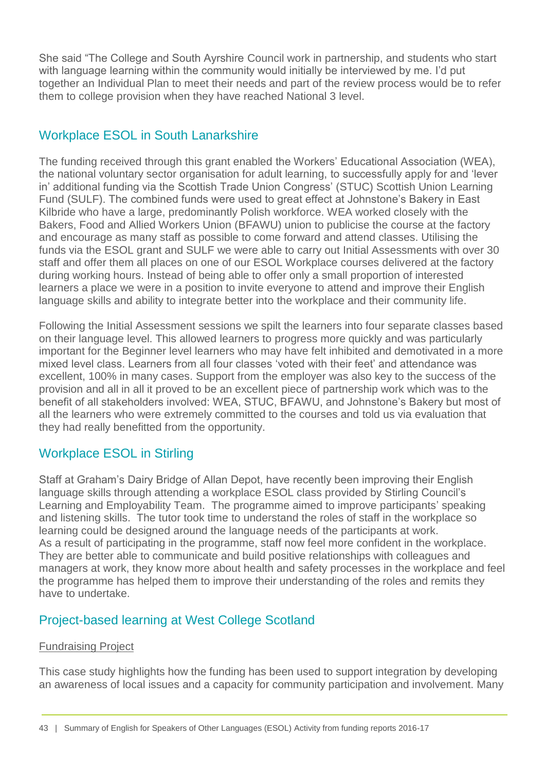She said "The College and South Ayrshire Council work in partnership, and students who start with language learning within the community would initially be interviewed by me. I'd put together an Individual Plan to meet their needs and part of the review process would be to refer them to college provision when they have reached National 3 level.

## Workplace ESOL in South Lanarkshire

The funding received through this grant enabled the Workers' Educational Association (WEA), the national voluntary sector organisation for adult learning, to successfully apply for and 'lever in' additional funding via the Scottish Trade Union Congress' (STUC) Scottish Union Learning Fund (SULF). The combined funds were used to great effect at Johnstone's Bakery in East Kilbride who have a large, predominantly Polish workforce. WEA worked closely with the Bakers, Food and Allied Workers Union (BFAWU) union to publicise the course at the factory and encourage as many staff as possible to come forward and attend classes. Utilising the funds via the ESOL grant and SULF we were able to carry out Initial Assessments with over 30 staff and offer them all places on one of our ESOL Workplace courses delivered at the factory during working hours. Instead of being able to offer only a small proportion of interested learners a place we were in a position to invite everyone to attend and improve their English language skills and ability to integrate better into the workplace and their community life.

Following the Initial Assessment sessions we spilt the learners into four separate classes based on their language level. This allowed learners to progress more quickly and was particularly important for the Beginner level learners who may have felt inhibited and demotivated in a more mixed level class. Learners from all four classes 'voted with their feet' and attendance was excellent, 100% in many cases. Support from the employer was also key to the success of the provision and all in all it proved to be an excellent piece of partnership work which was to the benefit of all stakeholders involved: WEA, STUC, BFAWU, and Johnstone's Bakery but most of all the learners who were extremely committed to the courses and told us via evaluation that they had really benefitted from the opportunity.

## Workplace ESOL in Stirling

Staff at Graham's Dairy Bridge of Allan Depot, have recently been improving their English language skills through attending a workplace ESOL class provided by Stirling Council's Learning and Employability Team. The programme aimed to improve participants' speaking and listening skills. The tutor took time to understand the roles of staff in the workplace so learning could be designed around the language needs of the participants at work.
As a result of participating in the programme, staff now feel more confident in the workplace. They are better able to communicate and build positive relationships with colleagues and managers at work, they know more about health and safety processes in the workplace and feel the programme has helped them to improve their understanding of the roles and remits they have to undertake.

## Project-based learning at West College Scotland

Fundraising Project

This case study highlights how the funding has been used to support integration by developing an awareness of local issues and a capacity for community participation and involvement. Many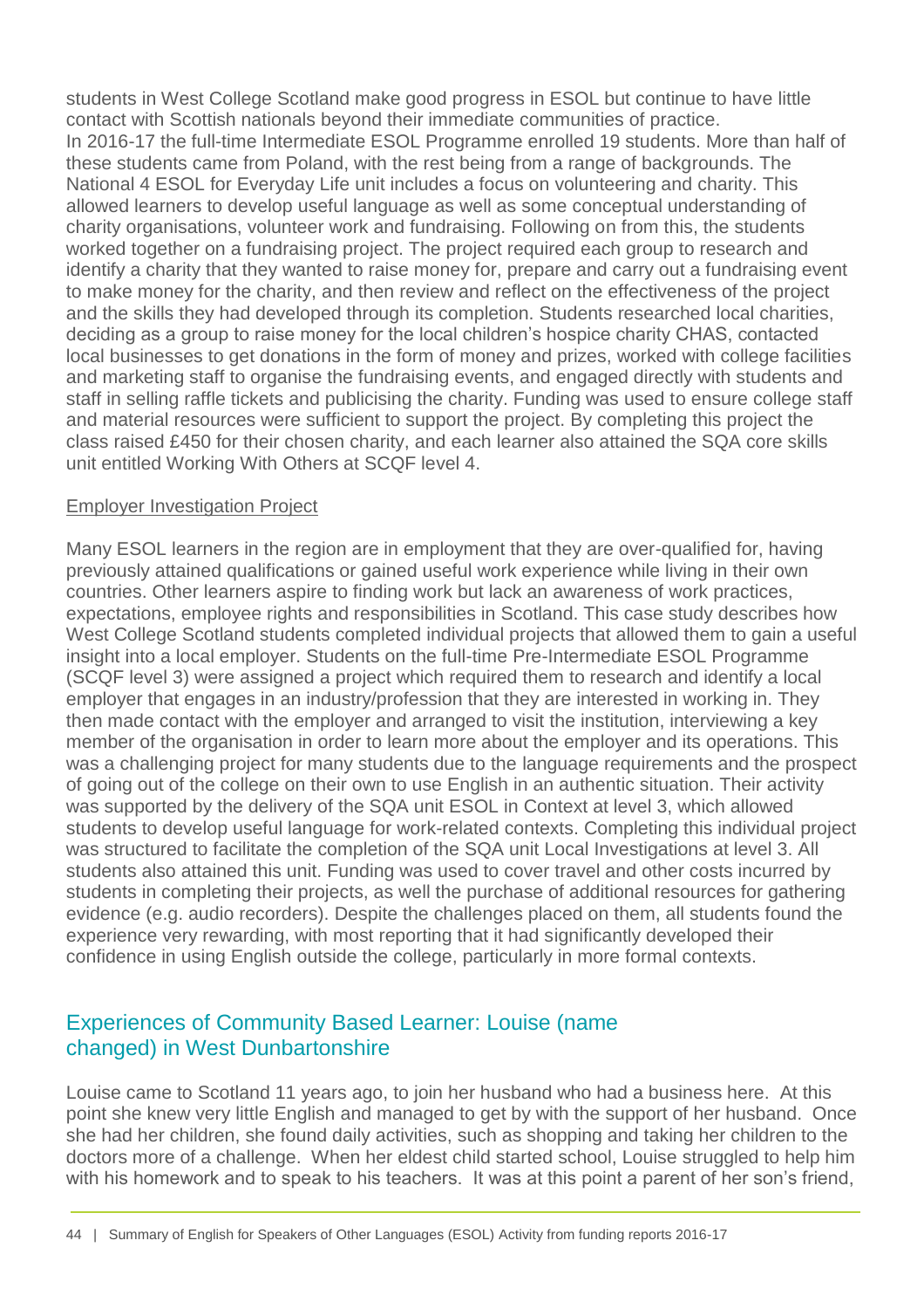students in West College Scotland make good progress in ESOL but continue to have little contact with Scottish nationals beyond their immediate communities of practice.
In 2016-17 the full-time Intermediate ESOL Programme enrolled 19 students. More than half of these students came from Poland, with the rest being from a range of backgrounds. The National 4 ESOL for Everyday Life unit includes a focus on volunteering and charity. This allowed learners to develop useful language as well as some conceptual understanding of charity organisations, volunteer work and fundraising. Following on from this, the students worked together on a fundraising project. The project required each group to research and identify a charity that they wanted to raise money for, prepare and carry out a fundraising event to make money for the charity, and then review and reflect on the effectiveness of the project and the skills they had developed through its completion. Students researched local charities, deciding as a group to raise money for the local children's hospice charity CHAS, contacted local businesses to get donations in the form of money and prizes, worked with college facilities and marketing staff to organise the fundraising events, and engaged directly with students and staff in selling raffle tickets and publicising the charity. Funding was used to ensure college staff and material resources were sufficient to support the project. By completing this project the class raised £450 for their chosen charity, and each learner also attained the SQA core skills unit entitled Working With Others at SCQF level 4.

Employer Investigation Project

Many ESOL learners in the region are in employment that they are over-qualified for, having previously attained qualifications or gained useful work experience while living in their own countries. Other learners aspire to finding work but lack an awareness of work practices, expectations, employee rights and responsibilities in Scotland. This case study describes how West College Scotland students completed individual projects that allowed them to gain a useful insight into a local employer. Students on the full-time Pre-Intermediate ESOL Programme (SCQF level 3) were assigned a project which required them to research and identify a local employer that engages in an industry/profession that they are interested in working in. They then made contact with the employer and arranged to visit the institution, interviewing a key member of the organisation in order to learn more about the employer and its operations. This was a challenging project for many students due to the language requirements and the prospect of going out of the college on their own to use English in an authentic situation. Their activity was supported by the delivery of the SQA unit ESOL in Context at level 3, which allowed students to develop useful language for work-related contexts. Completing this individual project was structured to facilitate the completion of the SQA unit Local Investigations at level 3. All students also attained this unit. Funding was used to cover travel and other costs incurred by students in completing their projects, as well the purchase of additional resources for gathering evidence (e.g. audio recorders). Despite the challenges placed on them, all students found the experience very rewarding, with most reporting that it had significantly developed their confidence in using English outside the college, particularly in more formal contexts.

## Experiences of Community Based Learner: Louise (name changed) in West Dunbartonshire

Louise came to Scotland 11 years ago, to join her husband who had a business here. At this point she knew very little English and managed to get by with the support of her husband. Once she had her children, she found daily activities, such as shopping and taking her children to the doctors more of a challenge. When her eldest child started school, Louise struggled to help him with his homework and to speak to his teachers. It was at this point a parent of her son's friend,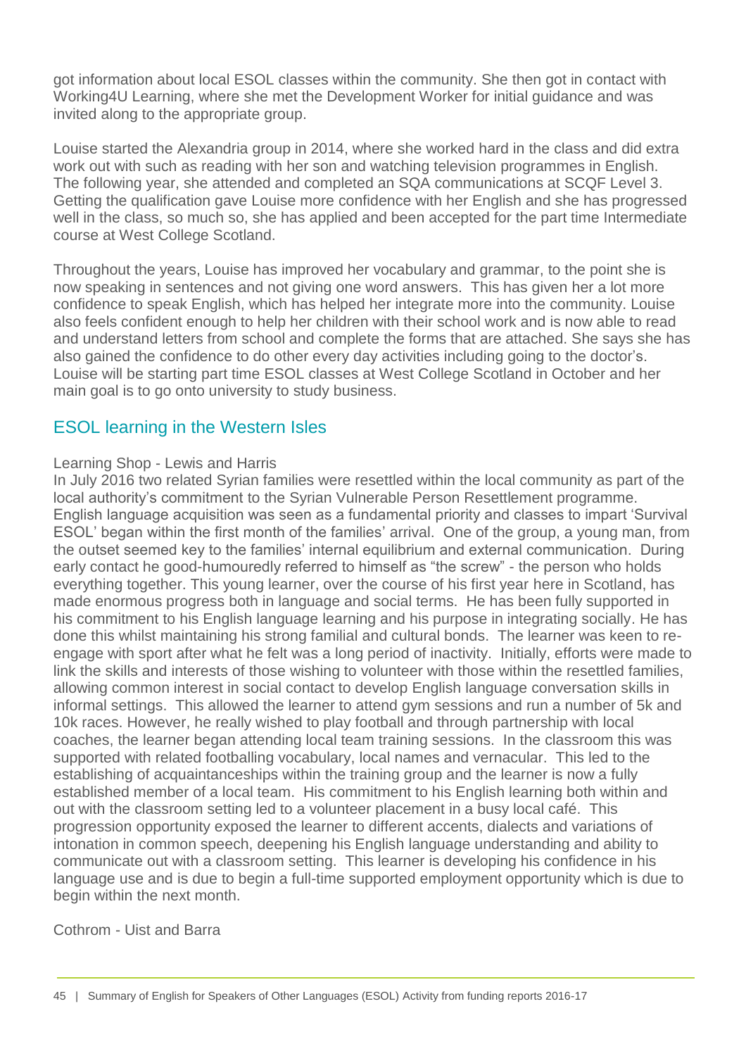got information about local ESOL classes within the community. She then got in contact with Working4U Learning, where she met the Development Worker for initial guidance and was invited along to the appropriate group.

Louise started the Alexandria group in 2014, where she worked hard in the class and did extra work out with such as reading with her son and watching television programmes in English. The following year, she attended and completed an SQA communications at SCQF Level 3. Getting the qualification gave Louise more confidence with her English and she has progressed well in the class, so much so, she has applied and been accepted for the part time Intermediate course at West College Scotland.

Throughout the years, Louise has improved her vocabulary and grammar, to the point she is now speaking in sentences and not giving one word answers. This has given her a lot more confidence to speak English, which has helped her integrate more into the community. Louise also feels confident enough to help her children with their school work and is now able to read and understand letters from school and complete the forms that are attached. She says she has also gained the confidence to do other every day activities including going to the doctor's. Louise will be starting part time ESOL classes at West College Scotland in October and her main goal is to go onto university to study business.

## ESOL learning in the Western Isles

Learning Shop - Lewis and Harris

In July 2016 two related Syrian families were resettled within the local community as part of the local authority's commitment to the Syrian Vulnerable Person Resettlement programme. English language acquisition was seen as a fundamental priority and classes to impart 'Survival ESOL' began within the first month of the families' arrival. One of the group, a young man, from the outset seemed key to the families' internal equilibrium and external communication. During early contact he good-humouredly referred to himself as "the screw" - the person who holds everything together. This young learner, over the course of his first year here in Scotland, has made enormous progress both in language and social terms. He has been fully supported in his commitment to his English language learning and his purpose in integrating socially. He has done this whilst maintaining his strong familial and cultural bonds. The learner was keen to re-engage with sport after what he felt was a long period of inactivity. Initially, efforts were made to link the skills and interests of those wishing to volunteer with those within the resettled families, allowing common interest in social contact to develop English language conversation skills in informal settings. This allowed the learner to attend gym sessions and run a number of 5k and 10k races. However, he really wished to play football and through partnership with local coaches, the learner began attending local team training sessions. In the classroom this was supported with related footballing vocabulary, local names and vernacular. This led to the establishing of acquaintanceships within the training group and the learner is now a fully established member of a local team. His commitment to his English learning both within and out with the classroom setting led to a volunteer placement in a busy local café. This progression opportunity exposed the learner to different accents, dialects and variations of intonation in common speech, deepening his English language understanding and ability to communicate out with a classroom setting. This learner is developing his confidence in his language use and is due to begin a full-time supported employment opportunity which is due to begin within the next month.

Cothrom - Uist and Barra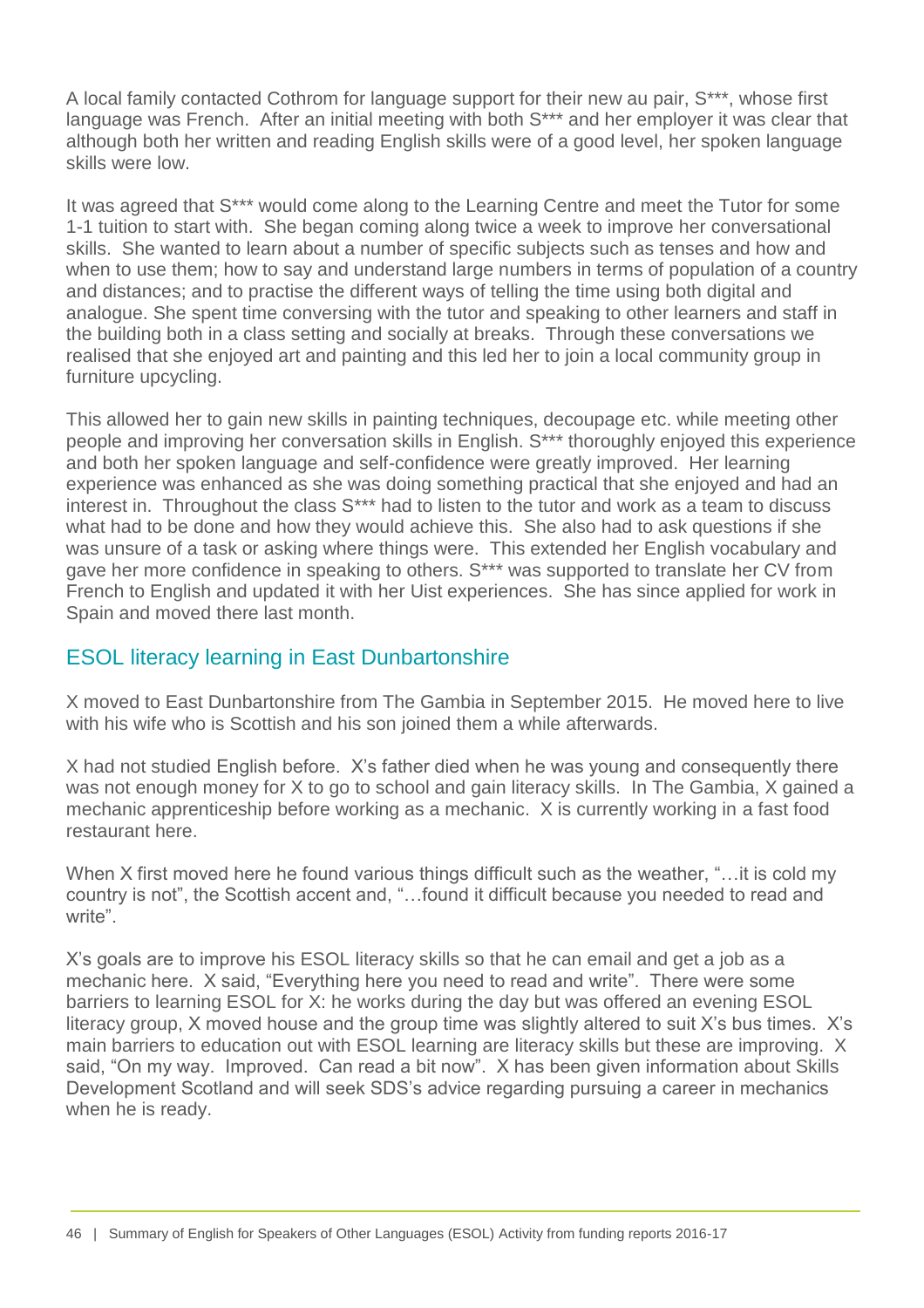A local family contacted Cothrom for language support for their new au pair, S***, whose first language was French. After an initial meeting with both S*** and her employer it was clear that although both her written and reading English skills were of a good level, her spoken language skills were low.

It was agreed that S*** would come along to the Learning Centre and meet the Tutor for some 1-1 tuition to start with. She began coming along twice a week to improve her conversational skills. She wanted to learn about a number of specific subjects such as tenses and how and when to use them; how to say and understand large numbers in terms of population of a country and distances; and to practise the different ways of telling the time using both digital and analogue. She spent time conversing with the tutor and speaking to other learners and staff in the building both in a class setting and socially at breaks. Through these conversations we realised that she enjoyed art and painting and this led her to join a local community group in furniture upcycling.

This allowed her to gain new skills in painting techniques, decoupage etc. while meeting other people and improving her conversation skills in English. S*** thoroughly enjoyed this experience and both her spoken language and self-confidence were greatly improved. Her learning experience was enhanced as she was doing something practical that she enjoyed and had an interest in. Throughout the class S*** had to listen to the tutor and work as a team to discuss what had to be done and how they would achieve this. She also had to ask questions if she was unsure of a task or asking where things were. This extended her English vocabulary and gave her more confidence in speaking to others. S*** was supported to translate her CV from French to English and updated it with her Uist experiences. She has since applied for work in Spain and moved there last month.

## ESOL literacy learning in East Dunbartonshire

X moved to East Dunbartonshire from The Gambia in September 2015. He moved here to live with his wife who is Scottish and his son joined them a while afterwards.

X had not studied English before. X's father died when he was young and consequently there was not enough money for X to go to school and gain literacy skills. In The Gambia, X gained a mechanic apprenticeship before working as a mechanic. X is currently working in a fast food restaurant here.

When X first moved here he found various things difficult such as the weather, "…it is cold my country is not", the Scottish accent and, "…found it difficult because you needed to read and write".

X's goals are to improve his ESOL literacy skills so that he can email and get a job as a mechanic here. X said, "Everything here you need to read and write". There were some barriers to learning ESOL for X: he works during the day but was offered an evening ESOL literacy group, X moved house and the group time was slightly altered to suit X's bus times. X's main barriers to education out with ESOL learning are literacy skills but these are improving. X said, "On my way. Improved. Can read a bit now". X has been given information about Skills Development Scotland and will seek SDS's advice regarding pursuing a career in mechanics when he is ready.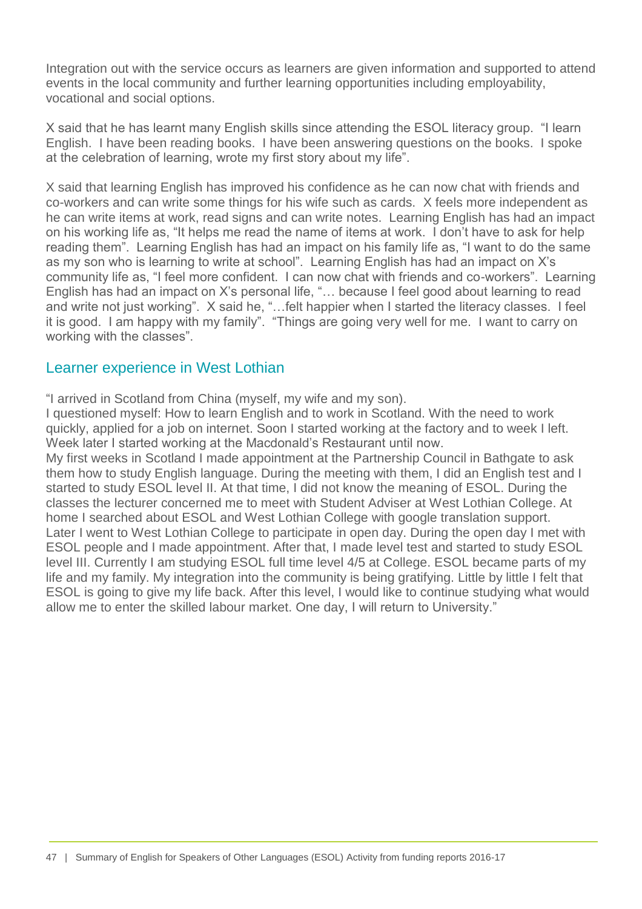Integration out with the service occurs as learners are given information and supported to attend events in the local community and further learning opportunities including employability, vocational and social options.

X said that he has learnt many English skills since attending the ESOL literacy group. "I learn English. I have been reading books. I have been answering questions on the books. I spoke at the celebration of learning, wrote my first story about my life".

X said that learning English has improved his confidence as he can now chat with friends and co-workers and can write some things for his wife such as cards. X feels more independent as he can write items at work, read signs and can write notes. Learning English has had an impact on his working life as, "It helps me read the name of items at work. I don't have to ask for help reading them". Learning English has had an impact on his family life as, "I want to do the same as my son who is learning to write at school". Learning English has had an impact on X's community life as, "I feel more confident. I can now chat with friends and co-workers". Learning English has had an impact on X's personal life, "… because I feel good about learning to read and write not just working". X said he, "…felt happier when I started the literacy classes. I feel it is good. I am happy with my family". "Things are going very well for me. I want to carry on working with the classes".

## Learner experience in West Lothian

"I arrived in Scotland from China (myself, my wife and my son).
I questioned myself: How to learn English and to work in Scotland. With the need to work quickly, applied for a job on internet. Soon I started working at the factory and to week I left. Week later I started working at the Macdonald's Restaurant until now.
My first weeks in Scotland I made appointment at the Partnership Council in Bathgate to ask them how to study English language. During the meeting with them, I did an English test and I started to study ESOL level II. At that time, I did not know the meaning of ESOL. During the classes the lecturer concerned me to meet with Student Adviser at West Lothian College. At home I searched about ESOL and West Lothian College with google translation support.
Later I went to West Lothian College to participate in open day. During the open day I met with ESOL people and I made appointment. After that, I made level test and started to study ESOL level III. Currently I am studying ESOL full time level 4/5 at College. ESOL became parts of my life and my family. My integration into the community is being gratifying. Little by little I felt that ESOL is going to give my life back. After this level, I would like to continue studying what would allow me to enter the skilled labour market. One day, I will return to University."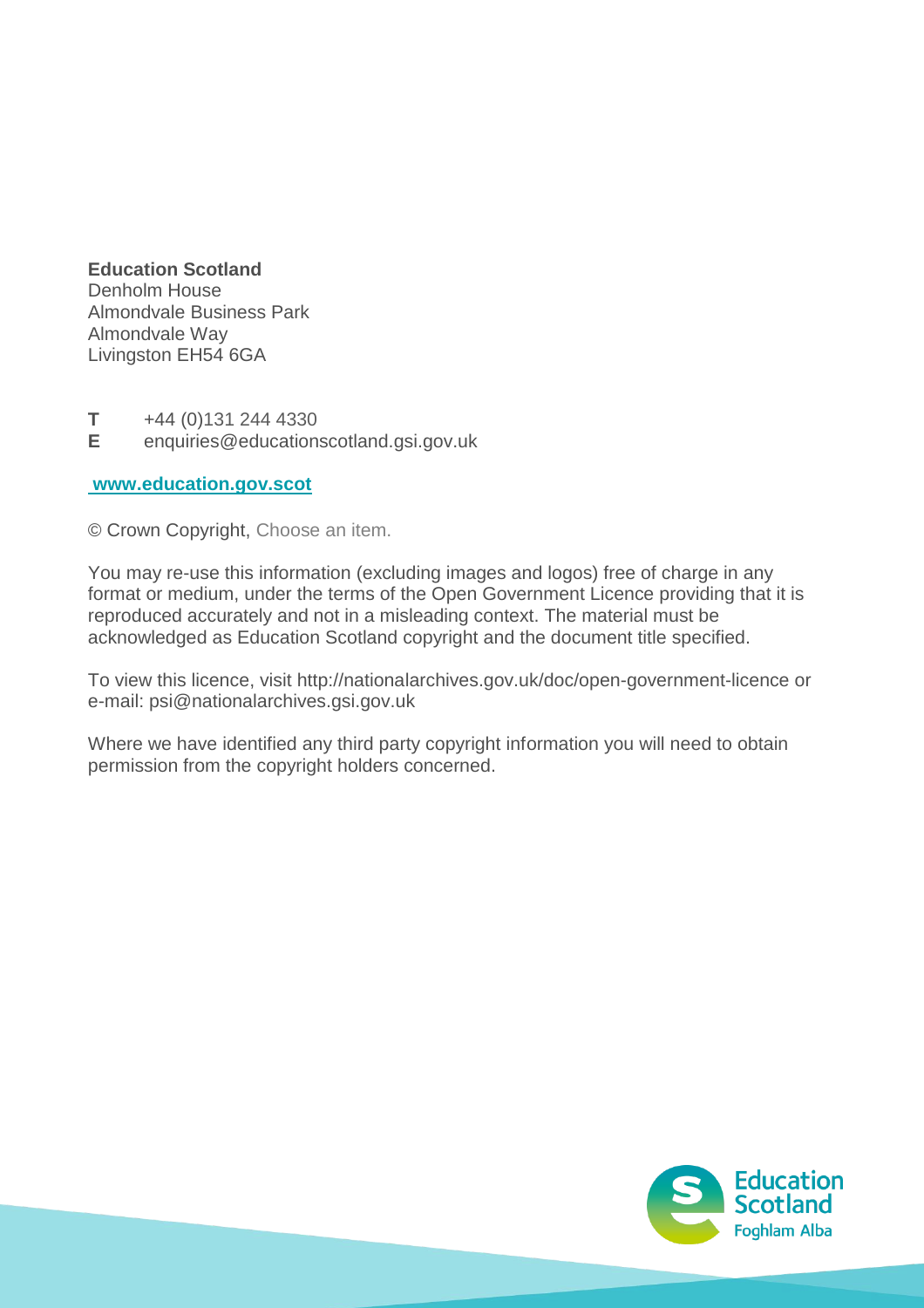**Education Scotland**
Denholm House
Almondvale Business Park
Almondvale Way
Livingston EH54 6GA

**T** +44 (0)131 244 4330
**E** enquiries@educationscotland.gsi.gov.uk

**www.education.gov.scot**

© Crown Copyright, Choose an item.

You may re-use this information (excluding images and logos) free of charge in any format or medium, under the terms of the Open Government Licence providing that it is reproduced accurately and not in a misleading context. The material must be acknowledged as Education Scotland copyright and the document title specified.

To view this licence, visit http://nationalarchives.gov.uk/doc/open-government-licence or e-mail: psi@nationalarchives.gsi.gov.uk

Where we have identified any third party copyright information you will need to obtain permission from the copyright holders concerned.

Education Scotland
Foghlam Alba